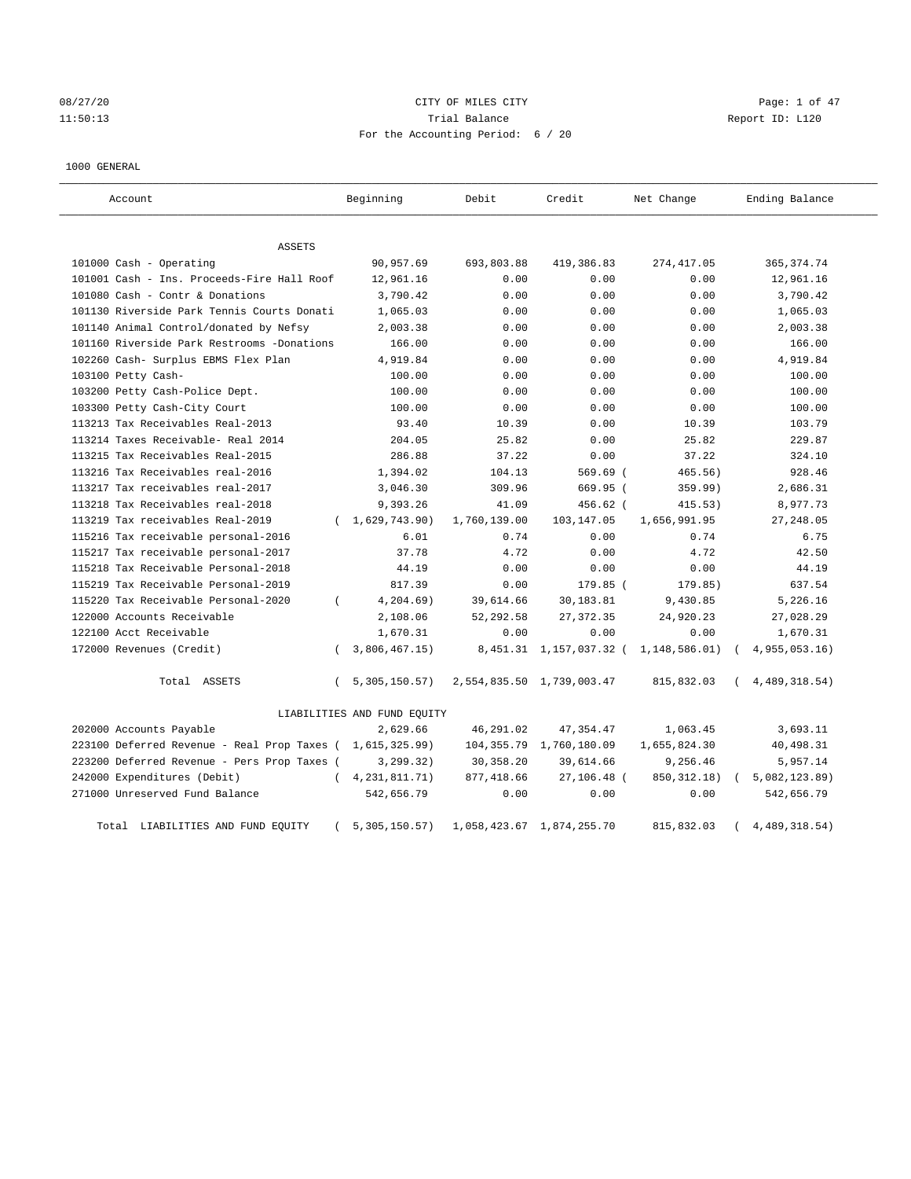CITY OF MILES CITY

Trial Balance

For the Accounting Period: 6 / 20

08/27/20 11:50:13 — Report ID: L120

1000 GENERAL

| Account | Beginning | Debit | Credit | Net Change | Ending Balance |
|---|---|---|---|---|---|
| **ASSETS** | | | | | |
| 101000 Cash - Operating | 90,957.69 | 693,803.88 | 419,386.83 | 274,417.05 | 365,374.74 |
| 101001 Cash - Ins. Proceeds-Fire Hall Roof | 12,961.16 | 0.00 | 0.00 | 0.00 | 12,961.16 |
| 101080 Cash - Contr & Donations | 3,790.42 | 0.00 | 0.00 | 0.00 | 3,790.42 |
| 101130 Riverside Park Tennis Courts Donati | 1,065.03 | 0.00 | 0.00 | 0.00 | 1,065.03 |
| 101140 Animal Control/donated by Nefsy | 2,003.38 | 0.00 | 0.00 | 0.00 | 2,003.38 |
| 101160 Riverside Park Restrooms -Donations | 166.00 | 0.00 | 0.00 | 0.00 | 166.00 |
| 102260 Cash- Surplus EBMS Flex Plan | 4,919.84 | 0.00 | 0.00 | 0.00 | 4,919.84 |
| 103100 Petty Cash- | 100.00 | 0.00 | 0.00 | 0.00 | 100.00 |
| 103200 Petty Cash-Police Dept. | 100.00 | 0.00 | 0.00 | 0.00 | 100.00 |
| 103300 Petty Cash-City Court | 100.00 | 0.00 | 0.00 | 0.00 | 100.00 |
| 113213 Tax Receivables Real-2013 | 93.40 | 10.39 | 0.00 | 10.39 | 103.79 |
| 113214 Taxes Receivable- Real 2014 | 204.05 | 25.82 | 0.00 | 25.82 | 229.87 |
| 113215 Tax Receivables Real-2015 | 286.88 | 37.22 | 0.00 | 37.22 | 324.10 |
| 113216 Tax Receivables real-2016 | 1,394.02 | 104.13 | 569.69 | ( 465.56) | 928.46 |
| 113217 Tax receivables real-2017 | 3,046.30 | 309.96 | 669.95 | ( 359.99) | 2,686.31 |
| 113218 Tax Receivables real-2018 | 9,393.26 | 41.09 | 456.62 | ( 415.53) | 8,977.73 |
| 113219 Tax receivables Real-2019 | ( 1,629,743.90) | 1,760,139.00 | 103,147.05 | 1,656,991.95 | 27,248.05 |
| 115216 Tax receivable personal-2016 | 6.01 | 0.74 | 0.00 | 0.74 | 6.75 |
| 115217 Tax receivable personal-2017 | 37.78 | 4.72 | 0.00 | 4.72 | 42.50 |
| 115218 Tax Receivable Personal-2018 | 44.19 | 0.00 | 0.00 | 0.00 | 44.19 |
| 115219 Tax Receivable Personal-2019 | 817.39 | 0.00 | 179.85 | ( 179.85) | 637.54 |
| 115220 Tax Receivable Personal-2020 | ( 4,204.69) | 39,614.66 | 30,183.81 | 9,430.85 | 5,226.16 |
| 122000 Accounts Receivable | 2,108.06 | 52,292.58 | 27,372.35 | 24,920.23 | 27,028.29 |
| 122100 Acct Receivable | 1,670.31 | 0.00 | 0.00 | 0.00 | 1,670.31 |
| 172000 Revenues (Credit) | ( 3,806,467.15) | 8,451.31 | 1,157,037.32 | ( 1,148,586.01) | ( 4,955,053.16) |
| Total ASSETS | ( 5,305,150.57) | 2,554,835.50 | 1,739,003.47 | 815,832.03 | ( 4,489,318.54) |
| **LIABILITIES AND FUND EQUITY** | | | | | |
| 202000 Accounts Payable | 2,629.66 | 46,291.02 | 47,354.47 | 1,063.45 | 3,693.11 |
| 223100 Deferred Revenue - Real Prop Taxes | ( 1,615,325.99) | 104,355.79 | 1,760,180.09 | 1,655,824.30 | 40,498.31 |
| 223200 Deferred Revenue - Pers Prop Taxes | ( 3,299.32) | 30,358.20 | 39,614.66 | 9,256.46 | 5,957.14 |
| 242000 Expenditures (Debit) | ( 4,231,811.71) | 877,418.66 | 27,106.48 | ( 850,312.18) | ( 5,082,123.89) |
| 271000 Unreserved Fund Balance | 542,656.79 | 0.00 | 0.00 | 0.00 | 542,656.79 |
| Total LIABILITIES AND FUND EQUITY | ( 5,305,150.57) | 1,058,423.67 | 1,874,255.70 | 815,832.03 | ( 4,489,318.54) |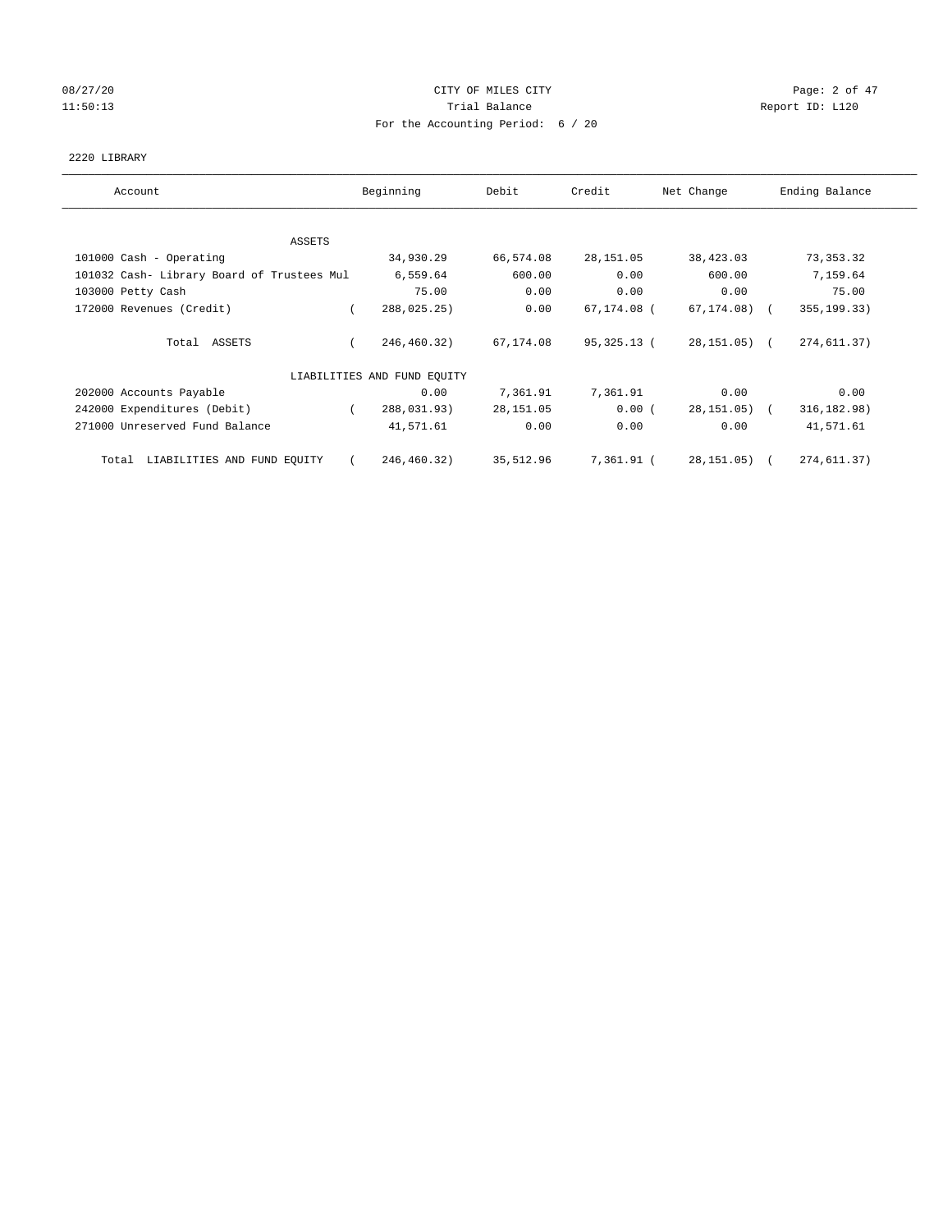CITY OF MILES CITY

Trial Balance

For the Accounting Period: 6 / 20

08/27/20 11:50:13 — Report ID: L120

2220 LIBRARY

| Account | Beginning | Debit | Credit | Net Change | Ending Balance |
|---|---|---|---|---|---|
| **ASSETS** | | | | | |
| 101000 Cash - Operating | 34,930.29 | 66,574.08 | 28,151.05 | 38,423.03 | 73,353.32 |
| 101032 Cash- Library Board of Trustees Mul | 6,559.64 | 600.00 | 0.00 | 600.00 | 7,159.64 |
| 103000 Petty Cash | 75.00 | 0.00 | 0.00 | 0.00 | 75.00 |
| 172000 Revenues (Credit) | ( 288,025.25) | 0.00 | 67,174.08 | ( 67,174.08) | ( 355,199.33) |
| Total ASSETS | ( 246,460.32) | 67,174.08 | 95,325.13 | ( 28,151.05) | ( 274,611.37) |
| **LIABILITIES AND FUND EQUITY** | | | | | |
| 202000 Accounts Payable | 0.00 | 7,361.91 | 7,361.91 | 0.00 | 0.00 |
| 242000 Expenditures (Debit) | ( 288,031.93) | 28,151.05 | 0.00 | ( 28,151.05) | ( 316,182.98) |
| 271000 Unreserved Fund Balance | 41,571.61 | 0.00 | 0.00 | 0.00 | 41,571.61 |
| Total LIABILITIES AND FUND EQUITY | ( 246,460.32) | 35,512.96 | 7,361.91 | ( 28,151.05) | ( 274,611.37) |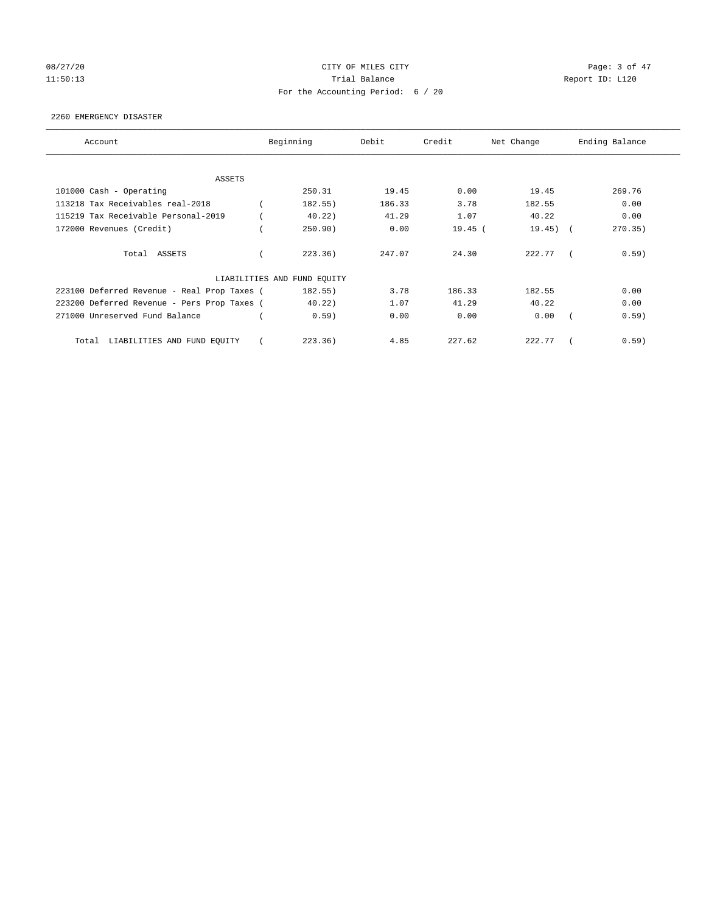CITY OF MILES CITY
Trial Balance
For the Accounting Period: 6 / 20

08/27/20
11:50:13

Report ID: L120

2260 EMERGENCY DISASTER

| Account | Beginning | Debit | Credit | Net Change | Ending Balance |
|---|---|---|---|---|---|
| ASSETS | | | | | |
| 101000 Cash - Operating | 250.31 | 19.45 | 0.00 | 19.45 | 269.76 |
| 113218 Tax Receivables real-2018 | ( 182.55) | 186.33 | 3.78 | 182.55 | 0.00 |
| 115219 Tax Receivable Personal-2019 | ( 40.22) | 41.29 | 1.07 | 40.22 | 0.00 |
| 172000 Revenues (Credit) | ( 250.90) | 0.00 | 19.45 | ( 19.45) | ( 270.35) |
| Total ASSETS | ( 223.36) | 247.07 | 24.30 | 222.77 | ( 0.59) |
| LIABILITIES AND FUND EQUITY | | | | | |
| 223100 Deferred Revenue - Real Prop Taxes | ( 182.55) | 3.78 | 186.33 | 182.55 | 0.00 |
| 223200 Deferred Revenue - Pers Prop Taxes | ( 40.22) | 1.07 | 41.29 | 40.22 | 0.00 |
| 271000 Unreserved Fund Balance | ( 0.59) | 0.00 | 0.00 | 0.00 | ( 0.59) |
| Total LIABILITIES AND FUND EQUITY | ( 223.36) | 4.85 | 227.62 | 222.77 | ( 0.59) |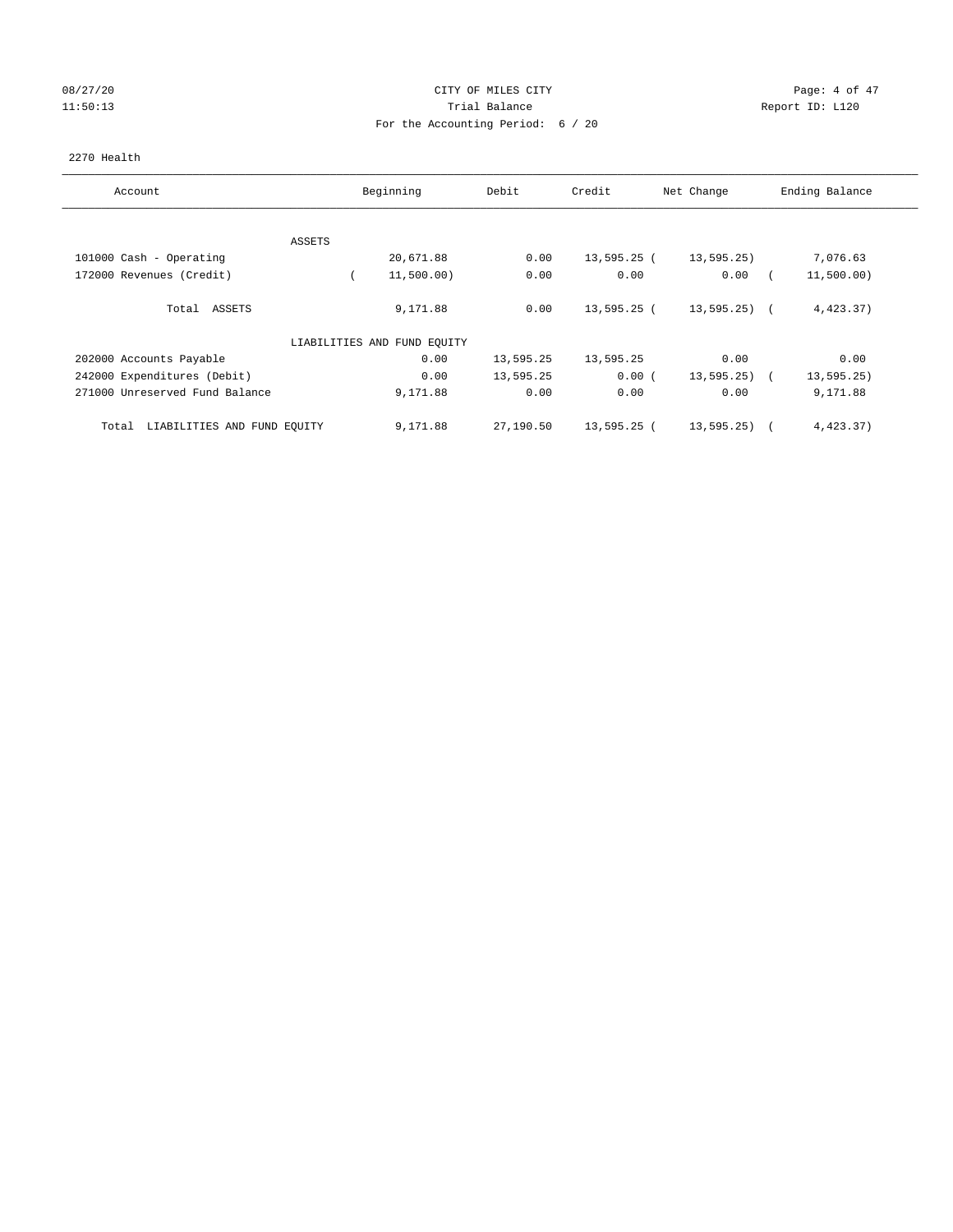CITY OF MILES CITY

Trial Balance

For the Accounting Period: 6 / 20

08/27/20
11:50:13

Report ID: L120

2270 Health

| Account | Beginning | Debit | Credit | Net Change | Ending Balance |
|---|---|---|---|---|---|
| ASSETS | | | | | |
| 101000 Cash - Operating | 20,671.88 | 0.00 | 13,595.25 | ( 13,595.25) | 7,076.63 |
| 172000 Revenues (Credit) | ( 11,500.00) | 0.00 | 0.00 | 0.00 | ( 11,500.00) |
| Total ASSETS | 9,171.88 | 0.00 | 13,595.25 | ( 13,595.25) | ( 4,423.37) |
| LIABILITIES AND FUND EQUITY | | | | | |
| 202000 Accounts Payable | 0.00 | 13,595.25 | 13,595.25 | 0.00 | 0.00 |
| 242000 Expenditures (Debit) | 0.00 | 13,595.25 | 0.00 | ( 13,595.25) | ( 13,595.25) |
| 271000 Unreserved Fund Balance | 9,171.88 | 0.00 | 0.00 | 0.00 | 9,171.88 |
| Total LIABILITIES AND FUND EQUITY | 9,171.88 | 27,190.50 | 13,595.25 | ( 13,595.25) | ( 4,423.37) |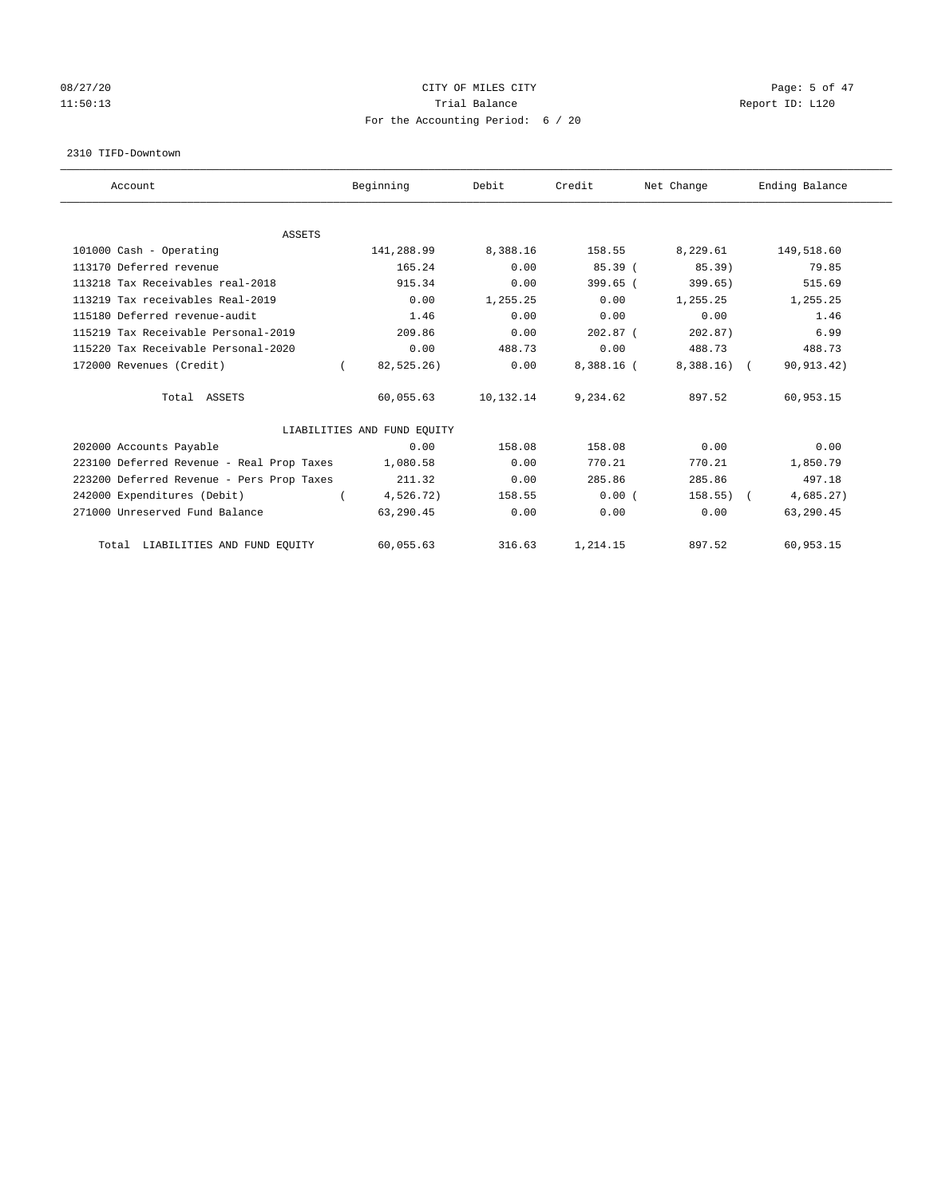CITY OF MILES CITY

Trial Balance

For the Accounting Period: 6 / 20

2310 TIFD-Downtown

| Account | Beginning | Debit | Credit | Net Change | Ending Balance |
|---|---|---|---|---|---|
| ASSETS | | | | | |
| 101000 Cash - Operating | 141,288.99 | 8,388.16 | 158.55 | 8,229.61 | 149,518.60 |
| 113170 Deferred revenue | 165.24 | 0.00 | 85.39 | ( 85.39) | 79.85 |
| 113218 Tax Receivables real-2018 | 915.34 | 0.00 | 399.65 | ( 399.65) | 515.69 |
| 113219 Tax receivables Real-2019 | 0.00 | 1,255.25 | 0.00 | 1,255.25 | 1,255.25 |
| 115180 Deferred revenue-audit | 1.46 | 0.00 | 0.00 | 0.00 | 1.46 |
| 115219 Tax Receivable Personal-2019 | 209.86 | 0.00 | 202.87 | ( 202.87) | 6.99 |
| 115220 Tax Receivable Personal-2020 | 0.00 | 488.73 | 0.00 | 488.73 | 488.73 |
| 172000 Revenues (Credit) | ( 82,525.26) | 0.00 | 8,388.16 | ( 8,388.16) | ( 90,913.42) |
| Total ASSETS | 60,055.63 | 10,132.14 | 9,234.62 | 897.52 | 60,953.15 |
| LIABILITIES AND FUND EQUITY | | | | | |
| 202000 Accounts Payable | 0.00 | 158.08 | 158.08 | 0.00 | 0.00 |
| 223100 Deferred Revenue - Real Prop Taxes | 1,080.58 | 0.00 | 770.21 | 770.21 | 1,850.79 |
| 223200 Deferred Revenue - Pers Prop Taxes | 211.32 | 0.00 | 285.86 | 285.86 | 497.18 |
| 242000 Expenditures (Debit) | ( 4,526.72) | 158.55 | 0.00 | ( 158.55) | ( 4,685.27) |
| 271000 Unreserved Fund Balance | 63,290.45 | 0.00 | 0.00 | 0.00 | 63,290.45 |
| Total LIABILITIES AND FUND EQUITY | 60,055.63 | 316.63 | 1,214.15 | 897.52 | 60,953.15 |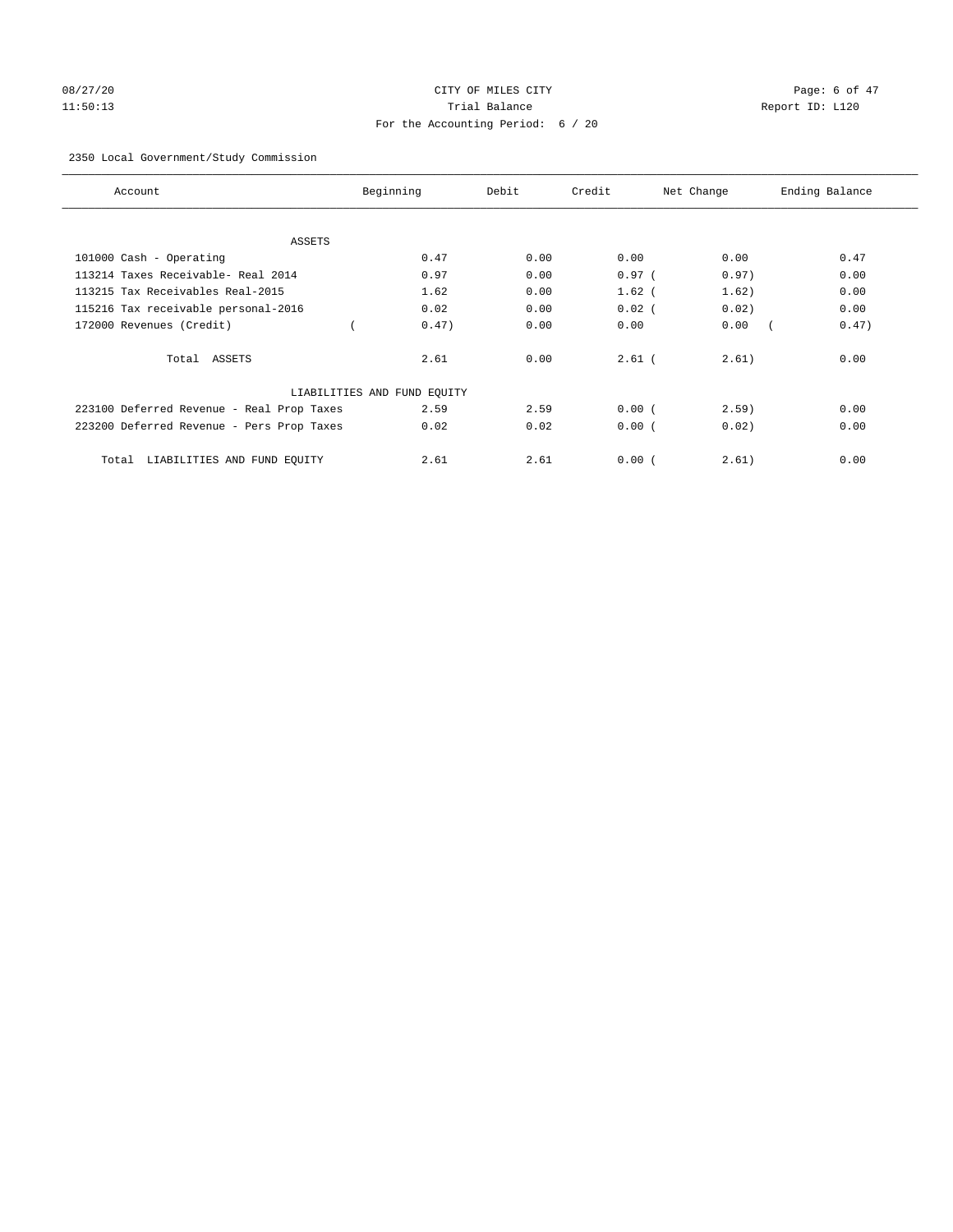CITY OF MILES CITY
Trial Balance
For the Accounting Period: 6 / 20

08/27/20
11:50:13

Report ID: L120

2350 Local Government/Study Commission

| Account | Beginning | Debit | Credit | Net Change | Ending Balance |
|---|---|---|---|---|---|
| ASSETS | | | | | |
| 101000 Cash - Operating | 0.47 | 0.00 | 0.00 | 0.00 | 0.47 |
| 113214 Taxes Receivable- Real 2014 | 0.97 | 0.00 | 0.97 | (0.97) | 0.00 |
| 113215 Tax Receivables Real-2015 | 1.62 | 0.00 | 1.62 | (1.62) | 0.00 |
| 115216 Tax receivable personal-2016 | 0.02 | 0.00 | 0.02 | (0.02) | 0.00 |
| 172000 Revenues (Credit) | (0.47) | 0.00 | 0.00 | 0.00 | (0.47) |
| Total ASSETS | 2.61 | 0.00 | 2.61 | (2.61) | 0.00 |
| LIABILITIES AND FUND EQUITY | | | | | |
| 223100 Deferred Revenue - Real Prop Taxes | 2.59 | 2.59 | 0.00 | (2.59) | 0.00 |
| 223200 Deferred Revenue - Pers Prop Taxes | 0.02 | 0.02 | 0.00 | (0.02) | 0.00 |
| Total LIABILITIES AND FUND EQUITY | 2.61 | 2.61 | 0.00 | (2.61) | 0.00 |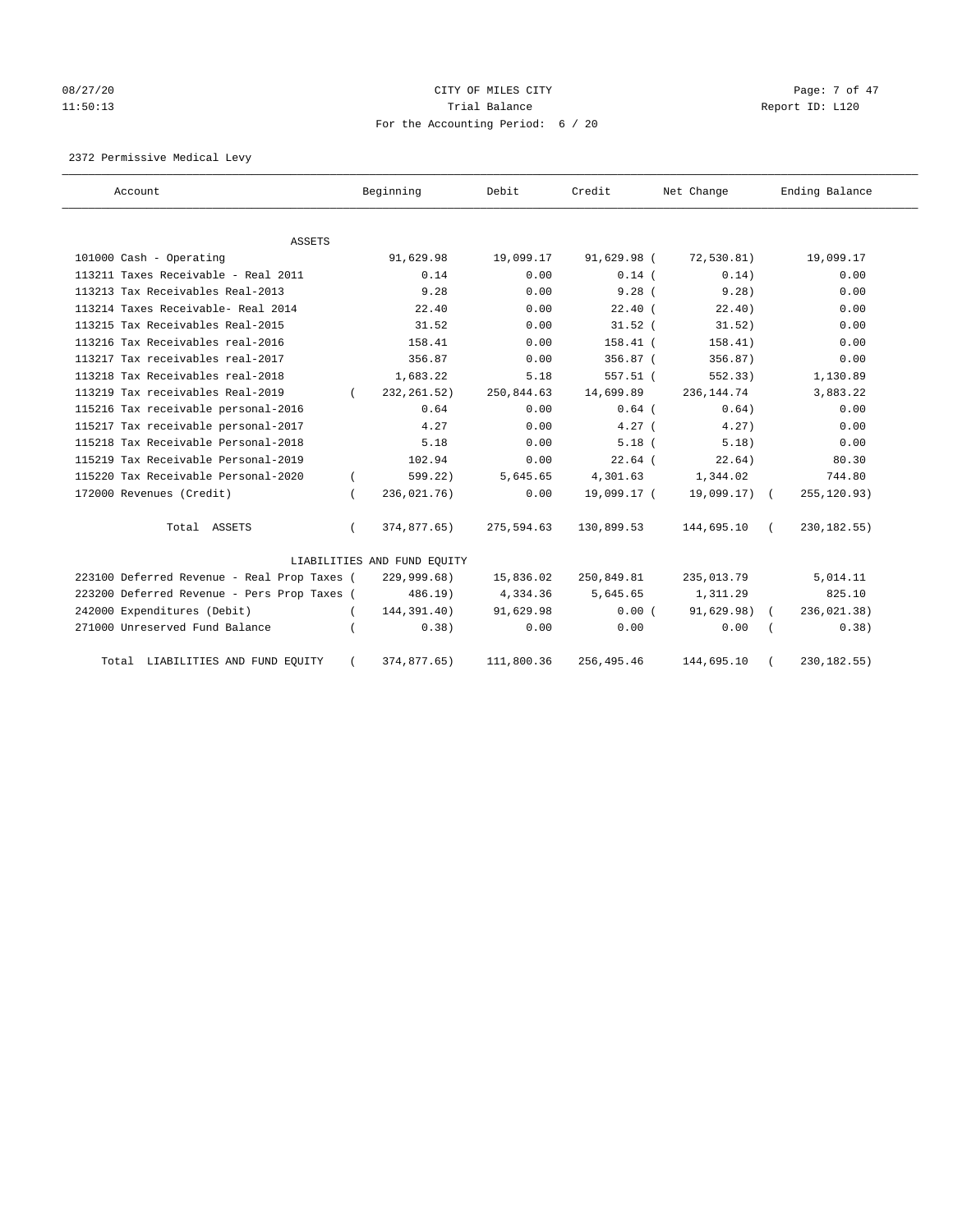CITY OF MILES CITY

Trial Balance

For the Accounting Period: 6 / 20

08/27/20 11:50:13 — Report ID: L120

2372 Permissive Medical Levy

| Account | Beginning | Debit | Credit | Net Change | Ending Balance |
|---|---|---|---|---|---|
| **ASSETS** | | | | | |
| 101000 Cash - Operating | 91,629.98 | 19,099.17 | 91,629.98 | ( 72,530.81) | 19,099.17 |
| 113211 Taxes Receivable - Real 2011 | 0.14 | 0.00 | 0.14 | ( 0.14) | 0.00 |
| 113213 Tax Receivables Real-2013 | 9.28 | 0.00 | 9.28 | ( 9.28) | 0.00 |
| 113214 Taxes Receivable- Real 2014 | 22.40 | 0.00 | 22.40 | ( 22.40) | 0.00 |
| 113215 Tax Receivables Real-2015 | 31.52 | 0.00 | 31.52 | ( 31.52) | 0.00 |
| 113216 Tax Receivables real-2016 | 158.41 | 0.00 | 158.41 | ( 158.41) | 0.00 |
| 113217 Tax receivables real-2017 | 356.87 | 0.00 | 356.87 | ( 356.87) | 0.00 |
| 113218 Tax Receivables real-2018 | 1,683.22 | 5.18 | 557.51 | ( 552.33) | 1,130.89 |
| 113219 Tax receivables Real-2019 | ( 232,261.52) | 250,844.63 | 14,699.89 | 236,144.74 | 3,883.22 |
| 115216 Tax receivable personal-2016 | 0.64 | 0.00 | 0.64 | ( 0.64) | 0.00 |
| 115217 Tax receivable personal-2017 | 4.27 | 0.00 | 4.27 | ( 4.27) | 0.00 |
| 115218 Tax Receivable Personal-2018 | 5.18 | 0.00 | 5.18 | ( 5.18) | 0.00 |
| 115219 Tax Receivable Personal-2019 | 102.94 | 0.00 | 22.64 | ( 22.64) | 80.30 |
| 115220 Tax Receivable Personal-2020 | ( 599.22) | 5,645.65 | 4,301.63 | 1,344.02 | 744.80 |
| 172000 Revenues (Credit) | ( 236,021.76) | 0.00 | 19,099.17 | ( 19,099.17) | ( 255,120.93) |
| Total ASSETS | ( 374,877.65) | 275,594.63 | 130,899.53 | 144,695.10 | ( 230,182.55) |
| **LIABILITIES AND FUND EQUITY** | | | | | |
| 223100 Deferred Revenue - Real Prop Taxes | ( 229,999.68) | 15,836.02 | 250,849.81 | 235,013.79 | 5,014.11 |
| 223200 Deferred Revenue - Pers Prop Taxes | ( 486.19) | 4,334.36 | 5,645.65 | 1,311.29 | 825.10 |
| 242000 Expenditures (Debit) | ( 144,391.40) | 91,629.98 | 0.00 | ( 91,629.98) | ( 236,021.38) |
| 271000 Unreserved Fund Balance | ( 0.38) | 0.00 | 0.00 | 0.00 | ( 0.38) |
| Total LIABILITIES AND FUND EQUITY | ( 374,877.65) | 111,800.36 | 256,495.46 | 144,695.10 | ( 230,182.55) |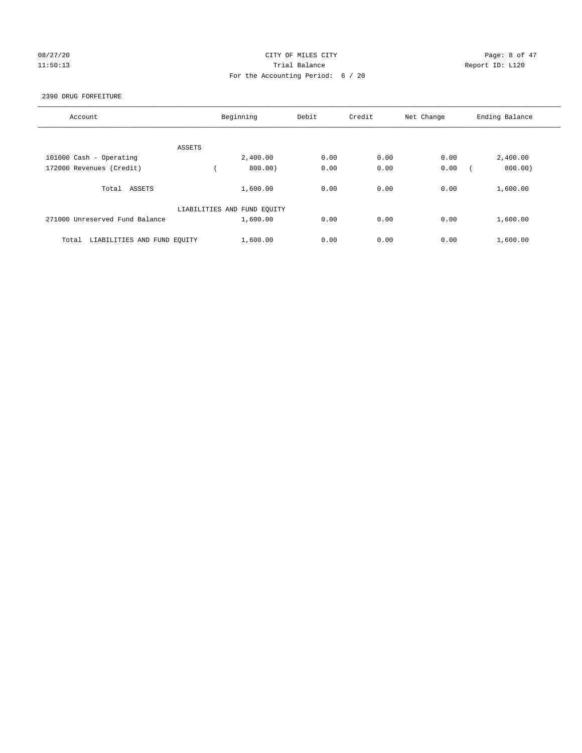CITY OF MILES CITY
Trial Balance
For the Accounting Period: 6 / 20

08/27/20
11:50:13

Report ID: L120

2390 DRUG FORFEITURE

| Account | Beginning | Debit | Credit | Net Change | Ending Balance |
|---|---|---|---|---|---|
| ASSETS | | | | | |
| 101000 Cash - Operating | 2,400.00 | 0.00 | 0.00 | 0.00 | 2,400.00 |
| 172000 Revenues (Credit) | ( 800.00) | 0.00 | 0.00 | 0.00 | ( 800.00) |
| Total ASSETS | 1,600.00 | 0.00 | 0.00 | 0.00 | 1,600.00 |
| LIABILITIES AND FUND EQUITY | | | | | |
| 271000 Unreserved Fund Balance | 1,600.00 | 0.00 | 0.00 | 0.00 | 1,600.00 |
| Total LIABILITIES AND FUND EQUITY | 1,600.00 | 0.00 | 0.00 | 0.00 | 1,600.00 |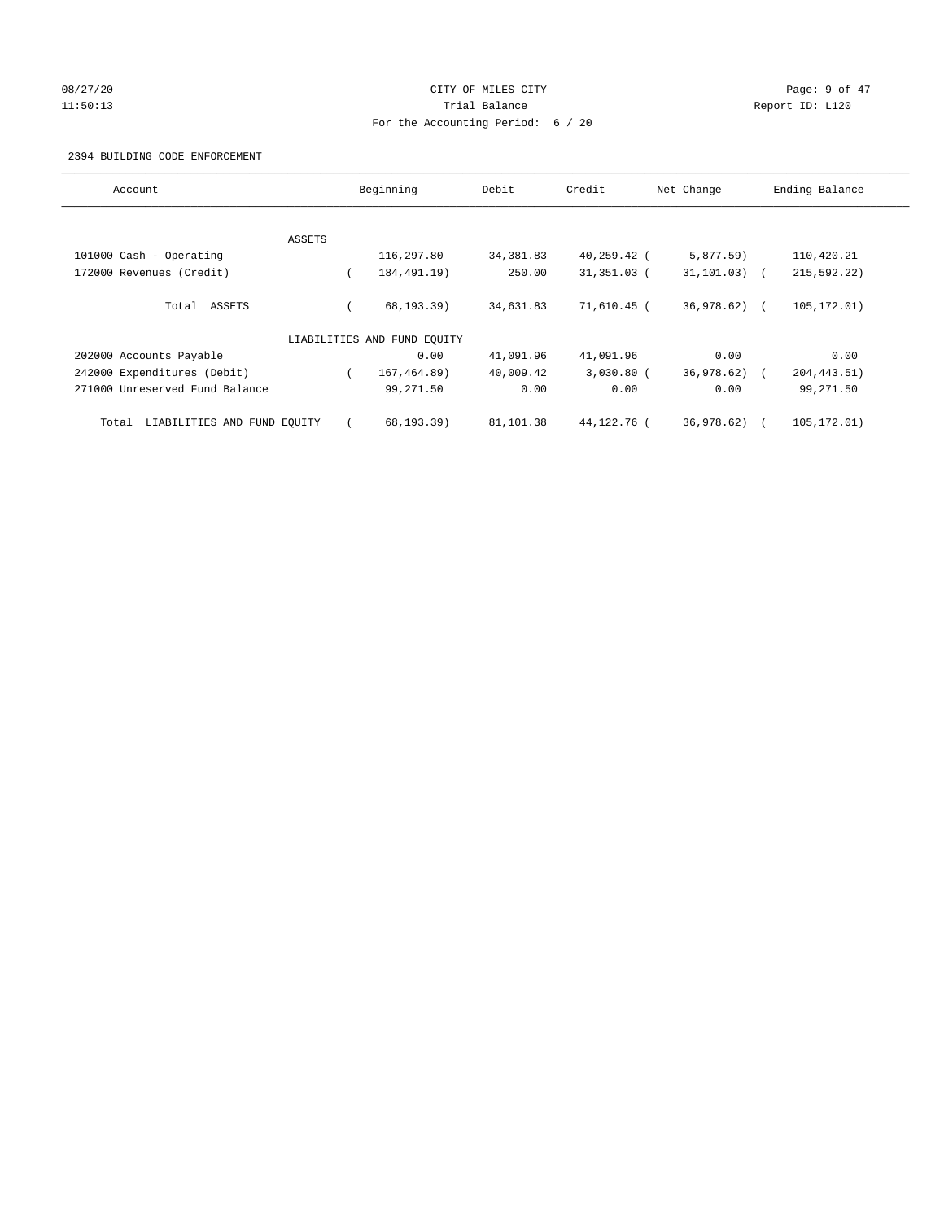CITY OF MILES CITY

Trial Balance

For the Accounting Period: 6 / 20

08/27/20 11:50:13 — Report ID: L120

2394 BUILDING CODE ENFORCEMENT

| Account | Beginning | Debit | Credit | Net Change | Ending Balance |
|---|---|---|---|---|---|
| ASSETS | | | | | |
| 101000 Cash - Operating | 116,297.80 | 34,381.83 | 40,259.42 | ( 5,877.59) | 110,420.21 |
| 172000 Revenues (Credit) | ( 184,491.19) | 250.00 | 31,351.03 | ( 31,101.03) | ( 215,592.22) |
| Total ASSETS | ( 68,193.39) | 34,631.83 | 71,610.45 | ( 36,978.62) | ( 105,172.01) |
| LIABILITIES AND FUND EQUITY | | | | | |
| 202000 Accounts Payable | 0.00 | 41,091.96 | 41,091.96 | 0.00 | 0.00 |
| 242000 Expenditures (Debit) | ( 167,464.89) | 40,009.42 | 3,030.80 | ( 36,978.62) | ( 204,443.51) |
| 271000 Unreserved Fund Balance | 99,271.50 | 0.00 | 0.00 | 0.00 | 99,271.50 |
| Total LIABILITIES AND FUND EQUITY | ( 68,193.39) | 81,101.38 | 44,122.76 | ( 36,978.62) | ( 105,172.01) |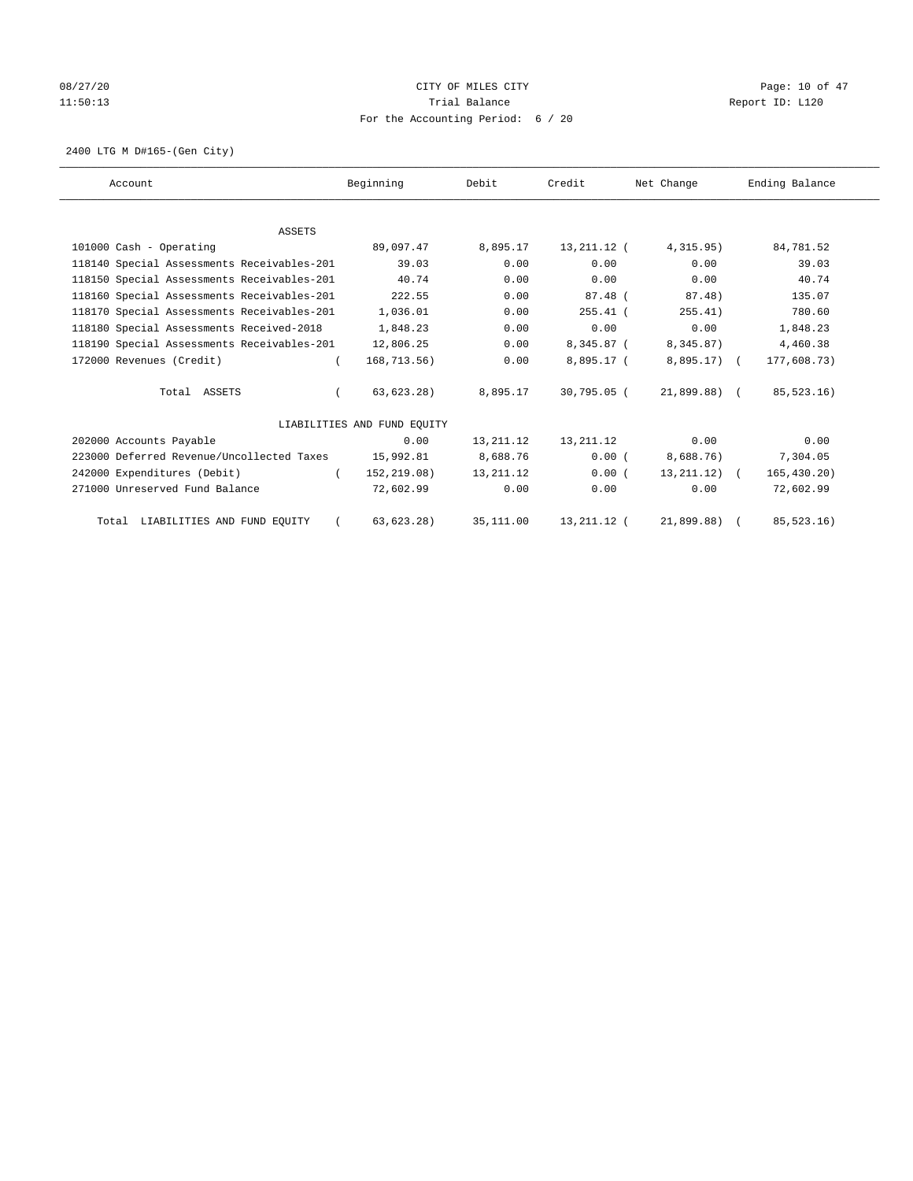CITY OF MILES CITY

Trial Balance

For the Accounting Period: 6 / 20

08/27/20 11:50:13 — Report ID: L120

2400 LTG M D#165-(Gen City)

| Account | Beginning | Debit | Credit | Net Change | Ending Balance |
|---|---|---|---|---|---|
| ASSETS | | | | | |
| 101000 Cash - Operating | 89,097.47 | 8,895.17 | 13,211.12 | ( 4,315.95) | 84,781.52 |
| 118140 Special Assessments Receivables-201 | 39.03 | 0.00 | 0.00 | 0.00 | 39.03 |
| 118150 Special Assessments Receivables-201 | 40.74 | 0.00 | 0.00 | 0.00 | 40.74 |
| 118160 Special Assessments Receivables-201 | 222.55 | 0.00 | 87.48 | ( 87.48) | 135.07 |
| 118170 Special Assessments Receivables-201 | 1,036.01 | 0.00 | 255.41 | ( 255.41) | 780.60 |
| 118180 Special Assessments Received-2018 | 1,848.23 | 0.00 | 0.00 | 0.00 | 1,848.23 |
| 118190 Special Assessments Receivables-201 | 12,806.25 | 0.00 | 8,345.87 | ( 8,345.87) | 4,460.38 |
| 172000 Revenues (Credit) | ( 168,713.56) | 0.00 | 8,895.17 | ( 8,895.17) | ( 177,608.73) |
| Total ASSETS | ( 63,623.28) | 8,895.17 | 30,795.05 | ( 21,899.88) | ( 85,523.16) |
| LIABILITIES AND FUND EQUITY | | | | | |
| 202000 Accounts Payable | 0.00 | 13,211.12 | 13,211.12 | 0.00 | 0.00 |
| 223000 Deferred Revenue/Uncollected Taxes | 15,992.81 | 8,688.76 | 0.00 | ( 8,688.76) | 7,304.05 |
| 242000 Expenditures (Debit) | ( 152,219.08) | 13,211.12 | 0.00 | ( 13,211.12) | ( 165,430.20) |
| 271000 Unreserved Fund Balance | 72,602.99 | 0.00 | 0.00 | 0.00 | 72,602.99 |
| Total LIABILITIES AND FUND EQUITY | ( 63,623.28) | 35,111.00 | 13,211.12 | ( 21,899.88) | ( 85,523.16) |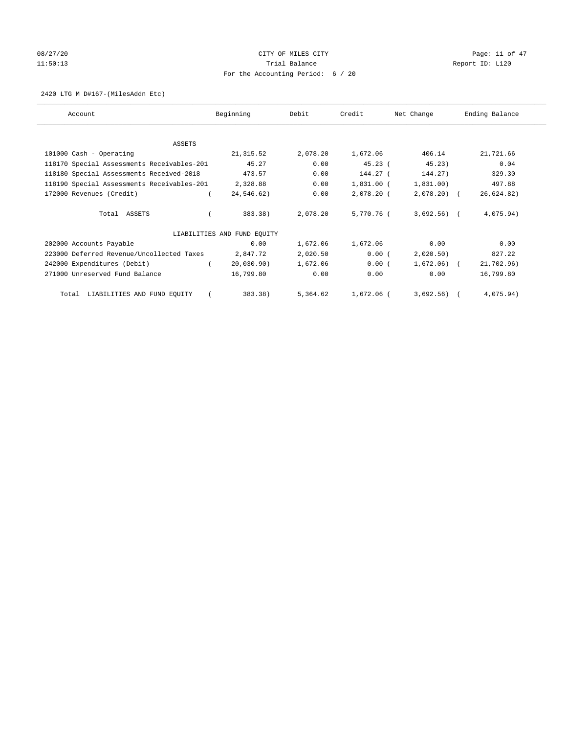CITY OF MILES CITY

Trial Balance

For the Accounting Period: 6 / 20

08/27/20 11:50:13 — Report ID: L120

2420 LTG M D#167-(MilesAddn Etc)

| Account | Beginning | Debit | Credit | Net Change | Ending Balance |
|---|---|---|---|---|---|
| ASSETS | | | | | |
| 101000 Cash - Operating | 21,315.52 | 2,078.20 | 1,672.06 | 406.14 | 21,721.66 |
| 118170 Special Assessments Receivables-201 | 45.27 | 0.00 | 45.23 | ( 45.23) | 0.04 |
| 118180 Special Assessments Received-2018 | 473.57 | 0.00 | 144.27 | ( 144.27) | 329.30 |
| 118190 Special Assessments Receivables-201 | 2,328.88 | 0.00 | 1,831.00 | ( 1,831.00) | 497.88 |
| 172000 Revenues (Credit) | ( 24,546.62) | 0.00 | 2,078.20 | ( 2,078.20) | ( 26,624.82) |
| Total ASSETS | ( 383.38) | 2,078.20 | 5,770.76 | ( 3,692.56) | ( 4,075.94) |
| LIABILITIES AND FUND EQUITY | | | | | |
| 202000 Accounts Payable | 0.00 | 1,672.06 | 1,672.06 | 0.00 | 0.00 |
| 223000 Deferred Revenue/Uncollected Taxes | 2,847.72 | 2,020.50 | 0.00 | ( 2,020.50) | 827.22 |
| 242000 Expenditures (Debit) | ( 20,030.90) | 1,672.06 | 0.00 | ( 1,672.06) | ( 21,702.96) |
| 271000 Unreserved Fund Balance | 16,799.80 | 0.00 | 0.00 | 0.00 | 16,799.80 |
| Total LIABILITIES AND FUND EQUITY | ( 383.38) | 5,364.62 | 1,672.06 | ( 3,692.56) | ( 4,075.94) |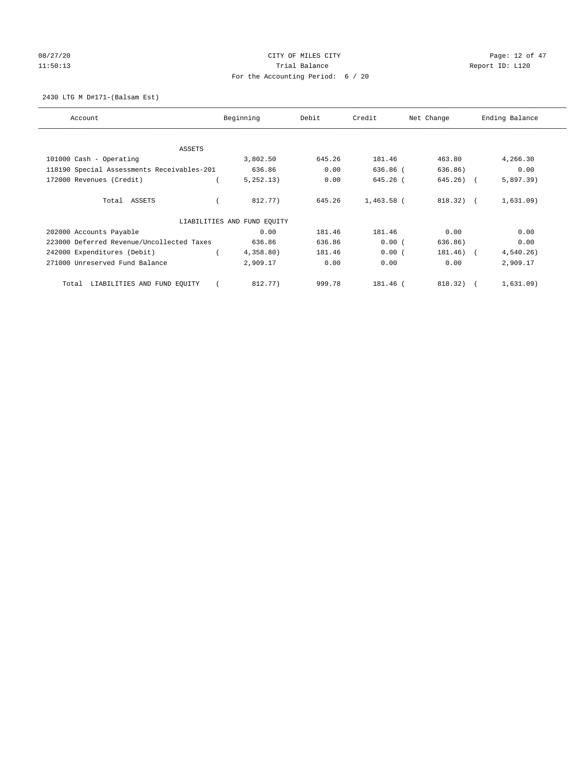CITY OF MILES CITY

Trial Balance

For the Accounting Period: 6 / 20

08/27/20 11:50:13

Report ID: L120

2430 LTG M D#171-(Balsam Est)

| Account | Beginning | Debit | Credit | Net Change | Ending Balance |
|---|---|---|---|---|---|
| ASSETS | | | | | |
| 101000 Cash - Operating | 3,802.50 | 645.26 | 181.46 | 463.80 | 4,266.30 |
| 118190 Special Assessments Receivables-201 | 636.86 | 0.00 | 636.86 | (636.86) | 0.00 |
| 172000 Revenues (Credit) | (5,252.13) | 0.00 | 645.26 | (645.26) | (5,897.39) |
| Total ASSETS | (812.77) | 645.26 | 1,463.58 | (818.32) | (1,631.09) |
| LIABILITIES AND FUND EQUITY | | | | | |
| 202000 Accounts Payable | 0.00 | 181.46 | 181.46 | 0.00 | 0.00 |
| 223000 Deferred Revenue/Uncollected Taxes | 636.86 | 636.86 | 0.00 | (636.86) | 0.00 |
| 242000 Expenditures (Debit) | (4,358.80) | 181.46 | 0.00 | (181.46) | (4,540.26) |
| 271000 Unreserved Fund Balance | 2,909.17 | 0.00 | 0.00 | 0.00 | 2,909.17 |
| Total LIABILITIES AND FUND EQUITY | (812.77) | 999.78 | 181.46 | (818.32) | (1,631.09) |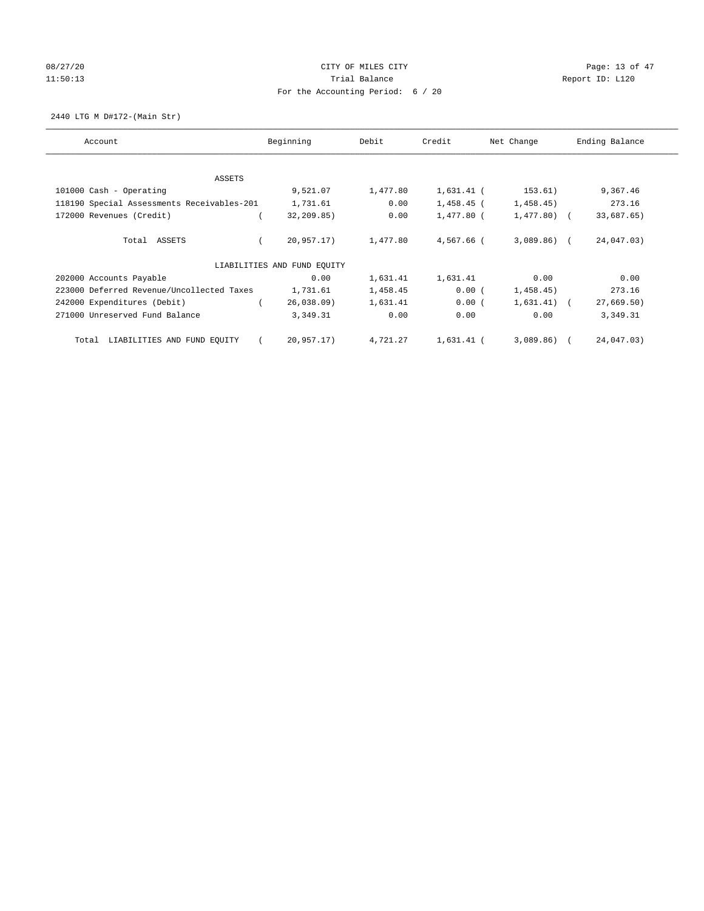CITY OF MILES CITY

Trial Balance

For the Accounting Period: 6 / 20

08/27/20
11:50:13

Report ID: L120

2440 LTG M D#172-(Main Str)

| Account | Beginning | Debit | Credit | Net Change | Ending Balance |
|---|---|---|---|---|---|
| ASSETS | | | | | |
| 101000 Cash - Operating | 9,521.07 | 1,477.80 | 1,631.41 | ( 153.61) | 9,367.46 |
| 118190 Special Assessments Receivables-201 | 1,731.61 | 0.00 | 1,458.45 | ( 1,458.45) | 273.16 |
| 172000 Revenues (Credit) | ( 32,209.85) | 0.00 | 1,477.80 | ( 1,477.80) | ( 33,687.65) |
| Total ASSETS | ( 20,957.17) | 1,477.80 | 4,567.66 | ( 3,089.86) | ( 24,047.03) |
| LIABILITIES AND FUND EQUITY | | | | | |
| 202000 Accounts Payable | 0.00 | 1,631.41 | 1,631.41 | 0.00 | 0.00 |
| 223000 Deferred Revenue/Uncollected Taxes | 1,731.61 | 1,458.45 | 0.00 | ( 1,458.45) | 273.16 |
| 242000 Expenditures (Debit) | ( 26,038.09) | 1,631.41 | 0.00 | ( 1,631.41) | ( 27,669.50) |
| 271000 Unreserved Fund Balance | 3,349.31 | 0.00 | 0.00 | 0.00 | 3,349.31 |
| Total LIABILITIES AND FUND EQUITY | ( 20,957.17) | 4,721.27 | 1,631.41 | ( 3,089.86) | ( 24,047.03) |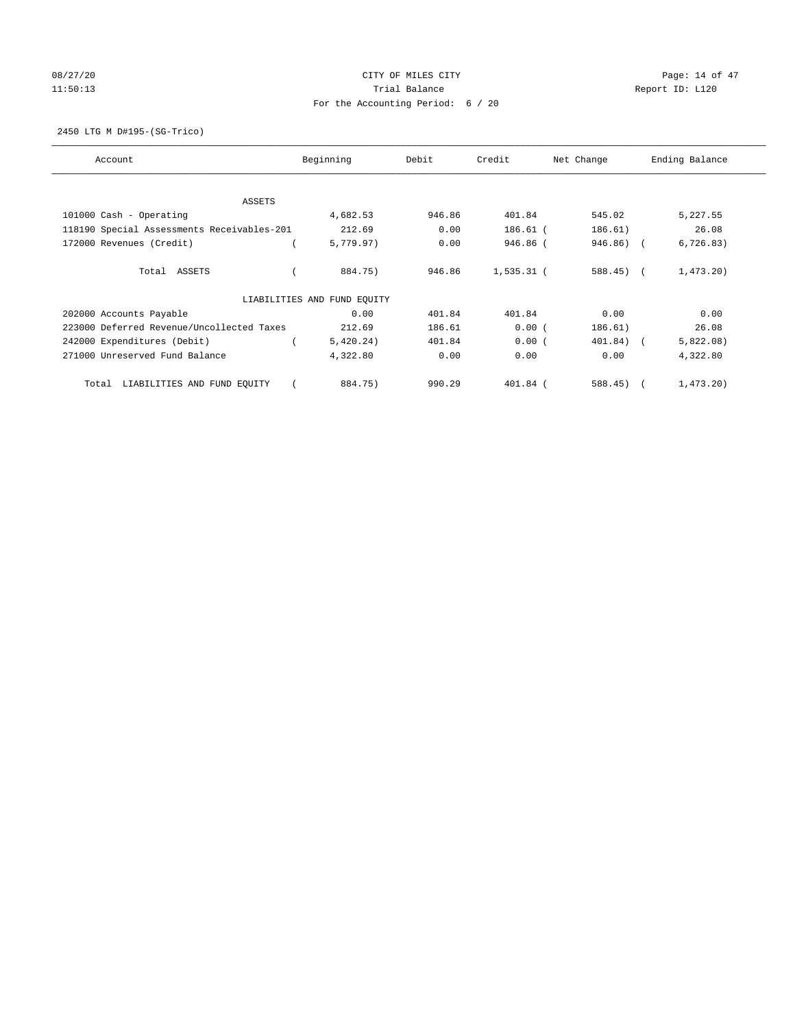CITY OF MILES CITY
Trial Balance
For the Accounting Period: 6 / 20

08/27/20
11:50:13

Report ID: L120

2450 LTG M D#195-(SG-Trico)

| Account | Beginning | Debit | Credit | Net Change | Ending Balance |
|---|---|---|---|---|---|
| ASSETS | | | | | |
| 101000 Cash - Operating | 4,682.53 | 946.86 | 401.84 | 545.02 | 5,227.55 |
| 118190 Special Assessments Receivables-201 | 212.69 | 0.00 | 186.61 | ( 186.61) | 26.08 |
| 172000 Revenues (Credit) | ( 5,779.97) | 0.00 | 946.86 | ( 946.86) | ( 6,726.83) |
| Total ASSETS | ( 884.75) | 946.86 | 1,535.31 | ( 588.45) | ( 1,473.20) |
| LIABILITIES AND FUND EQUITY | | | | | |
| 202000 Accounts Payable | 0.00 | 401.84 | 401.84 | 0.00 | 0.00 |
| 223000 Deferred Revenue/Uncollected Taxes | 212.69 | 186.61 | 0.00 | ( 186.61) | 26.08 |
| 242000 Expenditures (Debit) | ( 5,420.24) | 401.84 | 0.00 | ( 401.84) | ( 5,822.08) |
| 271000 Unreserved Fund Balance | 4,322.80 | 0.00 | 0.00 | 0.00 | 4,322.80 |
| Total LIABILITIES AND FUND EQUITY | ( 884.75) | 990.29 | 401.84 | ( 588.45) | ( 1,473.20) |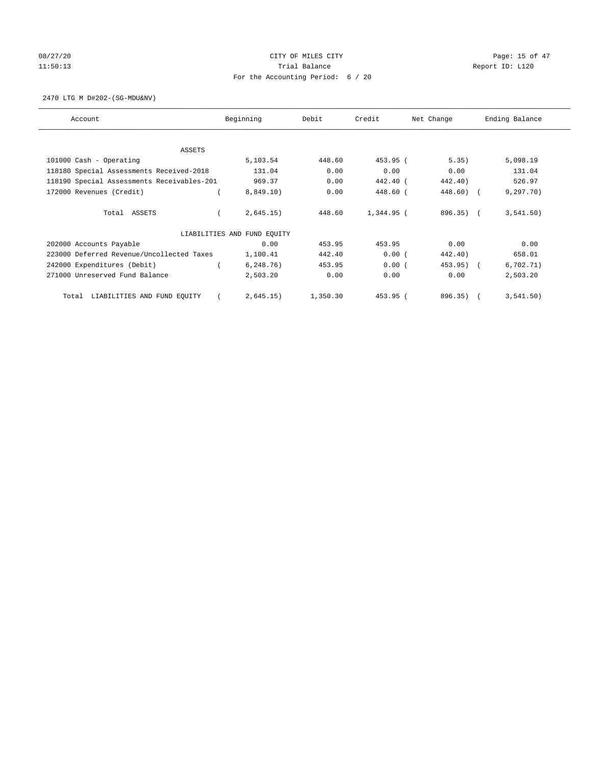CITY OF MILES CITY

Trial Balance

For the Accounting Period: 6 / 20

08/27/20 11:50:13 — Report ID: L120

2470 LTG M D#202-(SG-MDU&NV)

| Account | Beginning | Debit | Credit | Net Change | Ending Balance |
|---|---|---|---|---|---|
| ASSETS | | | | | |
| 101000 Cash - Operating | 5,103.54 | 448.60 | 453.95 | ( 5.35) | 5,098.19 |
| 118180 Special Assessments Received-2018 | 131.04 | 0.00 | 0.00 | 0.00 | 131.04 |
| 118190 Special Assessments Receivables-201 | 969.37 | 0.00 | 442.40 | ( 442.40) | 526.97 |
| 172000 Revenues (Credit) | ( 8,849.10) | 0.00 | 448.60 | ( 448.60) | ( 9,297.70) |
| Total ASSETS | ( 2,645.15) | 448.60 | 1,344.95 | ( 896.35) | ( 3,541.50) |
| LIABILITIES AND FUND EQUITY | | | | | |
| 202000 Accounts Payable | 0.00 | 453.95 | 453.95 | 0.00 | 0.00 |
| 223000 Deferred Revenue/Uncollected Taxes | 1,100.41 | 442.40 | 0.00 | ( 442.40) | 658.01 |
| 242000 Expenditures (Debit) | ( 6,248.76) | 453.95 | 0.00 | ( 453.95) | ( 6,702.71) |
| 271000 Unreserved Fund Balance | 2,503.20 | 0.00 | 0.00 | 0.00 | 2,503.20 |
| Total LIABILITIES AND FUND EQUITY | ( 2,645.15) | 1,350.30 | 453.95 | ( 896.35) | ( 3,541.50) |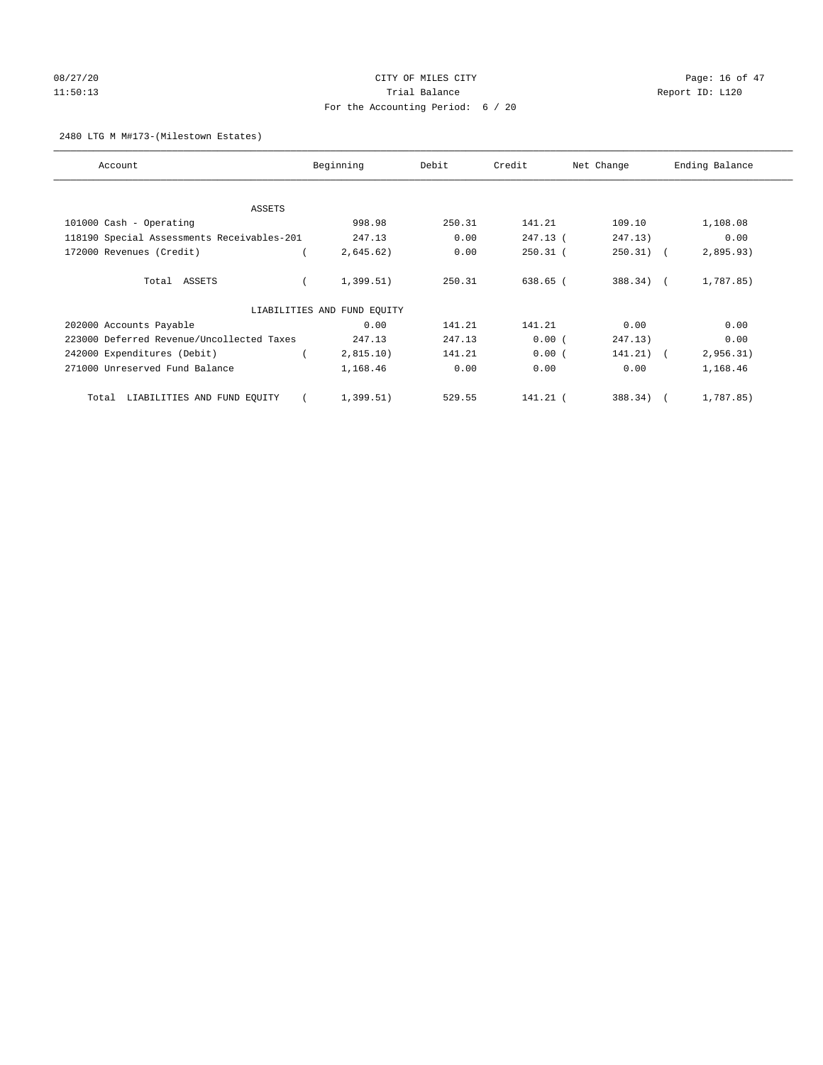CITY OF MILES CITY

Trial Balance

For the Accounting Period: 6 / 20

2480 LTG M M#173-(Milestown Estates)

| Account | Beginning | Debit | Credit | Net Change | Ending Balance |
|---|---|---|---|---|---|
| ASSETS | | | | | |
| 101000 Cash - Operating | 998.98 | 250.31 | 141.21 | 109.10 | 1,108.08 |
| 118190 Special Assessments Receivables-201 | 247.13 | 0.00 | 247.13 | ( 247.13) | 0.00 |
| 172000 Revenues (Credit) | ( 2,645.62) | 0.00 | 250.31 | ( 250.31) | ( 2,895.93) |
| Total ASSETS | ( 1,399.51) | 250.31 | 638.65 | ( 388.34) | ( 1,787.85) |
| LIABILITIES AND FUND EQUITY | | | | | |
| 202000 Accounts Payable | 0.00 | 141.21 | 141.21 | 0.00 | 0.00 |
| 223000 Deferred Revenue/Uncollected Taxes | 247.13 | 247.13 | 0.00 | ( 247.13) | 0.00 |
| 242000 Expenditures (Debit) | ( 2,815.10) | 141.21 | 0.00 | ( 141.21) | ( 2,956.31) |
| 271000 Unreserved Fund Balance | 1,168.46 | 0.00 | 0.00 | 0.00 | 1,168.46 |
| Total LIABILITIES AND FUND EQUITY | ( 1,399.51) | 529.55 | 141.21 | ( 388.34) | ( 1,787.85) |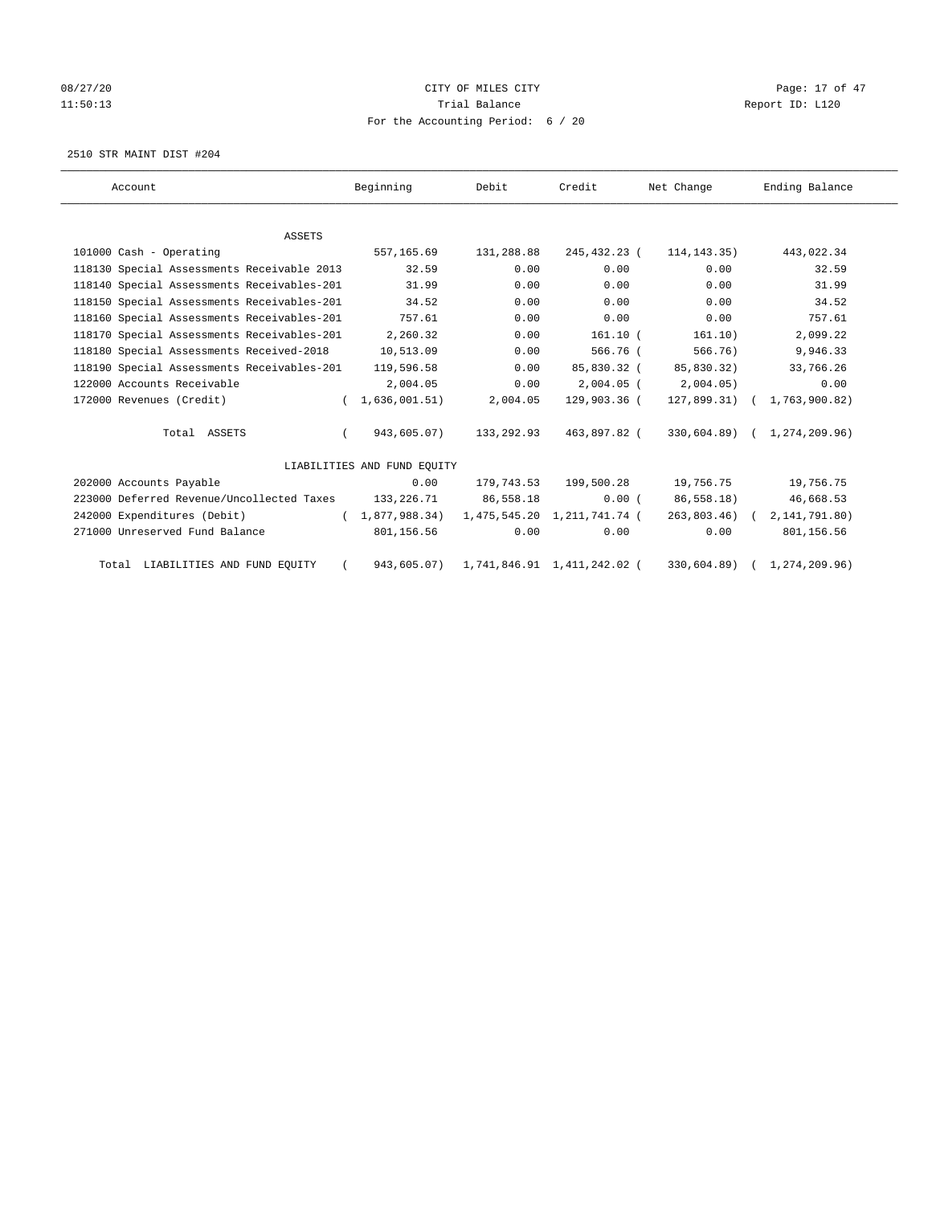CITY OF MILES CITY

Trial Balance

For the Accounting Period: 6 / 20

08/27/20 11:50:13 Report ID: L120

2510 STR MAINT DIST #204

| Account | Beginning | Debit | Credit | Net Change | Ending Balance |
|---|---|---|---|---|---|
| **ASSETS** | | | | | |
| 101000 Cash - Operating | 557,165.69 | 131,288.88 | 245,432.23 | ( 114,143.35) | 443,022.34 |
| 118130 Special Assessments Receivable 2013 | 32.59 | 0.00 | 0.00 | 0.00 | 32.59 |
| 118140 Special Assessments Receivables-201 | 31.99 | 0.00 | 0.00 | 0.00 | 31.99 |
| 118150 Special Assessments Receivables-201 | 34.52 | 0.00 | 0.00 | 0.00 | 34.52 |
| 118160 Special Assessments Receivables-201 | 757.61 | 0.00 | 0.00 | 0.00 | 757.61 |
| 118170 Special Assessments Receivables-201 | 2,260.32 | 0.00 | 161.10 | ( 161.10) | 2,099.22 |
| 118180 Special Assessments Received-2018 | 10,513.09 | 0.00 | 566.76 | ( 566.76) | 9,946.33 |
| 118190 Special Assessments Receivables-201 | 119,596.58 | 0.00 | 85,830.32 | ( 85,830.32) | 33,766.26 |
| 122000 Accounts Receivable | 2,004.05 | 0.00 | 2,004.05 | ( 2,004.05) | 0.00 |
| 172000 Revenues (Credit) | ( 1,636,001.51) | 2,004.05 | 129,903.36 | ( 127,899.31) | ( 1,763,900.82) |
| Total ASSETS | ( 943,605.07) | 133,292.93 | 463,897.82 | ( 330,604.89) | ( 1,274,209.96) |
| **LIABILITIES AND FUND EQUITY** | | | | | |
| 202000 Accounts Payable | 0.00 | 179,743.53 | 199,500.28 | 19,756.75 | 19,756.75 |
| 223000 Deferred Revenue/Uncollected Taxes | 133,226.71 | 86,558.18 | 0.00 | ( 86,558.18) | 46,668.53 |
| 242000 Expenditures (Debit) | ( 1,877,988.34) | 1,475,545.20 | 1,211,741.74 | ( 263,803.46) | ( 2,141,791.80) |
| 271000 Unreserved Fund Balance | 801,156.56 | 0.00 | 0.00 | 0.00 | 801,156.56 |
| Total LIABILITIES AND FUND EQUITY | ( 943,605.07) | 1,741,846.91 | 1,411,242.02 | ( 330,604.89) | ( 1,274,209.96) |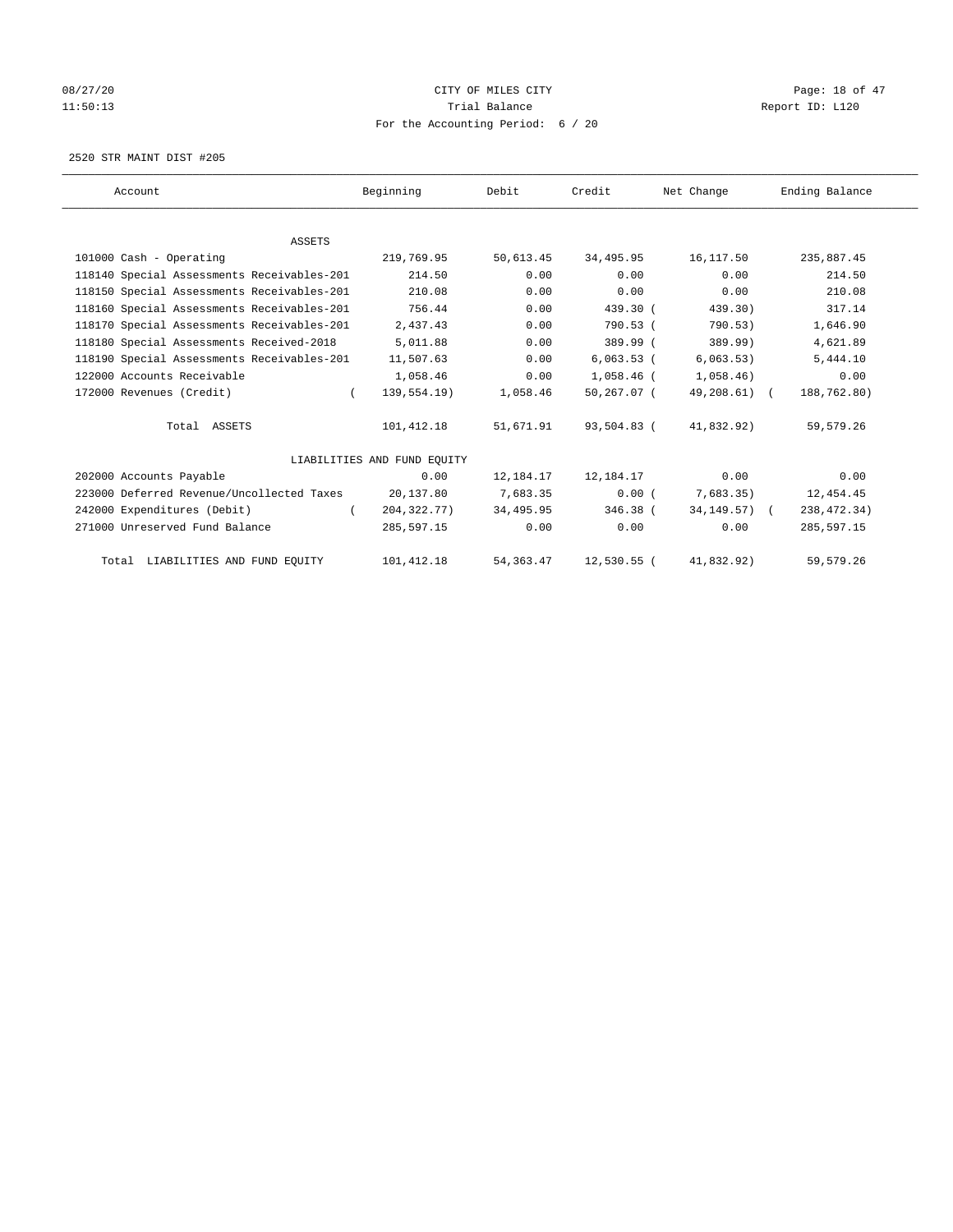CITY OF MILES CITY

Trial Balance

For the Accounting Period: 6 / 20

2520 STR MAINT DIST #205

| Account | Beginning | Debit | Credit | Net Change | Ending Balance |
|---|---|---|---|---|---|
| ASSETS | | | | | |
| 101000 Cash - Operating | 219,769.95 | 50,613.45 | 34,495.95 | 16,117.50 | 235,887.45 |
| 118140 Special Assessments Receivables-201 | 214.50 | 0.00 | 0.00 | 0.00 | 214.50 |
| 118150 Special Assessments Receivables-201 | 210.08 | 0.00 | 0.00 | 0.00 | 210.08 |
| 118160 Special Assessments Receivables-201 | 756.44 | 0.00 | 439.30 | ( 439.30) | 317.14 |
| 118170 Special Assessments Receivables-201 | 2,437.43 | 0.00 | 790.53 | ( 790.53) | 1,646.90 |
| 118180 Special Assessments Received-2018 | 5,011.88 | 0.00 | 389.99 | ( 389.99) | 4,621.89 |
| 118190 Special Assessments Receivables-201 | 11,507.63 | 0.00 | 6,063.53 | ( 6,063.53) | 5,444.10 |
| 122000 Accounts Receivable | 1,058.46 | 0.00 | 1,058.46 | ( 1,058.46) | 0.00 |
| 172000 Revenues (Credit) | ( 139,554.19) | 1,058.46 | 50,267.07 | ( 49,208.61) | ( 188,762.80) |
| Total ASSETS | 101,412.18 | 51,671.91 | 93,504.83 | ( 41,832.92) | 59,579.26 |
| LIABILITIES AND FUND EQUITY | | | | | |
| 202000 Accounts Payable | 0.00 | 12,184.17 | 12,184.17 | 0.00 | 0.00 |
| 223000 Deferred Revenue/Uncollected Taxes | 20,137.80 | 7,683.35 | 0.00 | ( 7,683.35) | 12,454.45 |
| 242000 Expenditures (Debit) | ( 204,322.77) | 34,495.95 | 346.38 | ( 34,149.57) | ( 238,472.34) |
| 271000 Unreserved Fund Balance | 285,597.15 | 0.00 | 0.00 | 0.00 | 285,597.15 |
| Total LIABILITIES AND FUND EQUITY | 101,412.18 | 54,363.47 | 12,530.55 | ( 41,832.92) | 59,579.26 |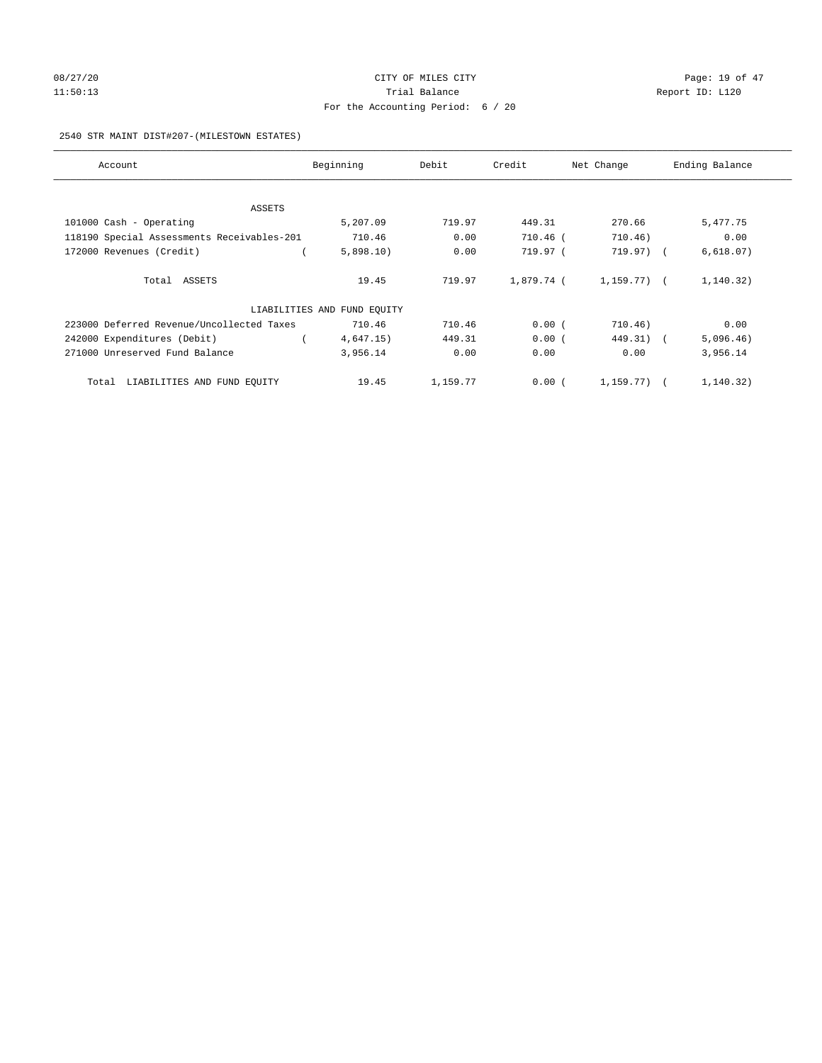CITY OF MILES CITY

Trial Balance

For the Accounting Period: 6 / 20

08/27/20 11:50:13 — Report ID: L120

2540 STR MAINT DIST#207-(MILESTOWN ESTATES)

| Account | Beginning | Debit | Credit | Net Change | Ending Balance |
|---|---|---|---|---|---|
| ASSETS | | | | | |
| 101000 Cash - Operating | 5,207.09 | 719.97 | 449.31 | 270.66 | 5,477.75 |
| 118190 Special Assessments Receivables-201 | 710.46 | 0.00 | 710.46 | (710.46) | 0.00 |
| 172000 Revenues (Credit) | (5,898.10) | 0.00 | 719.97 | (719.97) | (6,618.07) |
| Total ASSETS | 19.45 | 719.97 | 1,879.74 | (1,159.77) | (1,140.32) |
| LIABILITIES AND FUND EQUITY | | | | | |
| 223000 Deferred Revenue/Uncollected Taxes | 710.46 | 710.46 | 0.00 | (710.46) | 0.00 |
| 242000 Expenditures (Debit) | (4,647.15) | 449.31 | 0.00 | (449.31) | (5,096.46) |
| 271000 Unreserved Fund Balance | 3,956.14 | 0.00 | 0.00 | 0.00 | 3,956.14 |
| Total LIABILITIES AND FUND EQUITY | 19.45 | 1,159.77 | 0.00 | (1,159.77) | (1,140.32) |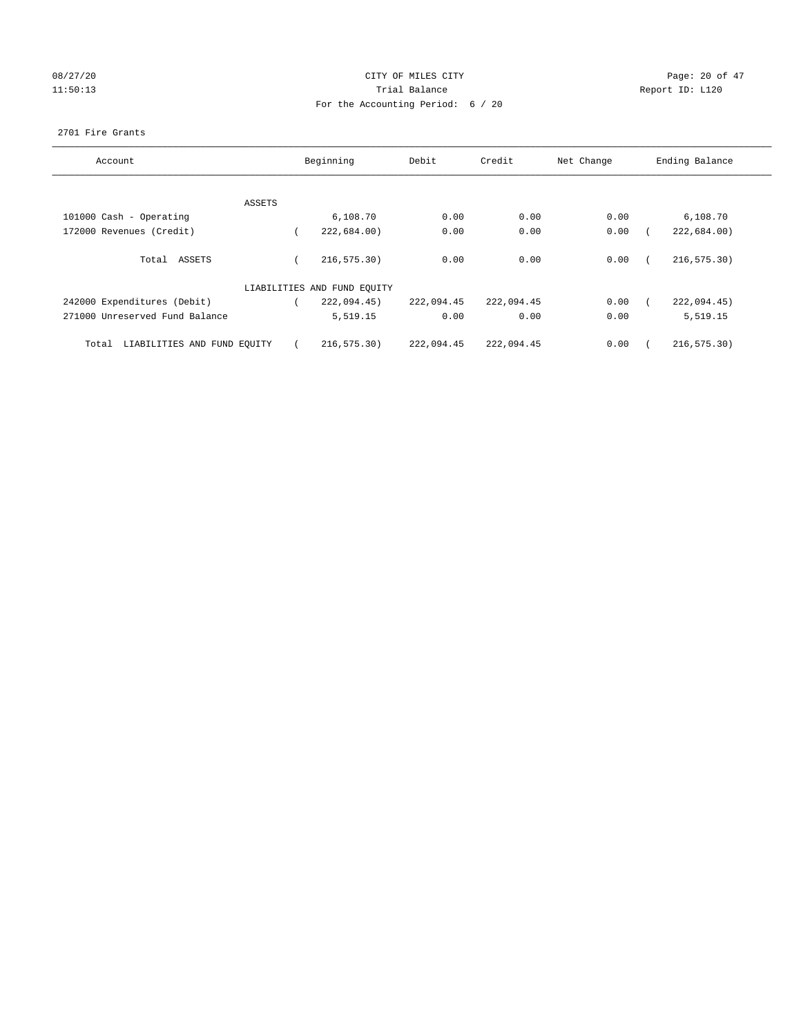CITY OF MILES CITY

Trial Balance

For the Accounting Period: 6 / 20

08/27/20 11:50:13

Report ID: L120

2701 Fire Grants

| Account | Beginning | Debit | Credit | Net Change | Ending Balance |
|---|---|---|---|---|---|
| ASSETS | | | | | |
| 101000 Cash - Operating | 6,108.70 | 0.00 | 0.00 | 0.00 | 6,108.70 |
| 172000 Revenues (Credit) | ( 222,684.00) | 0.00 | 0.00 | 0.00 | ( 222,684.00) |
| Total ASSETS | ( 216,575.30) | 0.00 | 0.00 | 0.00 | ( 216,575.30) |
| LIABILITIES AND FUND EQUITY | | | | | |
| 242000 Expenditures (Debit) | ( 222,094.45) | 222,094.45 | 222,094.45 | 0.00 | ( 222,094.45) |
| 271000 Unreserved Fund Balance | 5,519.15 | 0.00 | 0.00 | 0.00 | 5,519.15 |
| Total LIABILITIES AND FUND EQUITY | ( 216,575.30) | 222,094.45 | 222,094.45 | 0.00 | ( 216,575.30) |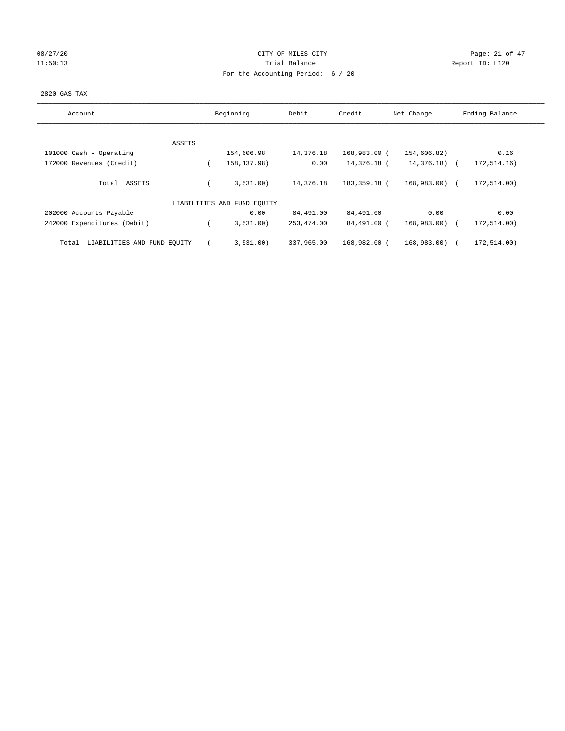CITY OF MILES CITY
Trial Balance
For the Accounting Period: 6 / 20

08/27/20
11:50:13

Report ID: L120

2820 GAS TAX

| Account | Beginning | Debit | Credit | Net Change | Ending Balance |
|---|---|---|---|---|---|
| ASSETS | | | | | |
| 101000 Cash - Operating | 154,606.98 | 14,376.18 | 168,983.00 | (154,606.82) | 0.16 |
| 172000 Revenues (Credit) | (158,137.98) | 0.00 | 14,376.18 | (14,376.18) | (172,514.16) |
| Total ASSETS | (3,531.00) | 14,376.18 | 183,359.18 | (168,983.00) | (172,514.00) |
| LIABILITIES AND FUND EQUITY | | | | | |
| 202000 Accounts Payable | 0.00 | 84,491.00 | 84,491.00 | 0.00 | 0.00 |
| 242000 Expenditures (Debit) | (3,531.00) | 253,474.00 | 84,491.00 | (168,983.00) | (172,514.00) |
| Total LIABILITIES AND FUND EQUITY | (3,531.00) | 337,965.00 | 168,982.00 | (168,983.00) | (172,514.00) |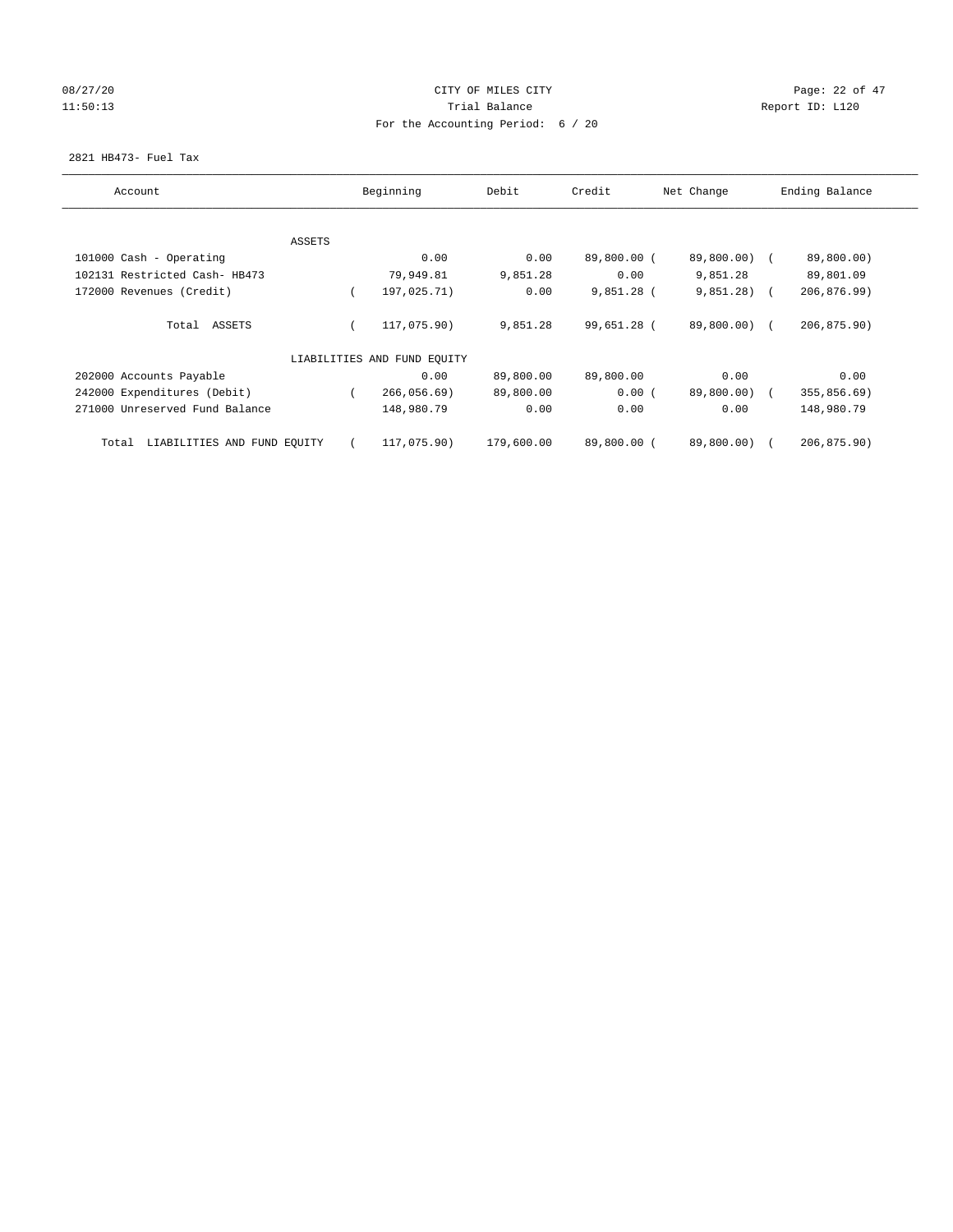CITY OF MILES CITY

Trial Balance

For the Accounting Period: 6 / 20

08/27/20 11:50:13 — Report ID: L120

2821 HB473- Fuel Tax

| Account | Beginning | Debit | Credit | Net Change | Ending Balance |
|---|---|---|---|---|---|
| ASSETS | | | | | |
| 101000 Cash - Operating | 0.00 | 0.00 | 89,800.00 | (89,800.00) | (89,800.00) |
| 102131 Restricted Cash- HB473 | 79,949.81 | 9,851.28 | 0.00 | 9,851.28 | 89,801.09 |
| 172000 Revenues (Credit) | (197,025.71) | 0.00 | 9,851.28 | (9,851.28) | (206,876.99) |
| Total ASSETS | (117,075.90) | 9,851.28 | 99,651.28 | (89,800.00) | (206,875.90) |
| LIABILITIES AND FUND EQUITY | | | | | |
| 202000 Accounts Payable | 0.00 | 89,800.00 | 89,800.00 | 0.00 | 0.00 |
| 242000 Expenditures (Debit) | (266,056.69) | 89,800.00 | 0.00 | (89,800.00) | (355,856.69) |
| 271000 Unreserved Fund Balance | 148,980.79 | 0.00 | 0.00 | 0.00 | 148,980.79 |
| Total LIABILITIES AND FUND EQUITY | (117,075.90) | 179,600.00 | 89,800.00 | (89,800.00) | (206,875.90) |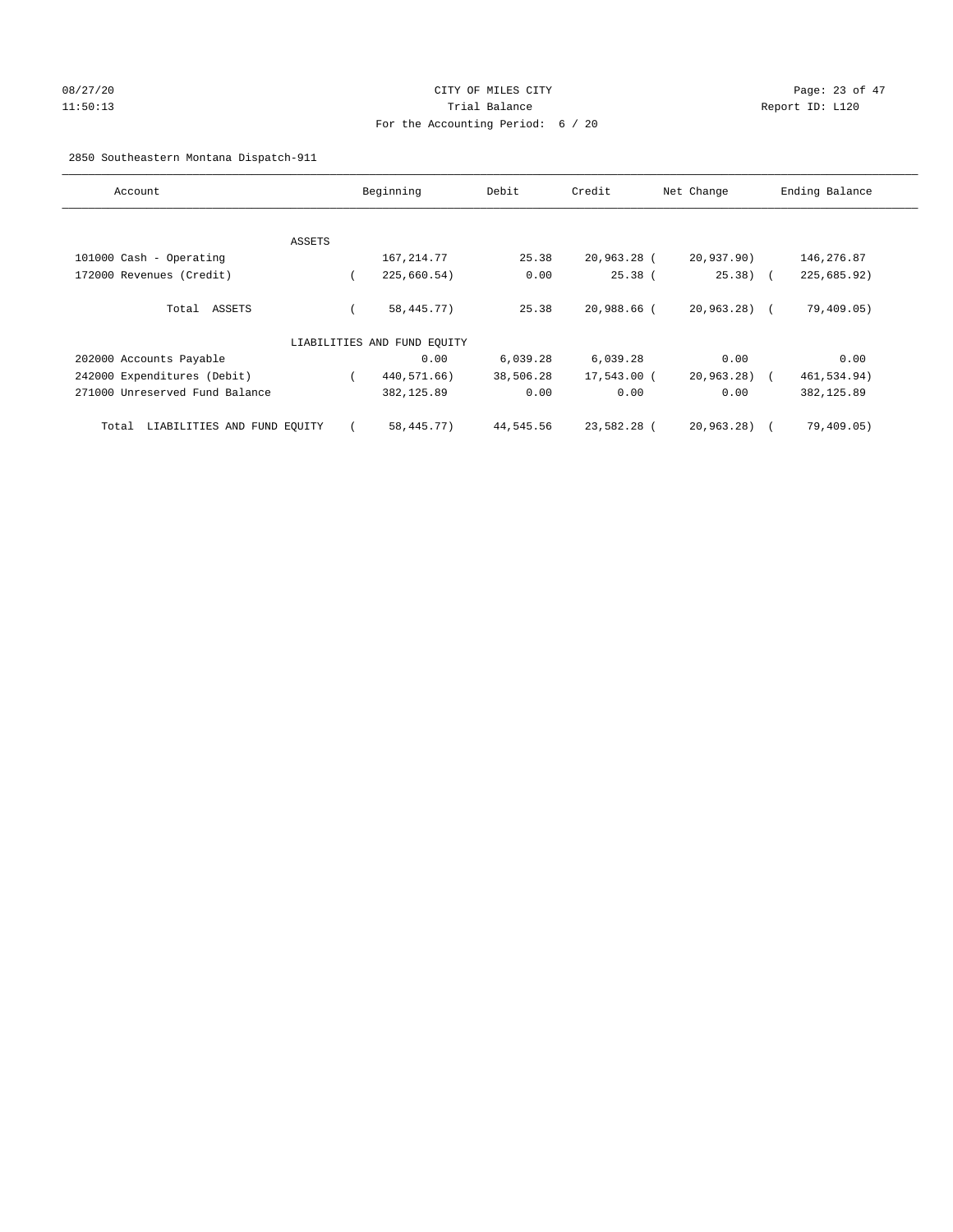CITY OF MILES CITY
Trial Balance
For the Accounting Period: 6 / 20

08/27/20
11:50:13

Report ID: L120

2850 Southeastern Montana Dispatch-911

| Account | Beginning | Debit | Credit | Net Change | Ending Balance |
|---|---|---|---|---|---|
| ASSETS | | | | | |
| 101000 Cash - Operating | 167,214.77 | 25.38 | 20,963.28 | ( 20,937.90) | 146,276.87 |
| 172000 Revenues (Credit) | ( 225,660.54) | 0.00 | 25.38 | ( 25.38) | ( 225,685.92) |
| Total ASSETS | ( 58,445.77) | 25.38 | 20,988.66 | ( 20,963.28) | ( 79,409.05) |
| LIABILITIES AND FUND EQUITY | | | | | |
| 202000 Accounts Payable | 0.00 | 6,039.28 | 6,039.28 | 0.00 | 0.00 |
| 242000 Expenditures (Debit) | ( 440,571.66) | 38,506.28 | 17,543.00 | ( 20,963.28) | ( 461,534.94) |
| 271000 Unreserved Fund Balance | 382,125.89 | 0.00 | 0.00 | 0.00 | 382,125.89 |
| Total LIABILITIES AND FUND EQUITY | ( 58,445.77) | 44,545.56 | 23,582.28 | ( 20,963.28) | ( 79,409.05) |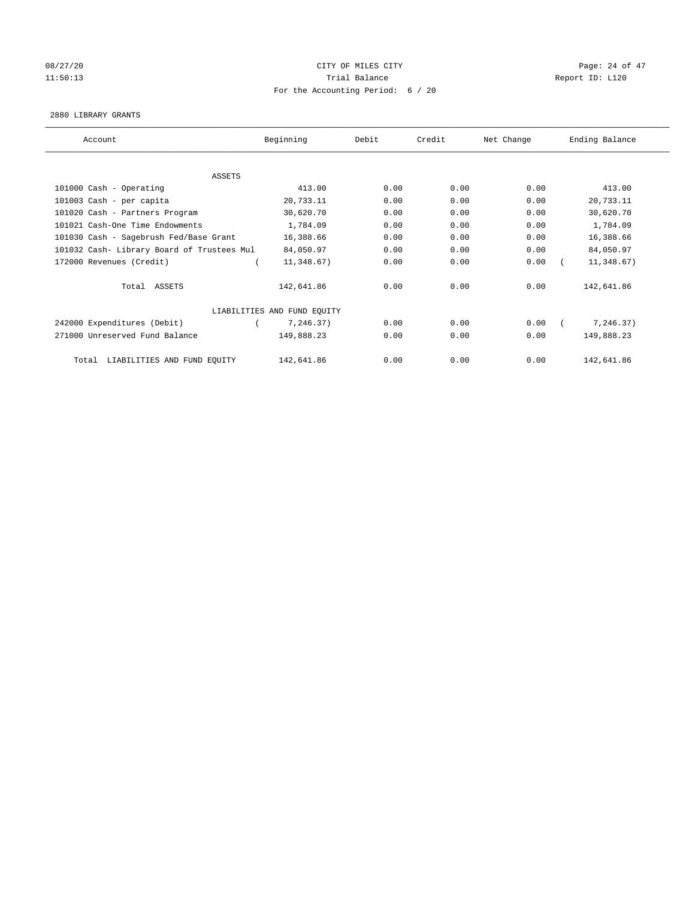CITY OF MILES CITY

Trial Balance

For the Accounting Period: 6 / 20

08/27/20 11:50:13 — Report ID: L120

2880 LIBRARY GRANTS

| Account | Beginning | Debit | Credit | Net Change | Ending Balance |
|---|---|---|---|---|---|
| ASSETS | | | | | |
| 101000 Cash - Operating | 413.00 | 0.00 | 0.00 | 0.00 | 413.00 |
| 101003 Cash - per capita | 20,733.11 | 0.00 | 0.00 | 0.00 | 20,733.11 |
| 101020 Cash - Partners Program | 30,620.70 | 0.00 | 0.00 | 0.00 | 30,620.70 |
| 101021 Cash-One Time Endowments | 1,784.09 | 0.00 | 0.00 | 0.00 | 1,784.09 |
| 101030 Cash - Sagebrush Fed/Base Grant | 16,388.66 | 0.00 | 0.00 | 0.00 | 16,388.66 |
| 101032 Cash- Library Board of Trustees Mul | 84,050.97 | 0.00 | 0.00 | 0.00 | 84,050.97 |
| 172000 Revenues (Credit) | ( 11,348.67) | 0.00 | 0.00 | 0.00 | ( 11,348.67) |
| Total ASSETS | 142,641.86 | 0.00 | 0.00 | 0.00 | 142,641.86 |
| LIABILITIES AND FUND EQUITY | | | | | |
| 242000 Expenditures (Debit) | ( 7,246.37) | 0.00 | 0.00 | 0.00 | ( 7,246.37) |
| 271000 Unreserved Fund Balance | 149,888.23 | 0.00 | 0.00 | 0.00 | 149,888.23 |
| Total LIABILITIES AND FUND EQUITY | 142,641.86 | 0.00 | 0.00 | 0.00 | 142,641.86 |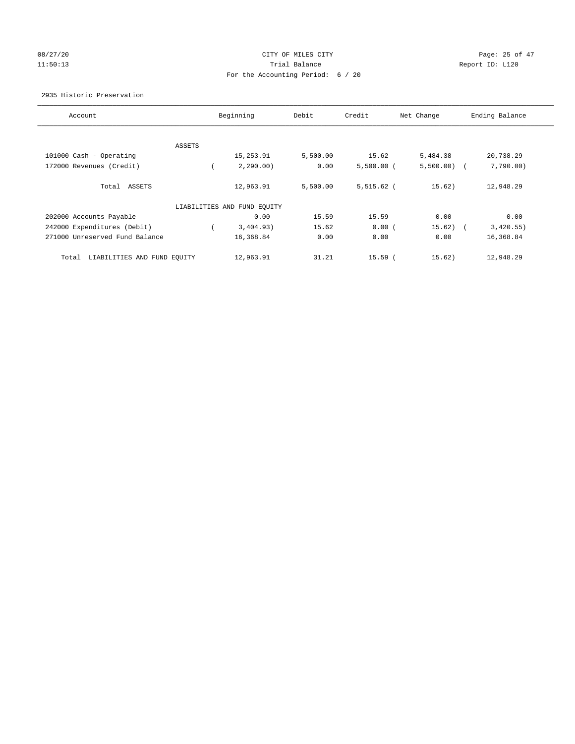# CITY OF MILES CITY

## Trial Balance

### For the Accounting Period: 6 / 20

08/27/20
11:50:13

Report ID: L120

2935 Historic Preservation

| Account | Beginning | Debit | Credit | Net Change | Ending Balance |
|---|---|---|---|---|---|
| ASSETS | | | | | |
| 101000 Cash - Operating | 15,253.91 | 5,500.00 | 15.62 | 5,484.38 | 20,738.29 |
| 172000 Revenues (Credit) | ( 2,290.00) | 0.00 | 5,500.00 | ( 5,500.00) | ( 7,790.00) |
| Total ASSETS | 12,963.91 | 5,500.00 | 5,515.62 | ( 15.62) | 12,948.29 |
| LIABILITIES AND FUND EQUITY | | | | | |
| 202000 Accounts Payable | 0.00 | 15.59 | 15.59 | 0.00 | 0.00 |
| 242000 Expenditures (Debit) | ( 3,404.93) | 15.62 | 0.00 | ( 15.62) | ( 3,420.55) |
| 271000 Unreserved Fund Balance | 16,368.84 | 0.00 | 0.00 | 0.00 | 16,368.84 |
| Total LIABILITIES AND FUND EQUITY | 12,963.91 | 31.21 | 15.59 | ( 15.62) | 12,948.29 |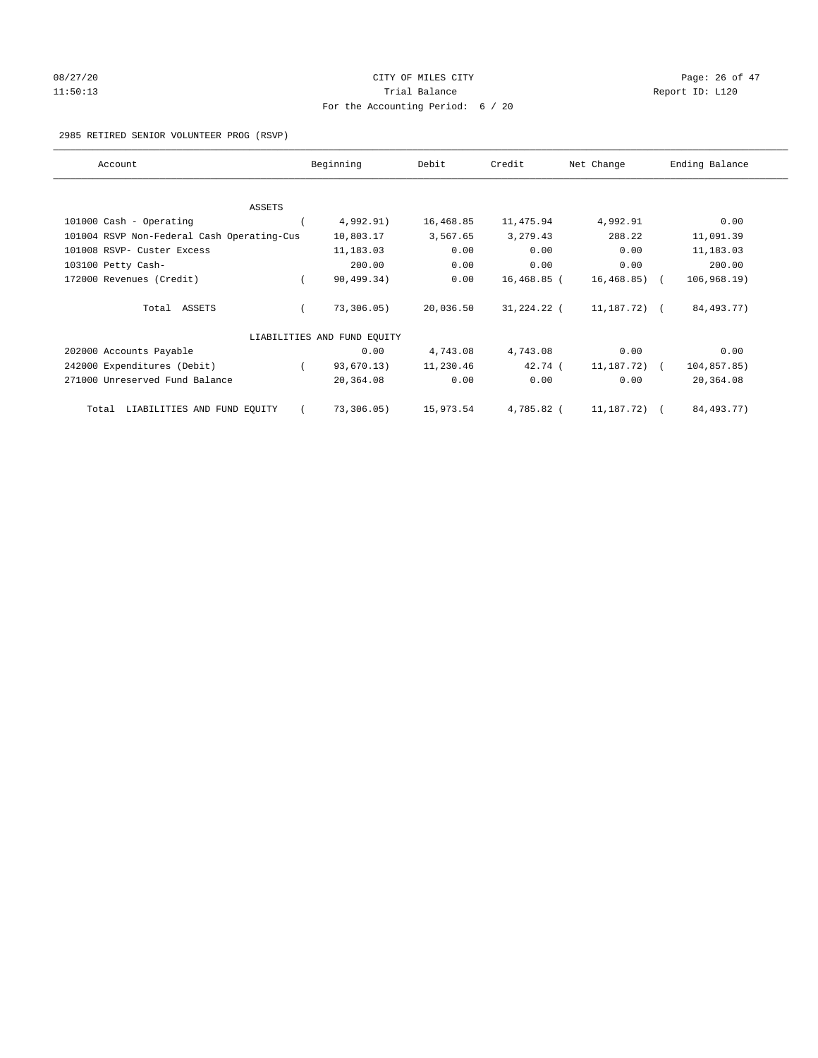CITY OF MILES CITY

Trial Balance

For the Accounting Period: 6 / 20

08/27/20 11:50:13 Report ID: L120

2985 RETIRED SENIOR VOLUNTEER PROG (RSVP)

| Account | Beginning | Debit | Credit | Net Change | Ending Balance |
|---|---|---|---|---|---|
| ASSETS | | | | | |
| 101000 Cash - Operating | ( 4,992.91) | 16,468.85 | 11,475.94 | 4,992.91 | 0.00 |
| 101004 RSVP Non-Federal Cash Operating-Cus | 10,803.17 | 3,567.65 | 3,279.43 | 288.22 | 11,091.39 |
| 101008 RSVP- Custer Excess | 11,183.03 | 0.00 | 0.00 | 0.00 | 11,183.03 |
| 103100 Petty Cash- | 200.00 | 0.00 | 0.00 | 0.00 | 200.00 |
| 172000 Revenues (Credit) | ( 90,499.34) | 0.00 | 16,468.85 | ( 16,468.85) | ( 106,968.19) |
| Total ASSETS | ( 73,306.05) | 20,036.50 | 31,224.22 | ( 11,187.72) | ( 84,493.77) |
| LIABILITIES AND FUND EQUITY | | | | | |
| 202000 Accounts Payable | 0.00 | 4,743.08 | 4,743.08 | 0.00 | 0.00 |
| 242000 Expenditures (Debit) | ( 93,670.13) | 11,230.46 | 42.74 | ( 11,187.72) | ( 104,857.85) |
| 271000 Unreserved Fund Balance | 20,364.08 | 0.00 | 0.00 | 0.00 | 20,364.08 |
| Total LIABILITIES AND FUND EQUITY | ( 73,306.05) | 15,973.54 | 4,785.82 | ( 11,187.72) | ( 84,493.77) |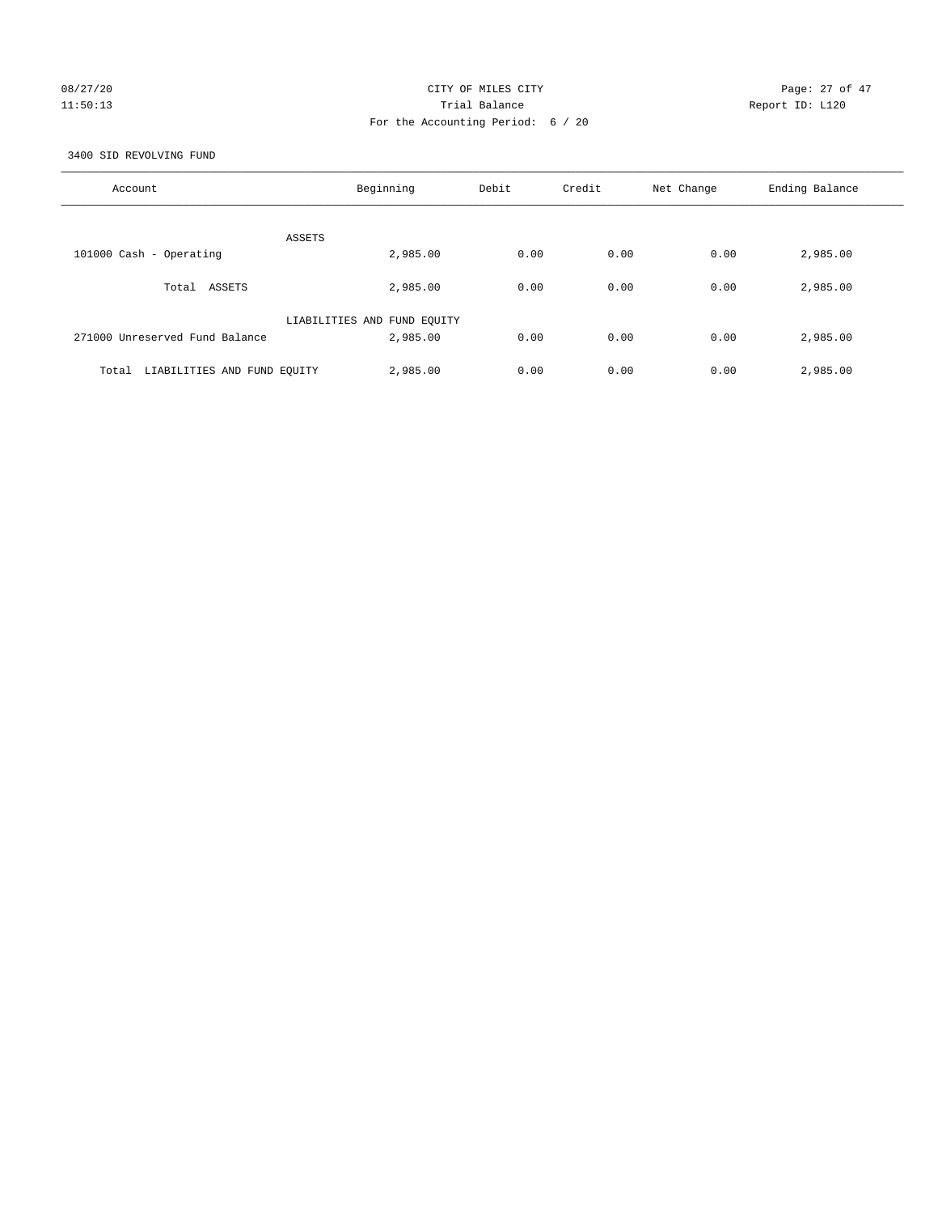CITY OF MILES CITY

Trial Balance

For the Accounting Period: 6 / 20

3400 SID REVOLVING FUND

| Account | Beginning | Debit | Credit | Net Change | Ending Balance |
|---|---|---|---|---|---|
| ASSETS | | | | | |
| 101000 Cash - Operating | 2,985.00 | 0.00 | 0.00 | 0.00 | 2,985.00 |
| Total ASSETS | 2,985.00 | 0.00 | 0.00 | 0.00 | 2,985.00 |
| LIABILITIES AND FUND EQUITY | | | | | |
| 271000 Unreserved Fund Balance | 2,985.00 | 0.00 | 0.00 | 0.00 | 2,985.00 |
| Total LIABILITIES AND FUND EQUITY | 2,985.00 | 0.00 | 0.00 | 0.00 | 2,985.00 |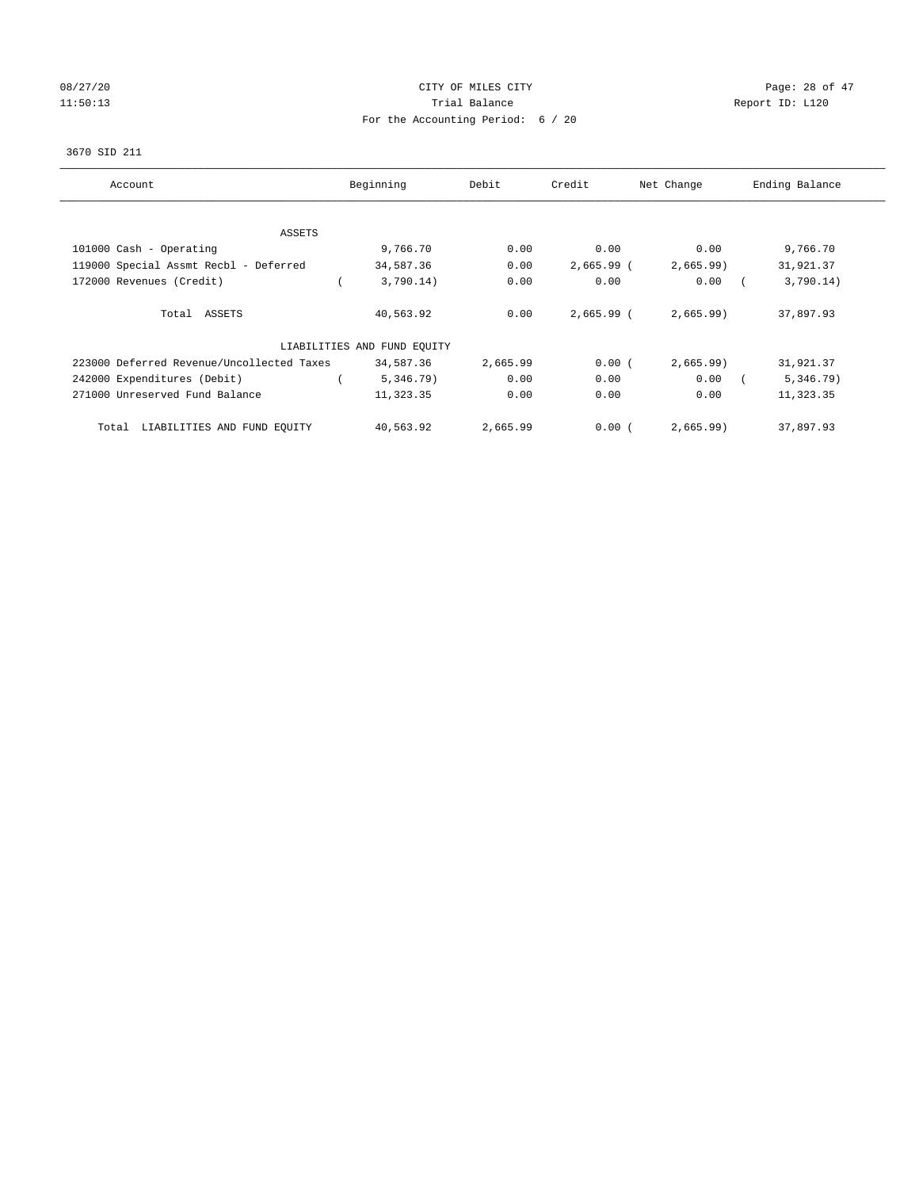08/27/20 CITY OF MILES CITY
11:50:13 Trial Balance Report ID: L120
For the Accounting Period: 6 / 20

3670 SID 211

| Account | Beginning | Debit | Credit | Net Change | Ending Balance |
|---|---|---|---|---|---|
| ASSETS | | | | | |
| 101000 Cash - Operating | 9,766.70 | 0.00 | 0.00 | 0.00 | 9,766.70 |
| 119000 Special Assmt Recbl - Deferred | 34,587.36 | 0.00 | 2,665.99 | ( 2,665.99) | 31,921.37 |
| 172000 Revenues (Credit) | ( 3,790.14) | 0.00 | 0.00 | 0.00 | ( 3,790.14) |
| Total ASSETS | 40,563.92 | 0.00 | 2,665.99 | ( 2,665.99) | 37,897.93 |
| LIABILITIES AND FUND EQUITY | | | | | |
| 223000 Deferred Revenue/Uncollected Taxes | 34,587.36 | 2,665.99 | 0.00 | ( 2,665.99) | 31,921.37 |
| 242000 Expenditures (Debit) | ( 5,346.79) | 0.00 | 0.00 | 0.00 | ( 5,346.79) |
| 271000 Unreserved Fund Balance | 11,323.35 | 0.00 | 0.00 | 0.00 | 11,323.35 |
| Total LIABILITIES AND FUND EQUITY | 40,563.92 | 2,665.99 | 0.00 | ( 2,665.99) | 37,897.93 |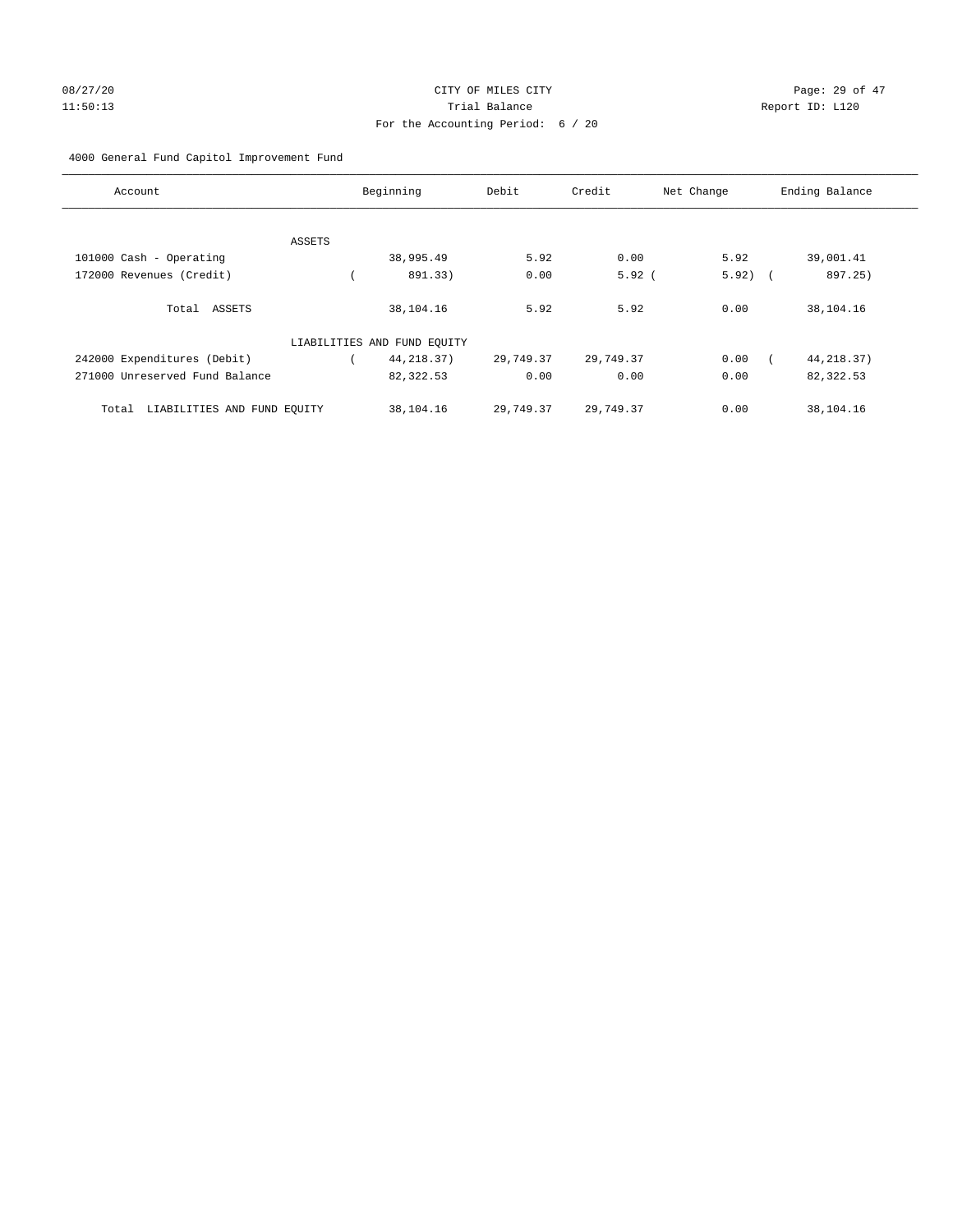08/27/20 CITY OF MILES CITY
11:50:13 Trial Balance Report ID: L120
For the Accounting Period: 6 / 20

4000 General Fund Capitol Improvement Fund

| Account | Beginning | Debit | Credit | Net Change | Ending Balance |
|---|---|---|---|---|---|
| ASSETS | | | | | |
| 101000 Cash - Operating | 38,995.49 | 5.92 | 0.00 | 5.92 | 39,001.41 |
| 172000 Revenues (Credit) | ( 891.33) | 0.00 | 5.92 | ( 5.92) | ( 897.25) |
| Total ASSETS | 38,104.16 | 5.92 | 5.92 | 0.00 | 38,104.16 |
| LIABILITIES AND FUND EQUITY | | | | | |
| 242000 Expenditures (Debit) | ( 44,218.37) | 29,749.37 | 29,749.37 | 0.00 | ( 44,218.37) |
| 271000 Unreserved Fund Balance | 82,322.53 | 0.00 | 0.00 | 0.00 | 82,322.53 |
| Total LIABILITIES AND FUND EQUITY | 38,104.16 | 29,749.37 | 29,749.37 | 0.00 | 38,104.16 |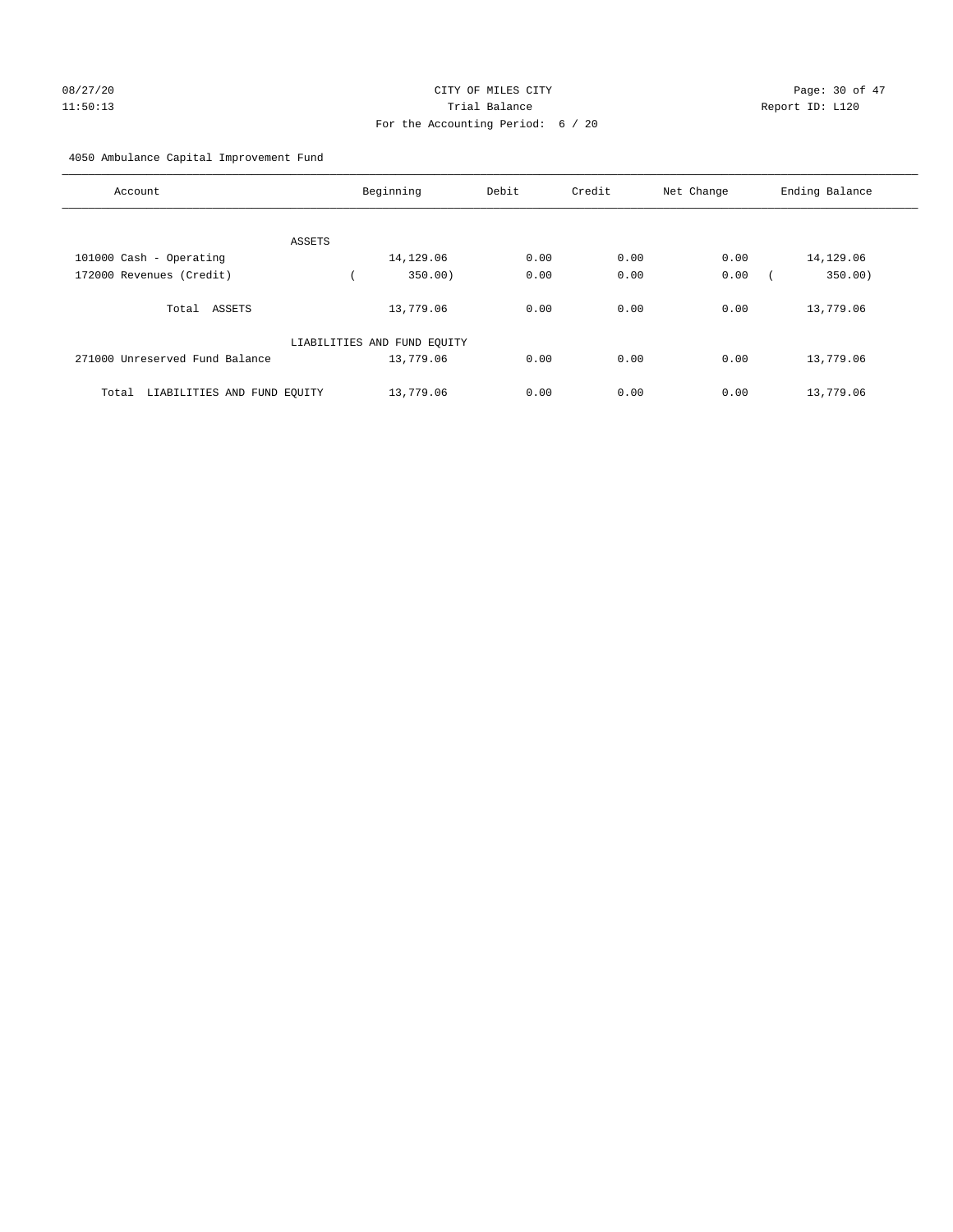CITY OF MILES CITY

Trial Balance

For the Accounting Period: 6 / 20

08/27/20 11:50:13 Report ID: L120

4050 Ambulance Capital Improvement Fund

| Account | Beginning | Debit | Credit | Net Change | Ending Balance |
|---|---|---|---|---|---|
| ASSETS | | | | | |
| 101000 Cash - Operating | 14,129.06 | 0.00 | 0.00 | 0.00 | 14,129.06 |
| 172000 Revenues (Credit) | ( 350.00) | 0.00 | 0.00 | 0.00 | ( 350.00) |
| Total ASSETS | 13,779.06 | 0.00 | 0.00 | 0.00 | 13,779.06 |
| LIABILITIES AND FUND EQUITY | | | | | |
| 271000 Unreserved Fund Balance | 13,779.06 | 0.00 | 0.00 | 0.00 | 13,779.06 |
| Total LIABILITIES AND FUND EQUITY | 13,779.06 | 0.00 | 0.00 | 0.00 | 13,779.06 |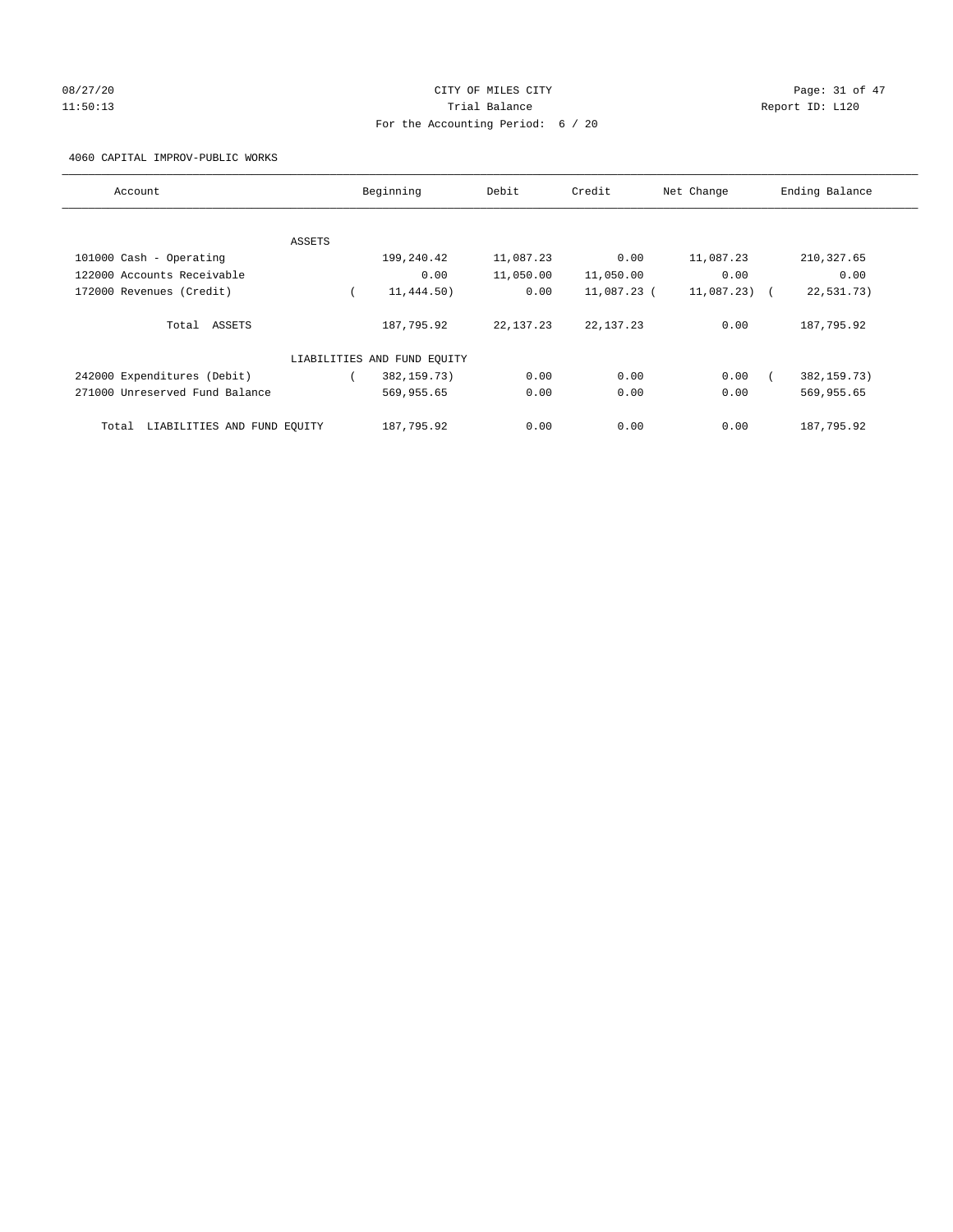CITY OF MILES CITY

Trial Balance

For the Accounting Period: 6 / 20

08/27/20
11:50:13

Report ID: L120

4060 CAPITAL IMPROV-PUBLIC WORKS

| Account | Beginning | Debit | Credit | Net Change | Ending Balance |
|---|---|---|---|---|---|
| ASSETS | | | | | |
| 101000 Cash - Operating | 199,240.42 | 11,087.23 | 0.00 | 11,087.23 | 210,327.65 |
| 122000 Accounts Receivable | 0.00 | 11,050.00 | 11,050.00 | 0.00 | 0.00 |
| 172000 Revenues (Credit) | ( 11,444.50) | 0.00 | 11,087.23 | ( 11,087.23) | ( 22,531.73) |
| Total ASSETS | 187,795.92 | 22,137.23 | 22,137.23 | 0.00 | 187,795.92 |
| LIABILITIES AND FUND EQUITY | | | | | |
| 242000 Expenditures (Debit) | ( 382,159.73) | 0.00 | 0.00 | 0.00 | ( 382,159.73) |
| 271000 Unreserved Fund Balance | 569,955.65 | 0.00 | 0.00 | 0.00 | 569,955.65 |
| Total LIABILITIES AND FUND EQUITY | 187,795.92 | 0.00 | 0.00 | 0.00 | 187,795.92 |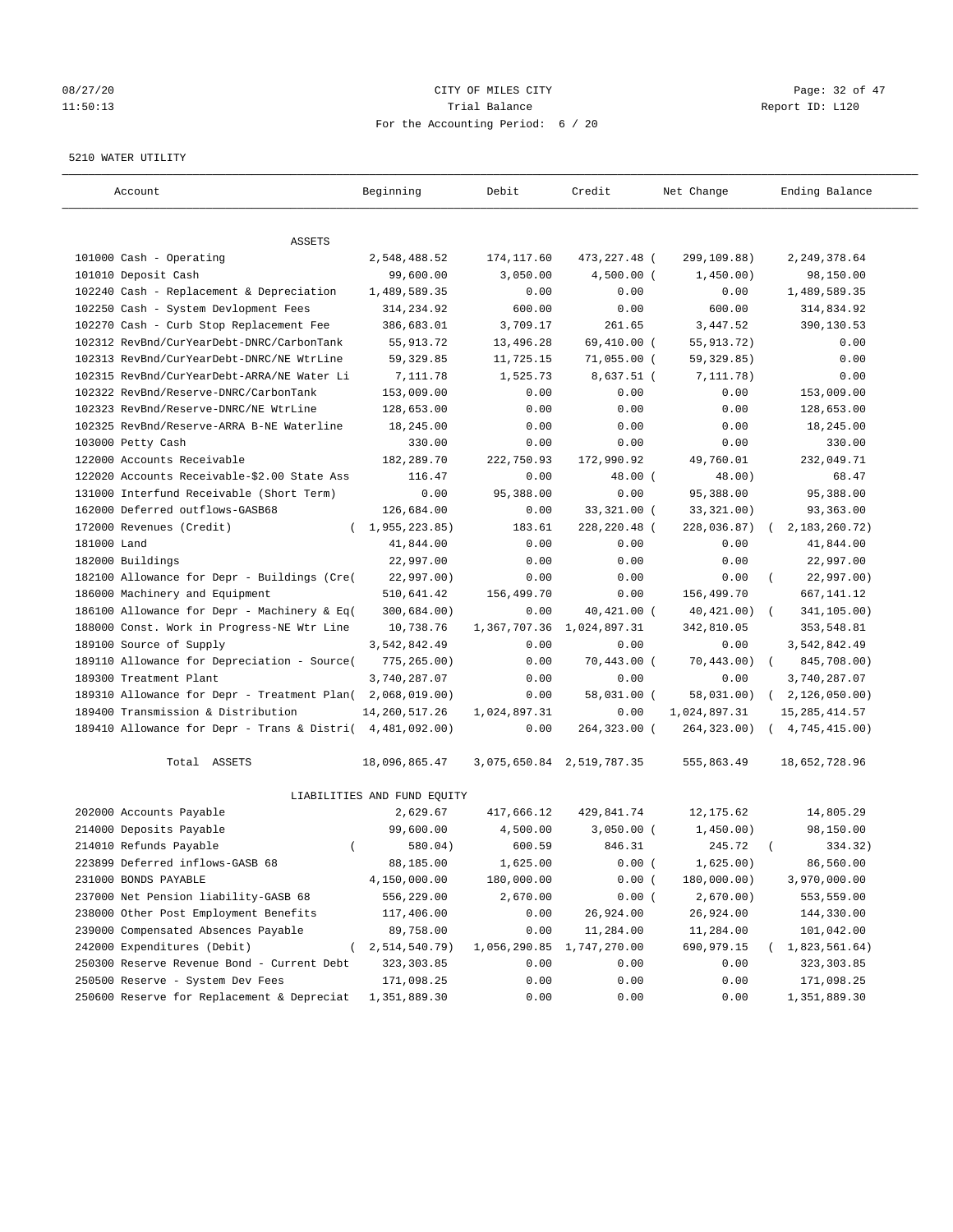CITY OF MILES CITY
Trial Balance
For the Accounting Period: 6 / 20

08/27/20
11:50:13

Report ID: L120

5210 WATER UTILITY

| Account | Beginning | Debit | Credit | Net Change | Ending Balance |
|---|---|---|---|---|---|
| ASSETS | | | | | |
| 101000 Cash - Operating | 2,548,488.52 | 174,117.60 | 473,227.48 | ( 299,109.88) | 2,249,378.64 |
| 101010 Deposit Cash | 99,600.00 | 3,050.00 | 4,500.00 | ( 1,450.00) | 98,150.00 |
| 102240 Cash - Replacement & Depreciation | 1,489,589.35 | 0.00 | 0.00 | 0.00 | 1,489,589.35 |
| 102250 Cash - System Devlopment Fees | 314,234.92 | 600.00 | 0.00 | 600.00 | 314,834.92 |
| 102270 Cash - Curb Stop Replacement Fee | 386,683.01 | 3,709.17 | 261.65 | 3,447.52 | 390,130.53 |
| 102312 RevBnd/CurYearDebt-DNRC/CarbonTank | 55,913.72 | 13,496.28 | 69,410.00 | ( 55,913.72) | 0.00 |
| 102313 RevBnd/CurYearDebt-DNRC/NE WtrLine | 59,329.85 | 11,725.15 | 71,055.00 | ( 59,329.85) | 0.00 |
| 102315 RevBnd/CurYearDebt-ARRA/NE Water Li | 7,111.78 | 1,525.73 | 8,637.51 | ( 7,111.78) | 0.00 |
| 102322 RevBnd/Reserve-DNRC/CarbonTank | 153,009.00 | 0.00 | 0.00 | 0.00 | 153,009.00 |
| 102323 RevBnd/Reserve-DNRC/NE WtrLine | 128,653.00 | 0.00 | 0.00 | 0.00 | 128,653.00 |
| 102325 RevBnd/Reserve-ARRA B-NE Waterline | 18,245.00 | 0.00 | 0.00 | 0.00 | 18,245.00 |
| 103000 Petty Cash | 330.00 | 0.00 | 0.00 | 0.00 | 330.00 |
| 122000 Accounts Receivable | 182,289.70 | 222,750.93 | 172,990.92 | 49,760.01 | 232,049.71 |
| 122020 Accounts Receivable-$2.00 State Ass | 116.47 | 0.00 | 48.00 | ( 48.00) | 68.47 |
| 131000 Interfund Receivable (Short Term) | 0.00 | 95,388.00 | 0.00 | 95,388.00 | 95,388.00 |
| 162000 Deferred outflows-GASB68 | 126,684.00 | 0.00 | 33,321.00 | ( 33,321.00) | 93,363.00 |
| 172000 Revenues (Credit) | ( 1,955,223.85) | 183.61 | 228,220.48 | ( 228,036.87) | ( 2,183,260.72) |
| 181000 Land | 41,844.00 | 0.00 | 0.00 | 0.00 | 41,844.00 |
| 182000 Buildings | 22,997.00 | 0.00 | 0.00 | 0.00 | 22,997.00 |
| 182100 Allowance for Depr - Buildings (Cre( | 22,997.00) | 0.00 | 0.00 | 0.00 | ( 22,997.00) |
| 186000 Machinery and Equipment | 510,641.42 | 156,499.70 | 0.00 | 156,499.70 | 667,141.12 |
| 186100 Allowance for Depr - Machinery & Eq( | 300,684.00) | 0.00 | 40,421.00 | ( 40,421.00) | ( 341,105.00) |
| 188000 Const. Work in Progress-NE Wtr Line | 10,738.76 | 1,367,707.36 | 1,024,897.31 | 342,810.05 | 353,548.81 |
| 189100 Source of Supply | 3,542,842.49 | 0.00 | 0.00 | 0.00 | 3,542,842.49 |
| 189110 Allowance for Depreciation - Source( | 775,265.00) | 0.00 | 70,443.00 | ( 70,443.00) | ( 845,708.00) |
| 189300 Treatment Plant | 3,740,287.07 | 0.00 | 0.00 | 0.00 | 3,740,287.07 |
| 189310 Allowance for Depr - Treatment Plan( | 2,068,019.00) | 0.00 | 58,031.00 | ( 58,031.00) | ( 2,126,050.00) |
| 189400 Transmission & Distribution | 14,260,517.26 | 1,024,897.31 | 0.00 | 1,024,897.31 | 15,285,414.57 |
| 189410 Allowance for Depr - Trans & Distri( | 4,481,092.00) | 0.00 | 264,323.00 | ( 264,323.00) | ( 4,745,415.00) |
| Total ASSETS | 18,096,865.47 | 3,075,650.84 | 2,519,787.35 | 555,863.49 | 18,652,728.96 |
| LIABILITIES AND FUND EQUITY | | | | | |
| 202000 Accounts Payable | 2,629.67 | 417,666.12 | 429,841.74 | 12,175.62 | 14,805.29 |
| 214000 Deposits Payable | 99,600.00 | 4,500.00 | 3,050.00 | ( 1,450.00) | 98,150.00 |
| 214010 Refunds Payable | ( 580.04) | 600.59 | 846.31 | 245.72 | ( 334.32) |
| 223899 Deferred inflows-GASB 68 | 88,185.00 | 1,625.00 | 0.00 | ( 1,625.00) | 86,560.00 |
| 231000 BONDS PAYABLE | 4,150,000.00 | 180,000.00 | 0.00 | ( 180,000.00) | 3,970,000.00 |
| 237000 Net Pension liability-GASB 68 | 556,229.00 | 2,670.00 | 0.00 | ( 2,670.00) | 553,559.00 |
| 238000 Other Post Employment Benefits | 117,406.00 | 0.00 | 26,924.00 | 26,924.00 | 144,330.00 |
| 239000 Compensated Absences Payable | 89,758.00 | 0.00 | 11,284.00 | 11,284.00 | 101,042.00 |
| 242000 Expenditures (Debit) | ( 2,514,540.79) | 1,056,290.85 | 1,747,270.00 | 690,979.15 | ( 1,823,561.64) |
| 250300 Reserve Revenue Bond - Current Debt | 323,303.85 | 0.00 | 0.00 | 0.00 | 323,303.85 |
| 250500 Reserve - System Dev Fees | 171,098.25 | 0.00 | 0.00 | 0.00 | 171,098.25 |
| 250600 Reserve for Replacement & Depreciat | 1,351,889.30 | 0.00 | 0.00 | 0.00 | 1,351,889.30 |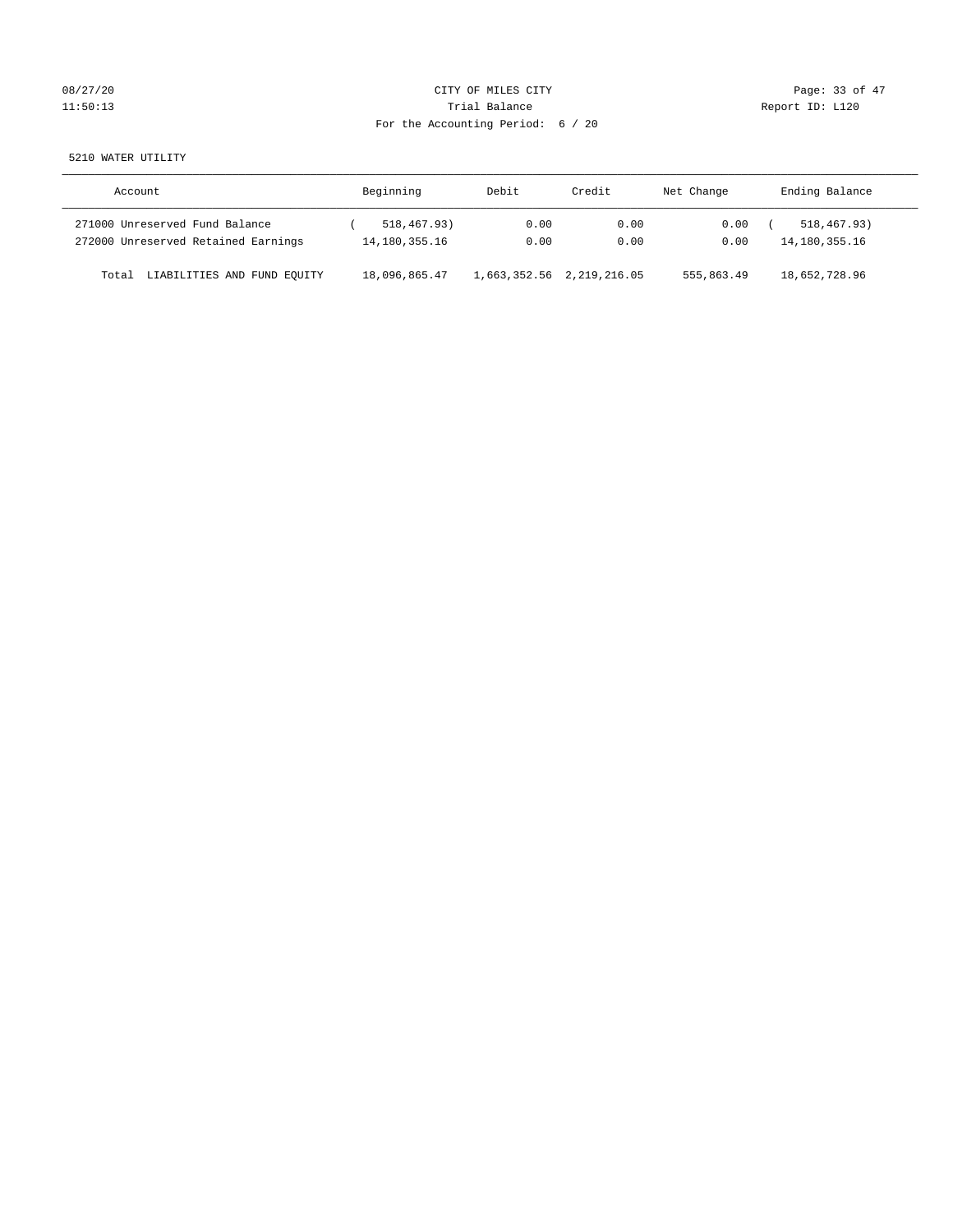CITY OF MILES CITY

Trial Balance

For the Accounting Period: 6 / 20

08/27/20 11:50:13 Report ID: L120

5210 WATER UTILITY

| Account | Beginning | Debit | Credit | Net Change | Ending Balance |
|---|---|---|---|---|---|
| 271000 Unreserved Fund Balance | ( 518,467.93) | 0.00 | 0.00 | 0.00 | ( 518,467.93) |
| 272000 Unreserved Retained Earnings | 14,180,355.16 | 0.00 | 0.00 | 0.00 | 14,180,355.16 |
| Total LIABILITIES AND FUND EQUITY | 18,096,865.47 | 1,663,352.56 | 2,219,216.05 | 555,863.49 | 18,652,728.96 |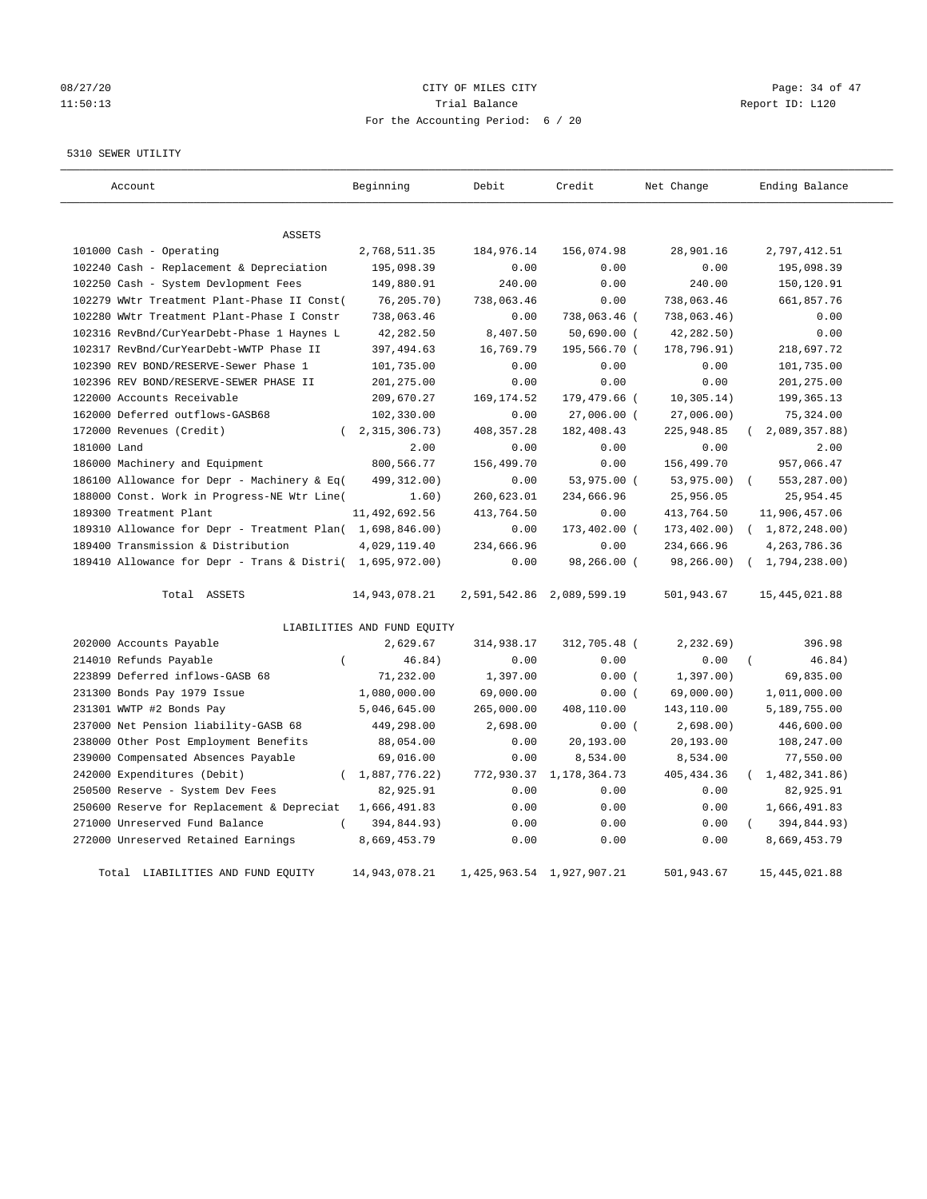08/27/20 CITY OF MILES CITY
11:50:13 Trial Balance Report ID: L120
For the Accounting Period: 6 / 20

5310 SEWER UTILITY

| Account | Beginning | Debit | Credit | Net Change | Ending Balance |
|---|---|---|---|---|---|
| ASSETS | | | | | |
| 101000 Cash - Operating | 2,768,511.35 | 184,976.14 | 156,074.98 | 28,901.16 | 2,797,412.51 |
| 102240 Cash - Replacement & Depreciation | 195,098.39 | 0.00 | 0.00 | 0.00 | 195,098.39 |
| 102250 Cash - System Devlopment Fees | 149,880.91 | 240.00 | 0.00 | 240.00 | 150,120.91 |
| 102279 WWtr Treatment Plant-Phase II Const( | 76,205.70) | 738,063.46 | 0.00 | 738,063.46 | 661,857.76 |
| 102280 WWtr Treatment Plant-Phase I Constr | 738,063.46 | 0.00 | 738,063.46 ( | 738,063.46) | 0.00 |
| 102316 RevBnd/CurYearDebt-Phase 1 Haynes L | 42,282.50 | 8,407.50 | 50,690.00 ( | 42,282.50) | 0.00 |
| 102317 RevBnd/CurYearDebt-WWTP Phase II | 397,494.63 | 16,769.79 | 195,566.70 ( | 178,796.91) | 218,697.72 |
| 102390 REV BOND/RESERVE-Sewer Phase 1 | 101,735.00 | 0.00 | 0.00 | 0.00 | 101,735.00 |
| 102396 REV BOND/RESERVE-SEWER PHASE II | 201,275.00 | 0.00 | 0.00 | 0.00 | 201,275.00 |
| 122000 Accounts Receivable | 209,670.27 | 169,174.52 | 179,479.66 ( | 10,305.14) | 199,365.13 |
| 162000 Deferred outflows-GASB68 | 102,330.00 | 0.00 | 27,006.00 ( | 27,006.00) | 75,324.00 |
| 172000 Revenues (Credit) | ( 2,315,306.73) | 408,357.28 | 182,408.43 | 225,948.85 | ( 2,089,357.88) |
| 181000 Land | 2.00 | 0.00 | 0.00 | 0.00 | 2.00 |
| 186000 Machinery and Equipment | 800,566.77 | 156,499.70 | 0.00 | 156,499.70 | 957,066.47 |
| 186100 Allowance for Depr - Machinery & Eq( | 499,312.00) | 0.00 | 53,975.00 ( | 53,975.00) | ( 553,287.00) |
| 188000 Const. Work in Progress-NE Wtr Line( | 1.60) | 260,623.01 | 234,666.96 | 25,956.05 | 25,954.45 |
| 189300 Treatment Plant | 11,492,692.56 | 413,764.50 | 0.00 | 413,764.50 | 11,906,457.06 |
| 189310 Allowance for Depr - Treatment Plan( | 1,698,846.00) | 0.00 | 173,402.00 ( | 173,402.00) | ( 1,872,248.00) |
| 189400 Transmission & Distribution | 4,029,119.40 | 234,666.96 | 0.00 | 234,666.96 | 4,263,786.36 |
| 189410 Allowance for Depr - Trans & Distri( | 1,695,972.00) | 0.00 | 98,266.00 ( | 98,266.00) | ( 1,794,238.00) |
| Total ASSETS | 14,943,078.21 | 2,591,542.86 | 2,089,599.19 | 501,943.67 | 15,445,021.88 |
| LIABILITIES AND FUND EQUITY | | | | | |
| 202000 Accounts Payable | 2,629.67 | 314,938.17 | 312,705.48 ( | 2,232.69) | 396.98 |
| 214010 Refunds Payable | ( 46.84) | 0.00 | 0.00 | 0.00 | ( 46.84) |
| 223899 Deferred inflows-GASB 68 | 71,232.00 | 1,397.00 | 0.00 ( | 1,397.00) | 69,835.00 |
| 231300 Bonds Pay 1979 Issue | 1,080,000.00 | 69,000.00 | 0.00 ( | 69,000.00) | 1,011,000.00 |
| 231301 WWTP #2 Bonds Pay | 5,046,645.00 | 265,000.00 | 408,110.00 | 143,110.00 | 5,189,755.00 |
| 237000 Net Pension liability-GASB 68 | 449,298.00 | 2,698.00 | 0.00 ( | 2,698.00) | 446,600.00 |
| 238000 Other Post Employment Benefits | 88,054.00 | 0.00 | 20,193.00 | 20,193.00 | 108,247.00 |
| 239000 Compensated Absences Payable | 69,016.00 | 0.00 | 8,534.00 | 8,534.00 | 77,550.00 |
| 242000 Expenditures (Debit) | ( 1,887,776.22) | 772,930.37 | 1,178,364.73 | 405,434.36 | ( 1,482,341.86) |
| 250500 Reserve - System Dev Fees | 82,925.91 | 0.00 | 0.00 | 0.00 | 82,925.91 |
| 250600 Reserve for Replacement & Depreciat | 1,666,491.83 | 0.00 | 0.00 | 0.00 | 1,666,491.83 |
| 271000 Unreserved Fund Balance | ( 394,844.93) | 0.00 | 0.00 | 0.00 | ( 394,844.93) |
| 272000 Unreserved Retained Earnings | 8,669,453.79 | 0.00 | 0.00 | 0.00 | 8,669,453.79 |
| Total LIABILITIES AND FUND EQUITY | 14,943,078.21 | 1,425,963.54 | 1,927,907.21 | 501,943.67 | 15,445,021.88 |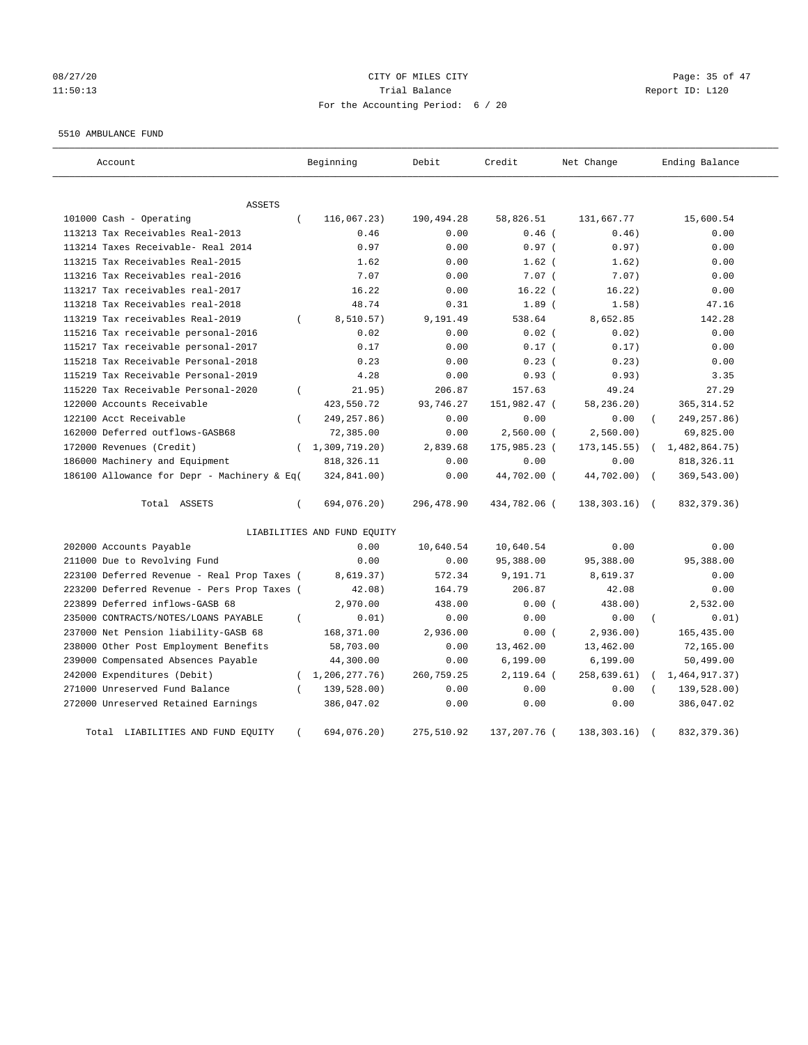CITY OF MILES CITY
Trial Balance
For the Accounting Period: 6 / 20

08/27/20 11:50:13 Report ID: L120

5510 AMBULANCE FUND

| Account | Beginning | Debit | Credit | Net Change | Ending Balance |
|---|---|---|---|---|---|
| ASSETS | | | | | |
| 101000 Cash - Operating | ( 116,067.23) | 190,494.28 | 58,826.51 | 131,667.77 | 15,600.54 |
| 113213 Tax Receivables Real-2013 | 0.46 | 0.00 | 0.46 | ( 0.46) | 0.00 |
| 113214 Taxes Receivable- Real 2014 | 0.97 | 0.00 | 0.97 | ( 0.97) | 0.00 |
| 113215 Tax Receivables Real-2015 | 1.62 | 0.00 | 1.62 | ( 1.62) | 0.00 |
| 113216 Tax Receivables real-2016 | 7.07 | 0.00 | 7.07 | ( 7.07) | 0.00 |
| 113217 Tax receivables real-2017 | 16.22 | 0.00 | 16.22 | ( 16.22) | 0.00 |
| 113218 Tax Receivables real-2018 | 48.74 | 0.31 | 1.89 | ( 1.58) | 47.16 |
| 113219 Tax receivables Real-2019 | ( 8,510.57) | 9,191.49 | 538.64 | 8,652.85 | 142.28 |
| 115216 Tax receivable personal-2016 | 0.02 | 0.00 | 0.02 | ( 0.02) | 0.00 |
| 115217 Tax receivable personal-2017 | 0.17 | 0.00 | 0.17 | ( 0.17) | 0.00 |
| 115218 Tax Receivable Personal-2018 | 0.23 | 0.00 | 0.23 | ( 0.23) | 0.00 |
| 115219 Tax Receivable Personal-2019 | 4.28 | 0.00 | 0.93 | ( 0.93) | 3.35 |
| 115220 Tax Receivable Personal-2020 | ( 21.95) | 206.87 | 157.63 | 49.24 | 27.29 |
| 122000 Accounts Receivable | 423,550.72 | 93,746.27 | 151,982.47 | ( 58,236.20) | 365,314.52 |
| 122100 Acct Receivable | ( 249,257.86) | 0.00 | 0.00 | 0.00 | ( 249,257.86) |
| 162000 Deferred outflows-GASB68 | 72,385.00 | 0.00 | 2,560.00 | ( 2,560.00) | 69,825.00 |
| 172000 Revenues (Credit) | ( 1,309,719.20) | 2,839.68 | 175,985.23 | ( 173,145.55) | ( 1,482,864.75) |
| 186000 Machinery and Equipment | 818,326.11 | 0.00 | 0.00 | 0.00 | 818,326.11 |
| 186100 Allowance for Depr - Machinery & Eq | ( 324,841.00) | 0.00 | 44,702.00 | ( 44,702.00) | ( 369,543.00) |
| Total ASSETS | ( 694,076.20) | 296,478.90 | 434,782.06 | ( 138,303.16) | ( 832,379.36) |
| LIABILITIES AND FUND EQUITY | | | | | |
| 202000 Accounts Payable | 0.00 | 10,640.54 | 10,640.54 | 0.00 | 0.00 |
| 211000 Due to Revolving Fund | 0.00 | 0.00 | 95,388.00 | 95,388.00 | 95,388.00 |
| 223100 Deferred Revenue - Real Prop Taxes | ( 8,619.37) | 572.34 | 9,191.71 | 8,619.37 | 0.00 |
| 223200 Deferred Revenue - Pers Prop Taxes | ( 42.08) | 164.79 | 206.87 | 42.08 | 0.00 |
| 223899 Deferred inflows-GASB 68 | 2,970.00 | 438.00 | 0.00 | ( 438.00) | 2,532.00 |
| 235000 CONTRACTS/NOTES/LOANS PAYABLE | ( 0.01) | 0.00 | 0.00 | 0.00 | ( 0.01) |
| 237000 Net Pension liability-GASB 68 | 168,371.00 | 2,936.00 | 0.00 | ( 2,936.00) | 165,435.00 |
| 238000 Other Post Employment Benefits | 58,703.00 | 0.00 | 13,462.00 | 13,462.00 | 72,165.00 |
| 239000 Compensated Absences Payable | 44,300.00 | 0.00 | 6,199.00 | 6,199.00 | 50,499.00 |
| 242000 Expenditures (Debit) | ( 1,206,277.76) | 260,759.25 | 2,119.64 | ( 258,639.61) | ( 1,464,917.37) |
| 271000 Unreserved Fund Balance | ( 139,528.00) | 0.00 | 0.00 | 0.00 | ( 139,528.00) |
| 272000 Unreserved Retained Earnings | 386,047.02 | 0.00 | 0.00 | 0.00 | 386,047.02 |
| Total LIABILITIES AND FUND EQUITY | ( 694,076.20) | 275,510.92 | 137,207.76 | ( 138,303.16) | ( 832,379.36) |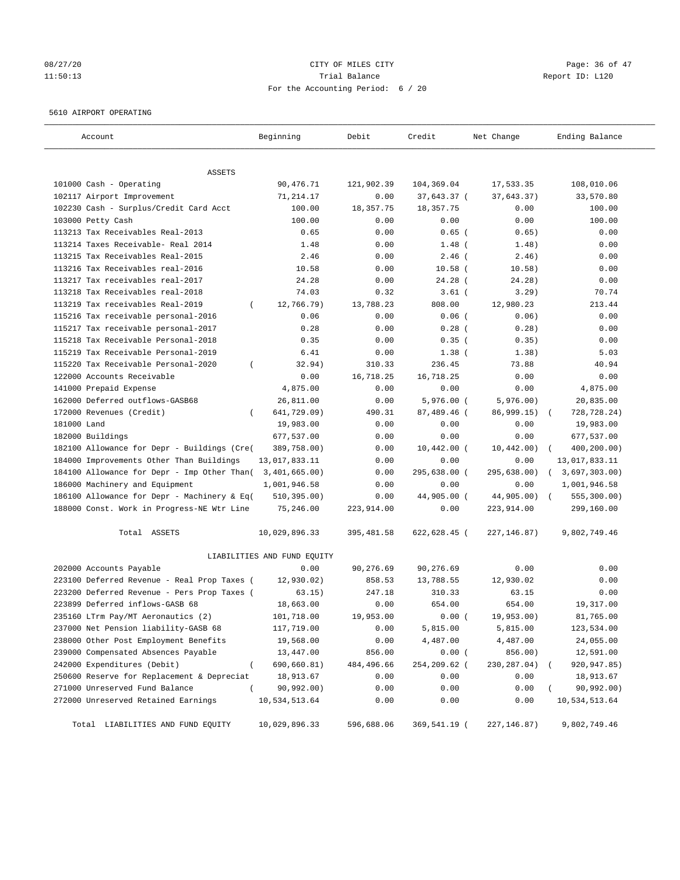CITY OF MILES CITY
Trial Balance
For the Accounting Period: 6 / 20

5610 AIRPORT OPERATING

| Account | Beginning | Debit | Credit | Net Change | Ending Balance |
|---|---|---|---|---|---|
| ASSETS | | | | | |
| 101000 Cash - Operating | 90,476.71 | 121,902.39 | 104,369.04 | 17,533.35 | 108,010.06 |
| 102117 Airport Improvement | 71,214.17 | 0.00 | 37,643.37 | ( 37,643.37) | 33,570.80 |
| 102230 Cash - Surplus/Credit Card Acct | 100.00 | 18,357.75 | 18,357.75 | 0.00 | 100.00 |
| 103000 Petty Cash | 100.00 | 0.00 | 0.00 | 0.00 | 100.00 |
| 113213 Tax Receivables Real-2013 | 0.65 | 0.00 | 0.65 | ( 0.65) | 0.00 |
| 113214 Taxes Receivable- Real 2014 | 1.48 | 0.00 | 1.48 | ( 1.48) | 0.00 |
| 113215 Tax Receivables Real-2015 | 2.46 | 0.00 | 2.46 | ( 2.46) | 0.00 |
| 113216 Tax Receivables real-2016 | 10.58 | 0.00 | 10.58 | ( 10.58) | 0.00 |
| 113217 Tax receivables real-2017 | 24.28 | 0.00 | 24.28 | ( 24.28) | 0.00 |
| 113218 Tax Receivables real-2018 | 74.03 | 0.32 | 3.61 | ( 3.29) | 70.74 |
| 113219 Tax receivables Real-2019 | ( 12,766.79) | 13,788.23 | 808.00 | 12,980.23 | 213.44 |
| 115216 Tax receivable personal-2016 | 0.06 | 0.00 | 0.06 | ( 0.06) | 0.00 |
| 115217 Tax receivable personal-2017 | 0.28 | 0.00 | 0.28 | ( 0.28) | 0.00 |
| 115218 Tax Receivable Personal-2018 | 0.35 | 0.00 | 0.35 | ( 0.35) | 0.00 |
| 115219 Tax Receivable Personal-2019 | 6.41 | 0.00 | 1.38 | ( 1.38) | 5.03 |
| 115220 Tax Receivable Personal-2020 | ( 32.94) | 310.33 | 236.45 | 73.88 | 40.94 |
| 122000 Accounts Receivable | 0.00 | 16,718.25 | 16,718.25 | 0.00 | 0.00 |
| 141000 Prepaid Expense | 4,875.00 | 0.00 | 0.00 | 0.00 | 4,875.00 |
| 162000 Deferred outflows-GASB68 | 26,811.00 | 0.00 | 5,976.00 | ( 5,976.00) | 20,835.00 |
| 172000 Revenues (Credit) | ( 641,729.09) | 490.31 | 87,489.46 | ( 86,999.15) | ( 728,728.24) |
| 181000 Land | 19,983.00 | 0.00 | 0.00 | 0.00 | 19,983.00 |
| 182000 Buildings | 677,537.00 | 0.00 | 0.00 | 0.00 | 677,537.00 |
| 182100 Allowance for Depr - Buildings (Cre | ( 389,758.00) | 0.00 | 10,442.00 | ( 10,442.00) | ( 400,200.00) |
| 184000 Improvements Other Than Buildings | 13,017,833.11 | 0.00 | 0.00 | 0.00 | 13,017,833.11 |
| 184100 Allowance for Depr - Imp Other Than | ( 3,401,665.00) | 0.00 | 295,638.00 | ( 295,638.00) | ( 3,697,303.00) |
| 186000 Machinery and Equipment | 1,001,946.58 | 0.00 | 0.00 | 0.00 | 1,001,946.58 |
| 186100 Allowance for Depr - Machinery & Eq | ( 510,395.00) | 0.00 | 44,905.00 | ( 44,905.00) | ( 555,300.00) |
| 188000 Const. Work in Progress-NE Wtr Line | 75,246.00 | 223,914.00 | 0.00 | 223,914.00 | 299,160.00 |
| Total ASSETS | 10,029,896.33 | 395,481.58 | 622,628.45 | ( 227,146.87) | 9,802,749.46 |
| LIABILITIES AND FUND EQUITY | | | | | |
| 202000 Accounts Payable | 0.00 | 90,276.69 | 90,276.69 | 0.00 | 0.00 |
| 223100 Deferred Revenue - Real Prop Taxes | ( 12,930.02) | 858.53 | 13,788.55 | 12,930.02 | 0.00 |
| 223200 Deferred Revenue - Pers Prop Taxes | ( 63.15) | 247.18 | 310.33 | 63.15 | 0.00 |
| 223899 Deferred inflows-GASB 68 | 18,663.00 | 0.00 | 654.00 | 654.00 | 19,317.00 |
| 235160 LTrm Pay/MT Aeronautics (2) | 101,718.00 | 19,953.00 | 0.00 | ( 19,953.00) | 81,765.00 |
| 237000 Net Pension liability-GASB 68 | 117,719.00 | 0.00 | 5,815.00 | 5,815.00 | 123,534.00 |
| 238000 Other Post Employment Benefits | 19,568.00 | 0.00 | 4,487.00 | 4,487.00 | 24,055.00 |
| 239000 Compensated Absences Payable | 13,447.00 | 856.00 | 0.00 | ( 856.00) | 12,591.00 |
| 242000 Expenditures (Debit) | ( 690,660.81) | 484,496.66 | 254,209.62 | ( 230,287.04) | ( 920,947.85) |
| 250600 Reserve for Replacement & Depreciat | 18,913.67 | 0.00 | 0.00 | 0.00 | 18,913.67 |
| 271000 Unreserved Fund Balance | ( 90,992.00) | 0.00 | 0.00 | 0.00 | ( 90,992.00) |
| 272000 Unreserved Retained Earnings | 10,534,513.64 | 0.00 | 0.00 | 0.00 | 10,534,513.64 |
| Total LIABILITIES AND FUND EQUITY | 10,029,896.33 | 596,688.06 | 369,541.19 | ( 227,146.87) | 9,802,749.46 |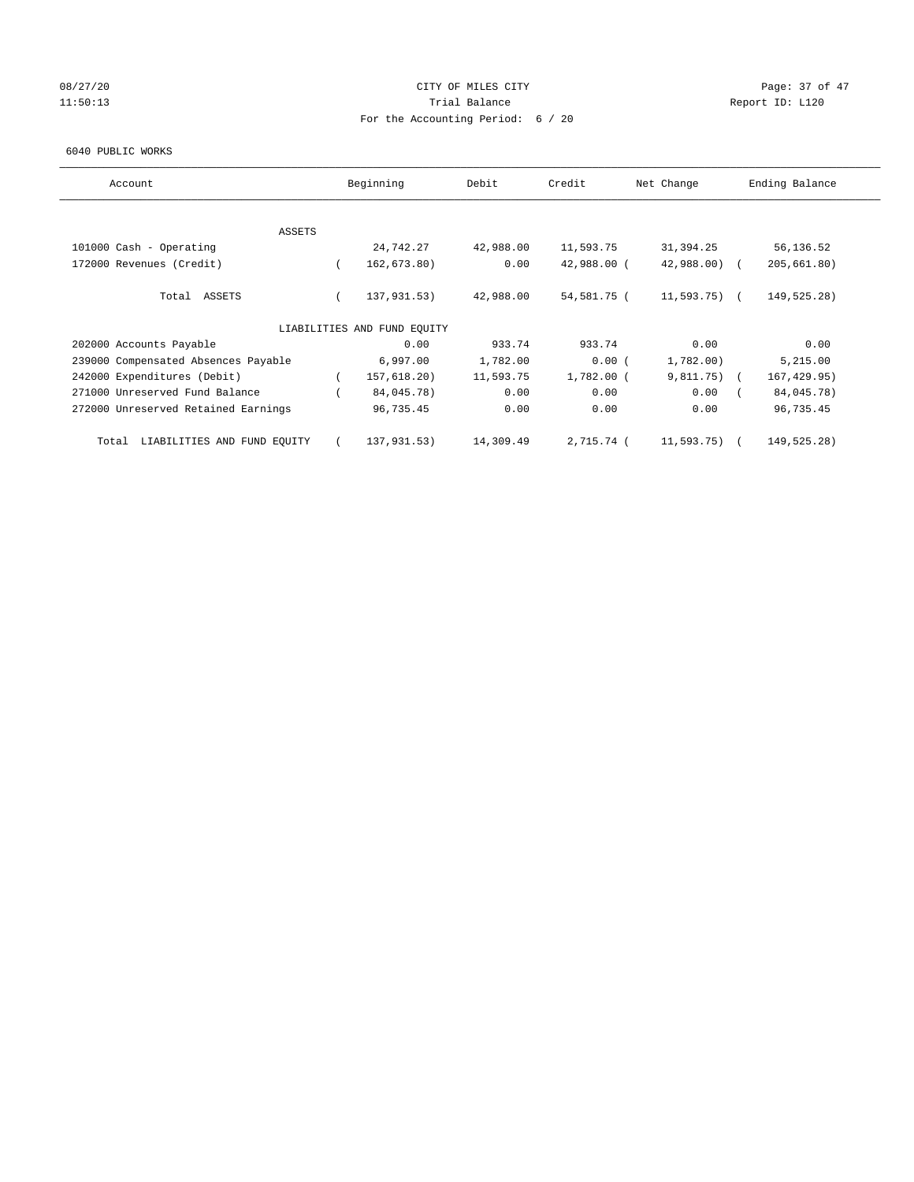# CITY OF MILES CITY

Trial Balance

For the Accounting Period: 6 / 20

08/27/20 11:50:13 Report ID: L120

6040 PUBLIC WORKS

| Account | Beginning | Debit | Credit | Net Change | Ending Balance |
|---|---|---|---|---|---|
| ASSETS | | | | | |
| 101000 Cash - Operating | 24,742.27 | 42,988.00 | 11,593.75 | 31,394.25 | 56,136.52 |
| 172000 Revenues (Credit) | ( 162,673.80) | 0.00 | 42,988.00 | ( 42,988.00) | ( 205,661.80) |
| Total ASSETS | ( 137,931.53) | 42,988.00 | 54,581.75 | ( 11,593.75) | ( 149,525.28) |
| LIABILITIES AND FUND EQUITY | | | | | |
| 202000 Accounts Payable | 0.00 | 933.74 | 933.74 | 0.00 | 0.00 |
| 239000 Compensated Absences Payable | 6,997.00 | 1,782.00 | 0.00 | ( 1,782.00) | 5,215.00 |
| 242000 Expenditures (Debit) | ( 157,618.20) | 11,593.75 | 1,782.00 | ( 9,811.75) | ( 167,429.95) |
| 271000 Unreserved Fund Balance | ( 84,045.78) | 0.00 | 0.00 | 0.00 | ( 84,045.78) |
| 272000 Unreserved Retained Earnings | 96,735.45 | 0.00 | 0.00 | 0.00 | 96,735.45 |
| Total LIABILITIES AND FUND EQUITY | ( 137,931.53) | 14,309.49 | 2,715.74 | ( 11,593.75) | ( 149,525.28) |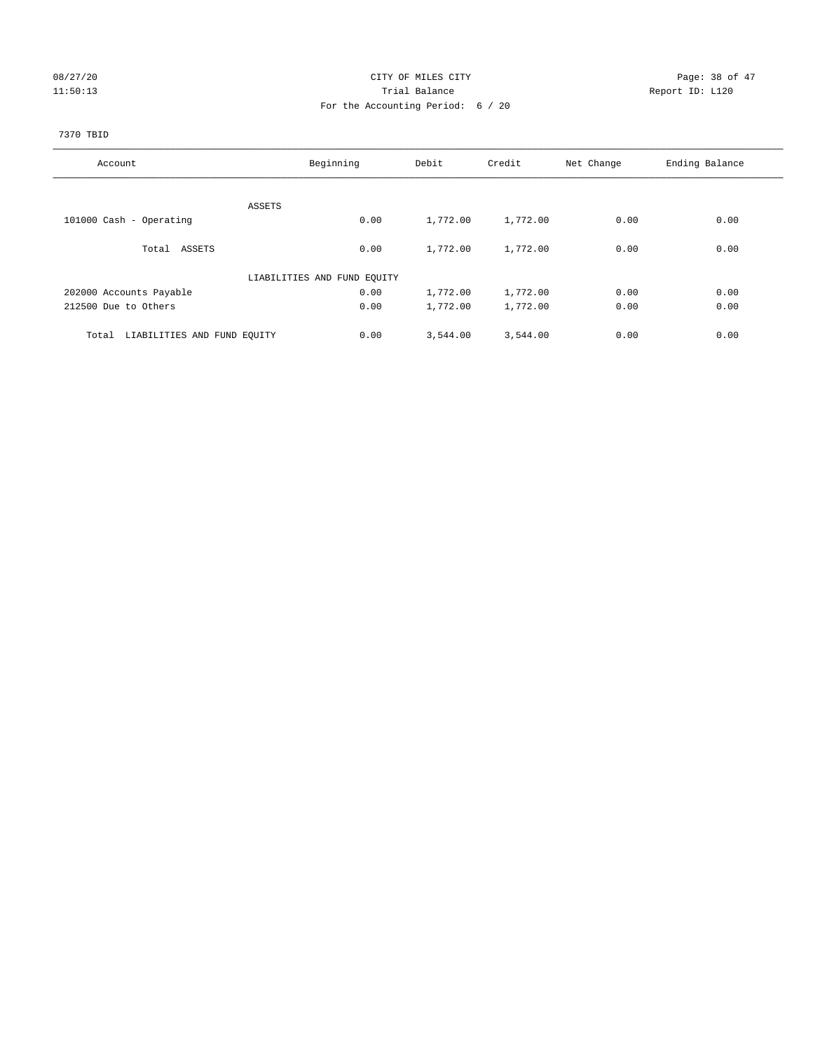CITY OF MILES CITY
Trial Balance
For the Accounting Period: 6 / 20

08/27/20
11:50:13

Report ID: L120

7370 TBID

| Account | Beginning | Debit | Credit | Net Change | Ending Balance |
|---|---|---|---|---|---|
| ASSETS | | | | | |
| 101000 Cash - Operating | 0.00 | 1,772.00 | 1,772.00 | 0.00 | 0.00 |
| Total ASSETS | 0.00 | 1,772.00 | 1,772.00 | 0.00 | 0.00 |
| LIABILITIES AND FUND EQUITY | | | | | |
| 202000 Accounts Payable | 0.00 | 1,772.00 | 1,772.00 | 0.00 | 0.00 |
| 212500 Due to Others | 0.00 | 1,772.00 | 1,772.00 | 0.00 | 0.00 |
| Total LIABILITIES AND FUND EQUITY | 0.00 | 3,544.00 | 3,544.00 | 0.00 | 0.00 |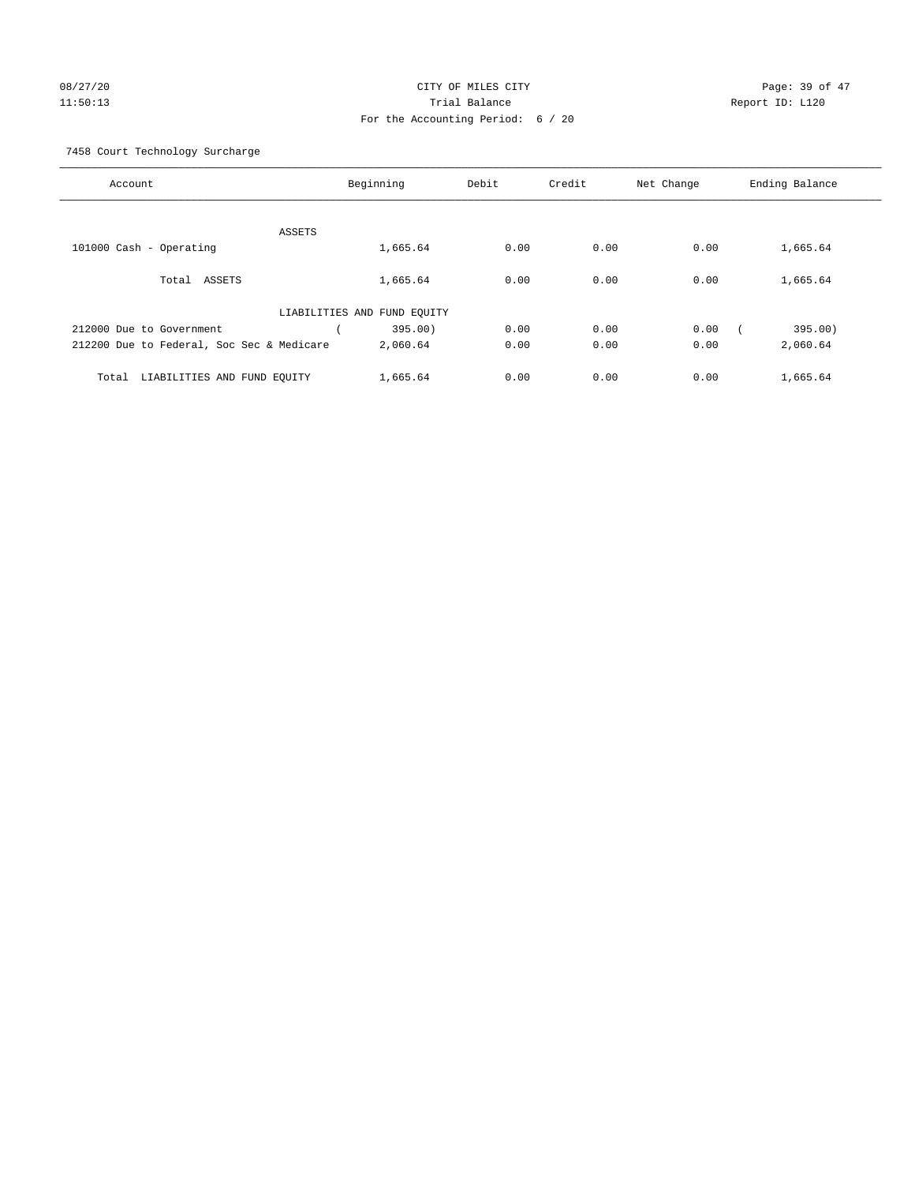CITY OF MILES CITY

Trial Balance

For the Accounting Period: 6 / 20

08/27/20
11:50:13

Report ID: L120

7458 Court Technology Surcharge

| Account | Beginning | Debit | Credit | Net Change | Ending Balance |
|---|---|---|---|---|---|
| ASSETS | | | | | |
| 101000 Cash - Operating | 1,665.64 | 0.00 | 0.00 | 0.00 | 1,665.64 |
| Total ASSETS | 1,665.64 | 0.00 | 0.00 | 0.00 | 1,665.64 |
| LIABILITIES AND FUND EQUITY | | | | | |
| 212000 Due to Government | ( 395.00) | 0.00 | 0.00 | 0.00 | ( 395.00) |
| 212200 Due to Federal, Soc Sec & Medicare | 2,060.64 | 0.00 | 0.00 | 0.00 | 2,060.64 |
| Total LIABILITIES AND FUND EQUITY | 1,665.64 | 0.00 | 0.00 | 0.00 | 1,665.64 |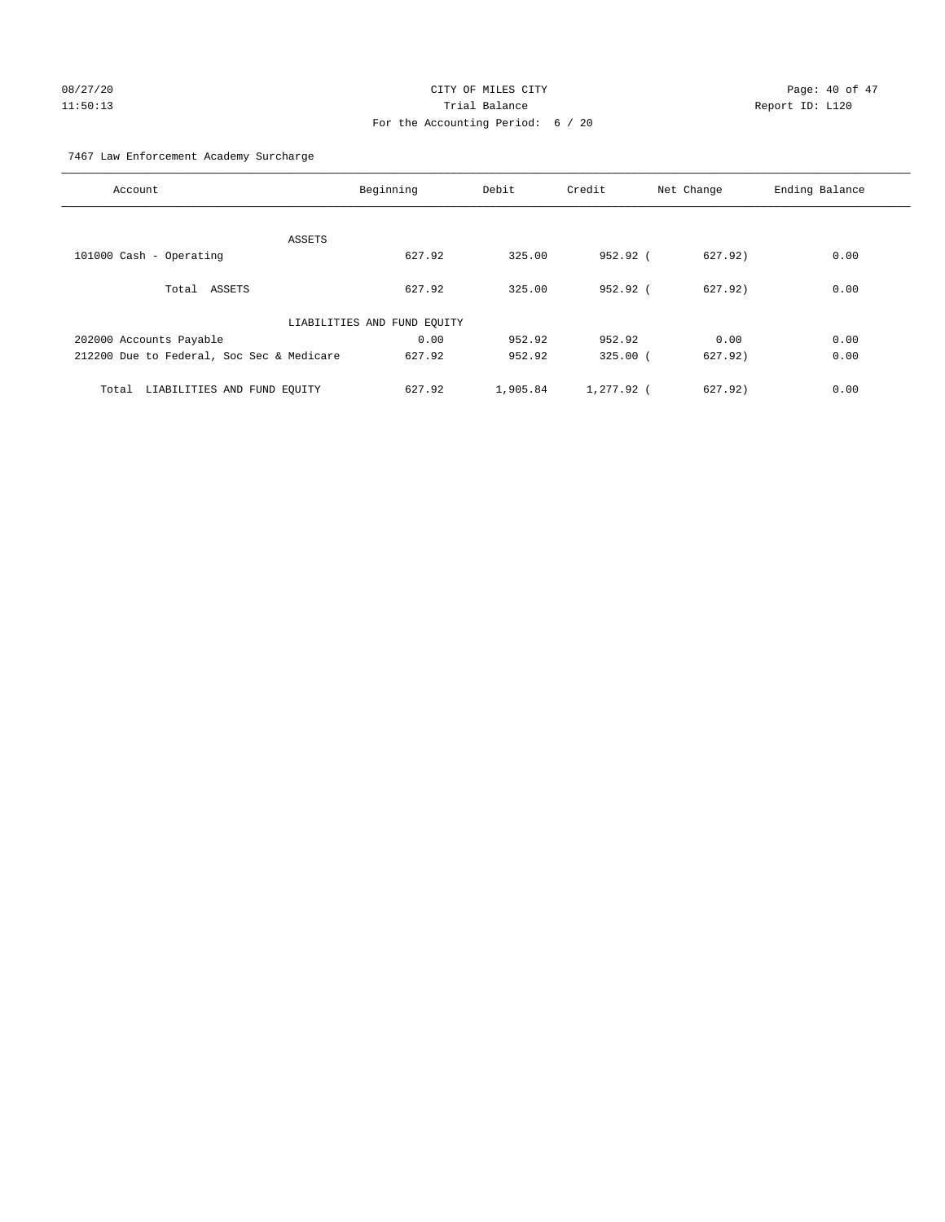CITY OF MILES CITY
Trial Balance
For the Accounting Period: 6 / 20

08/27/20
11:50:13

Report ID: L120

7467 Law Enforcement Academy Surcharge

| Account | Beginning | Debit | Credit | Net Change | Ending Balance |
|---|---|---|---|---|---|
| ASSETS | | | | | |
| 101000 Cash - Operating | 627.92 | 325.00 | 952.92 | ( 627.92) | 0.00 |
| Total ASSETS | 627.92 | 325.00 | 952.92 | ( 627.92) | 0.00 |
| LIABILITIES AND FUND EQUITY | | | | | |
| 202000 Accounts Payable | 0.00 | 952.92 | 952.92 | 0.00 | 0.00 |
| 212200 Due to Federal, Soc Sec & Medicare | 627.92 | 952.92 | 325.00 | ( 627.92) | 0.00 |
| Total LIABILITIES AND FUND EQUITY | 627.92 | 1,905.84 | 1,277.92 | ( 627.92) | 0.00 |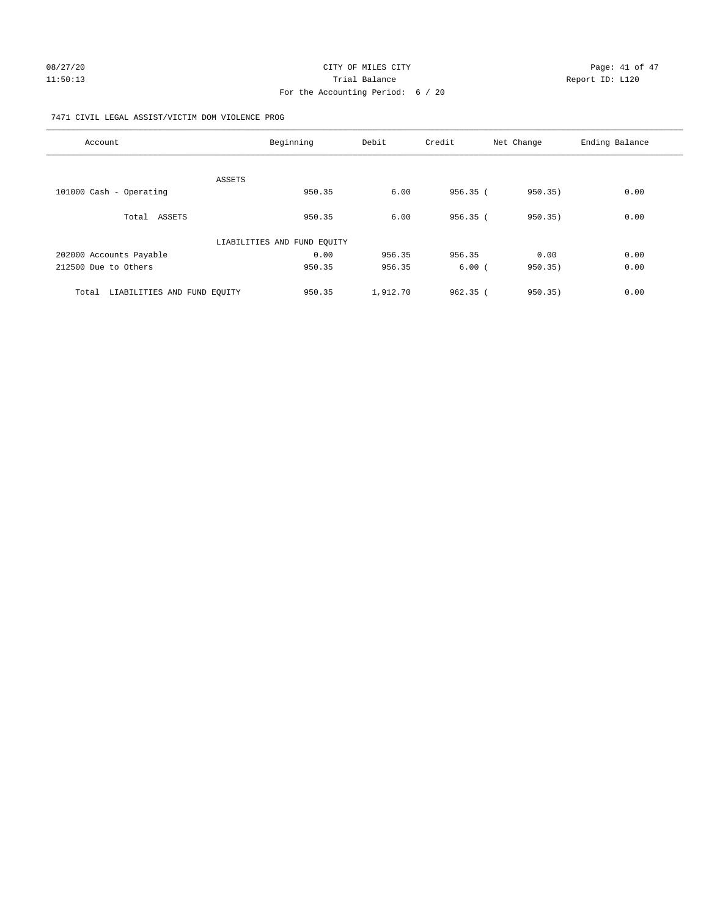CITY OF MILES CITY
Trial Balance
For the Accounting Period: 6 / 20

08/27/20
11:50:13

Report ID: L120

7471 CIVIL LEGAL ASSIST/VICTIM DOM VIOLENCE PROG

| Account | Beginning | Debit | Credit | Net Change | Ending Balance |
|---|---|---|---|---|---|
| ASSETS | | | | | |
| 101000 Cash - Operating | 950.35 | 6.00 | 956.35 | ( 950.35) | 0.00 |
| Total ASSETS | 950.35 | 6.00 | 956.35 | ( 950.35) | 0.00 |
| LIABILITIES AND FUND EQUITY | | | | | |
| 202000 Accounts Payable | 0.00 | 956.35 | 956.35 | 0.00 | 0.00 |
| 212500 Due to Others | 950.35 | 956.35 | 6.00 | ( 950.35) | 0.00 |
| Total LIABILITIES AND FUND EQUITY | 950.35 | 1,912.70 | 962.35 | ( 950.35) | 0.00 |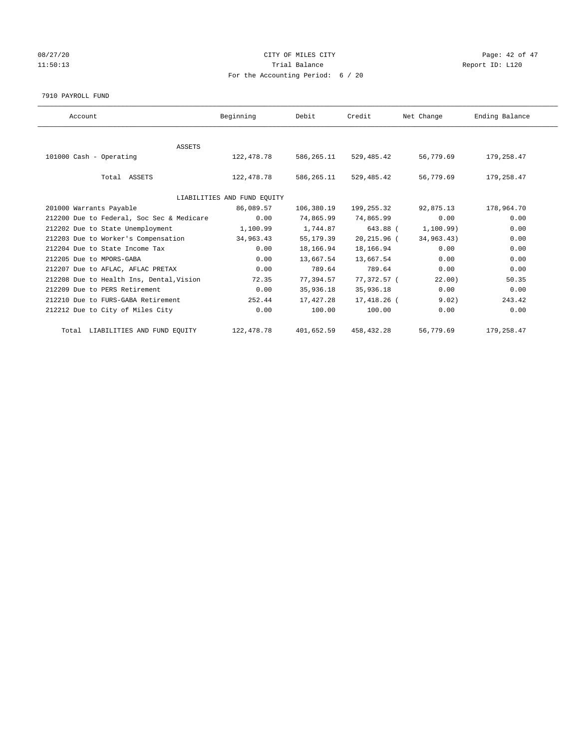CITY OF MILES CITY

Trial Balance

For the Accounting Period: 6 / 20

08/27/20 11:50:13

Report ID: L120

7910 PAYROLL FUND

| Account | Beginning | Debit | Credit | Net Change | Ending Balance |
|---|---|---|---|---|---|
| ASSETS | | | | | |
| 101000 Cash - Operating | 122,478.78 | 586,265.11 | 529,485.42 | 56,779.69 | 179,258.47 |
| Total ASSETS | 122,478.78 | 586,265.11 | 529,485.42 | 56,779.69 | 179,258.47 |
| LIABILITIES AND FUND EQUITY | | | | | |
| 201000 Warrants Payable | 86,089.57 | 106,380.19 | 199,255.32 | 92,875.13 | 178,964.70 |
| 212200 Due to Federal, Soc Sec & Medicare | 0.00 | 74,865.99 | 74,865.99 | 0.00 | 0.00 |
| 212202 Due to State Unemployment | 1,100.99 | 1,744.87 | 643.88 | ( 1,100.99) | 0.00 |
| 212203 Due to Worker's Compensation | 34,963.43 | 55,179.39 | 20,215.96 | ( 34,963.43) | 0.00 |
| 212204 Due to State Income Tax | 0.00 | 18,166.94 | 18,166.94 | 0.00 | 0.00 |
| 212205 Due to MPORS-GABA | 0.00 | 13,667.54 | 13,667.54 | 0.00 | 0.00 |
| 212207 Due to AFLAC, AFLAC PRETAX | 0.00 | 789.64 | 789.64 | 0.00 | 0.00 |
| 212208 Due to Health Ins, Dental,Vision | 72.35 | 77,394.57 | 77,372.57 | ( 22.00) | 50.35 |
| 212209 Due to PERS Retirement | 0.00 | 35,936.18 | 35,936.18 | 0.00 | 0.00 |
| 212210 Due to FURS-GABA Retirement | 252.44 | 17,427.28 | 17,418.26 | ( 9.02) | 243.42 |
| 212212 Due to City of Miles City | 0.00 | 100.00 | 100.00 | 0.00 | 0.00 |
| Total LIABILITIES AND FUND EQUITY | 122,478.78 | 401,652.59 | 458,432.28 | 56,779.69 | 179,258.47 |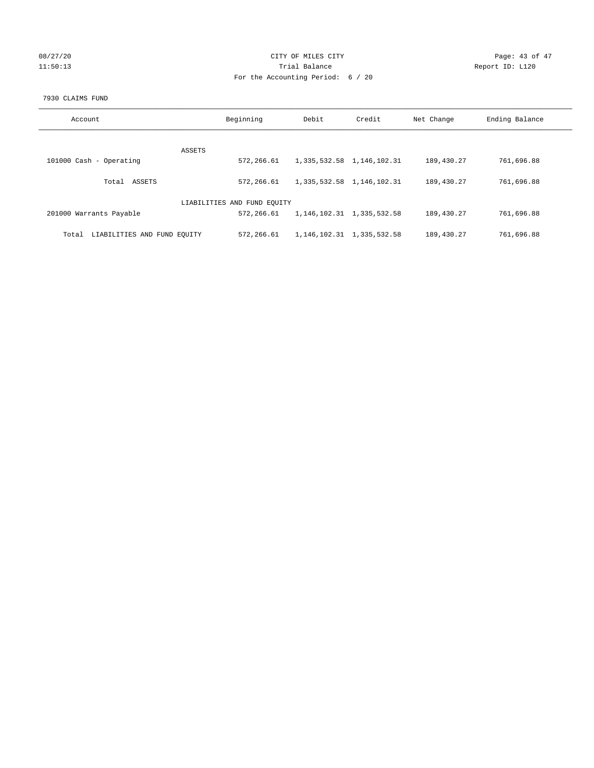CITY OF MILES CITY

Trial Balance

For the Accounting Period: 6 / 20

08/27/20 11:50:13

Report ID: L120

7930 CLAIMS FUND

| Account | Beginning | Debit | Credit | Net Change | Ending Balance |
|---|---|---|---|---|---|
| ASSETS | | | | | |
| 101000 Cash - Operating | 572,266.61 | 1,335,532.58 | 1,146,102.31 | 189,430.27 | 761,696.88 |
| Total ASSETS | 572,266.61 | 1,335,532.58 | 1,146,102.31 | 189,430.27 | 761,696.88 |
| LIABILITIES AND FUND EQUITY | | | | | |
| 201000 Warrants Payable | 572,266.61 | 1,146,102.31 | 1,335,532.58 | 189,430.27 | 761,696.88 |
| Total LIABILITIES AND FUND EQUITY | 572,266.61 | 1,146,102.31 | 1,335,532.58 | 189,430.27 | 761,696.88 |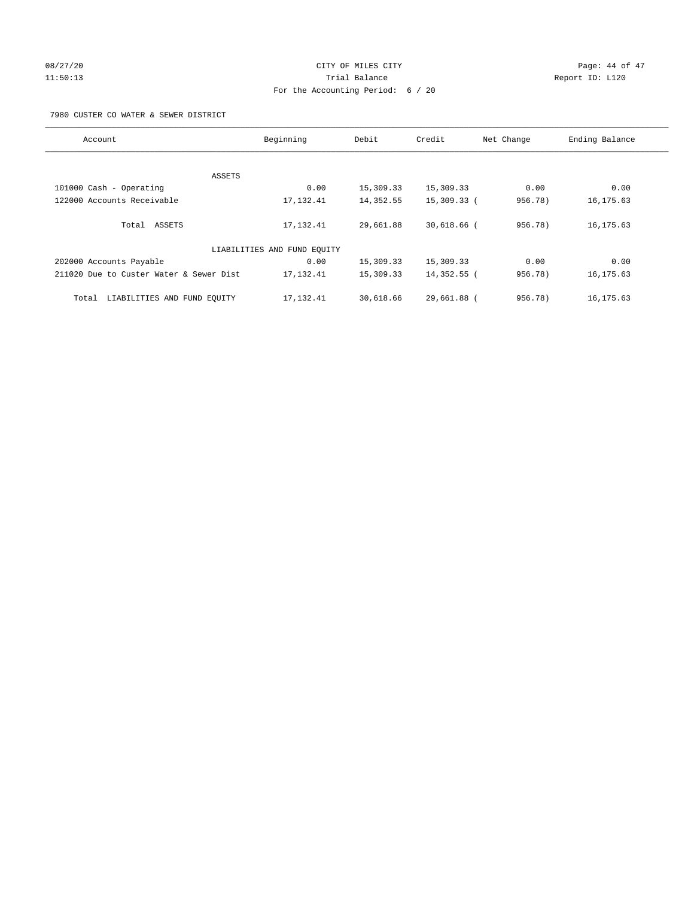CITY OF MILES CITY
Trial Balance
For the Accounting Period: 6 / 20

08/27/20
11:50:13

Report ID: L120

7980 CUSTER CO WATER & SEWER DISTRICT

| Account | Beginning | Debit | Credit | Net Change | Ending Balance |
|---|---|---|---|---|---|
| ASSETS | | | | | |
| 101000 Cash - Operating | 0.00 | 15,309.33 | 15,309.33 | 0.00 | 0.00 |
| 122000 Accounts Receivable | 17,132.41 | 14,352.55 | 15,309.33 | ( 956.78) | 16,175.63 |
| Total ASSETS | 17,132.41 | 29,661.88 | 30,618.66 | ( 956.78) | 16,175.63 |
| LIABILITIES AND FUND EQUITY | | | | | |
| 202000 Accounts Payable | 0.00 | 15,309.33 | 15,309.33 | 0.00 | 0.00 |
| 211020 Due to Custer Water & Sewer Dist | 17,132.41 | 15,309.33 | 14,352.55 | ( 956.78) | 16,175.63 |
| Total LIABILITIES AND FUND EQUITY | 17,132.41 | 30,618.66 | 29,661.88 | ( 956.78) | 16,175.63 |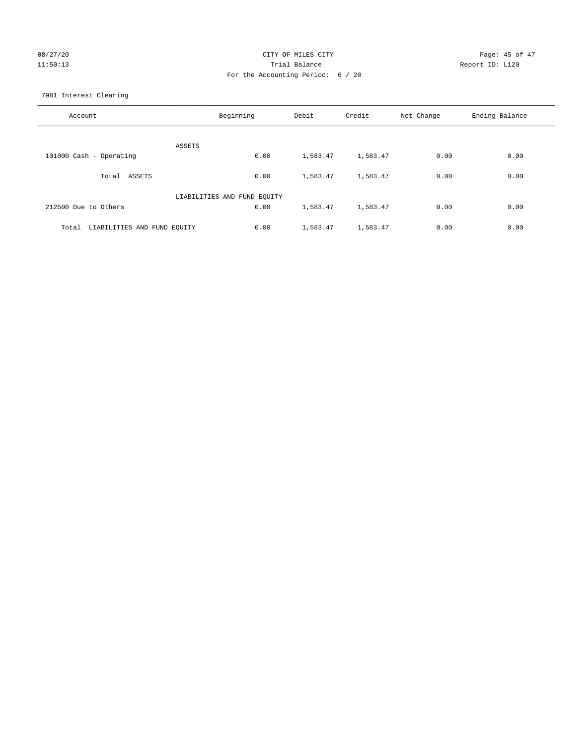CITY OF MILES CITY
Trial Balance
For the Accounting Period: 6 / 20

08/27/20 11:50:13 — Report ID: L120

7981 Interest Clearing

| Account | Beginning | Debit | Credit | Net Change | Ending Balance |
|---|---|---|---|---|---|
| ASSETS | | | | | |
| 101000 Cash - Operating | 0.00 | 1,583.47 | 1,583.47 | 0.00 | 0.00 |
| Total ASSETS | 0.00 | 1,583.47 | 1,583.47 | 0.00 | 0.00 |
| LIABILITIES AND FUND EQUITY | | | | | |
| 212500 Due to Others | 0.00 | 1,583.47 | 1,583.47 | 0.00 | 0.00 |
| Total LIABILITIES AND FUND EQUITY | 0.00 | 1,583.47 | 1,583.47 | 0.00 | 0.00 |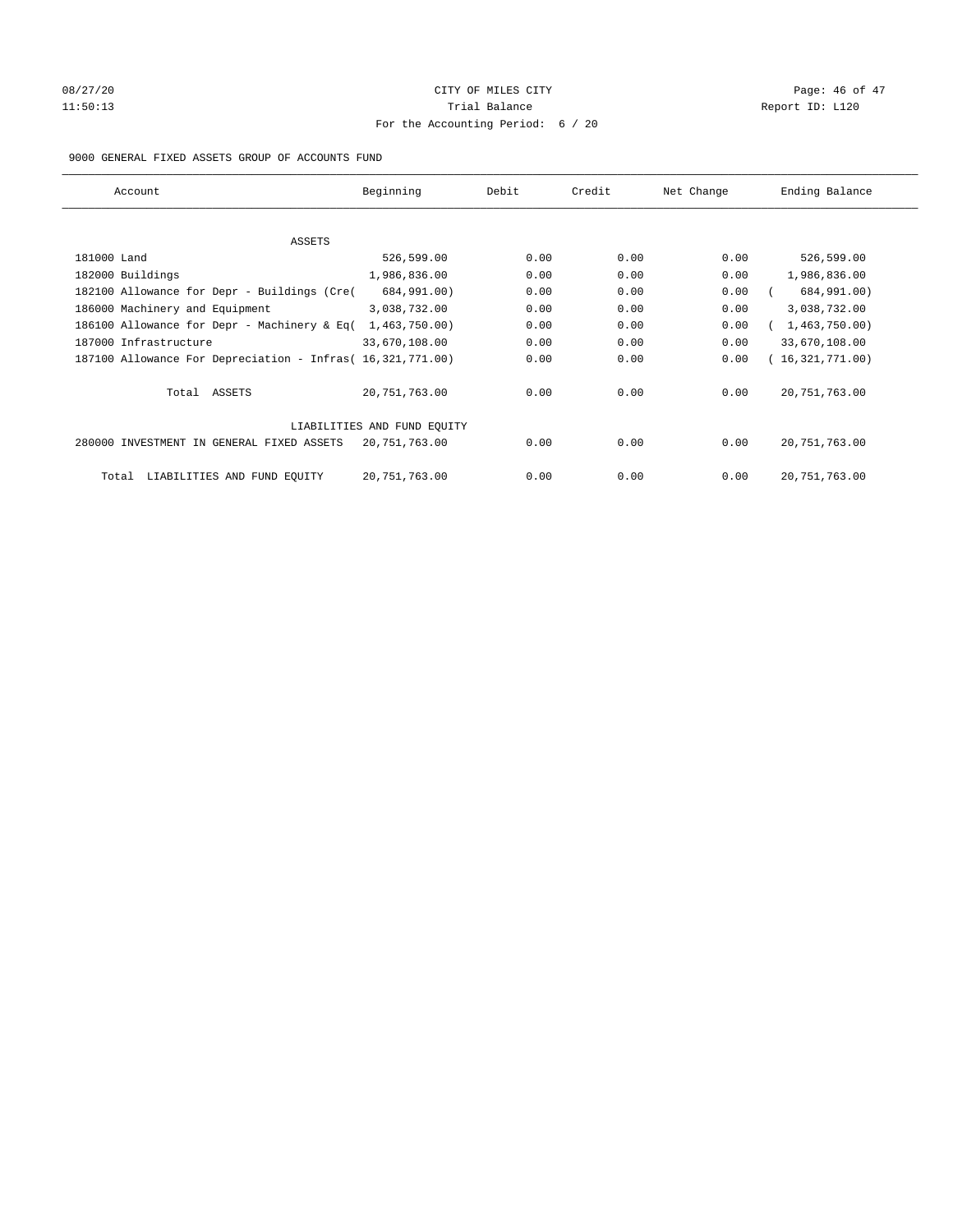CITY OF MILES CITY

Trial Balance

For the Accounting Period: 6 / 20

08/27/20
11:50:13

Report ID: L120

9000 GENERAL FIXED ASSETS GROUP OF ACCOUNTS FUND

| Account | Beginning | Debit | Credit | Net Change | Ending Balance |
|---|---|---|---|---|---|
| **ASSETS** | | | | | |
| 181000 Land | 526,599.00 | 0.00 | 0.00 | 0.00 | 526,599.00 |
| 182000 Buildings | 1,986,836.00 | 0.00 | 0.00 | 0.00 | 1,986,836.00 |
| 182100 Allowance for Depr - Buildings (Cre( | 684,991.00) | 0.00 | 0.00 | 0.00 | ( 684,991.00) |
| 186000 Machinery and Equipment | 3,038,732.00 | 0.00 | 0.00 | 0.00 | 3,038,732.00 |
| 186100 Allowance for Depr - Machinery & Eq( | 1,463,750.00) | 0.00 | 0.00 | 0.00 | ( 1,463,750.00) |
| 187000 Infrastructure | 33,670,108.00 | 0.00 | 0.00 | 0.00 | 33,670,108.00 |
| 187100 Allowance For Depreciation - Infras( | 16,321,771.00) | 0.00 | 0.00 | 0.00 | ( 16,321,771.00) |
| Total ASSETS | 20,751,763.00 | 0.00 | 0.00 | 0.00 | 20,751,763.00 |
| **LIABILITIES AND FUND EQUITY** | | | | | |
| 280000 INVESTMENT IN GENERAL FIXED ASSETS | 20,751,763.00 | 0.00 | 0.00 | 0.00 | 20,751,763.00 |
| Total LIABILITIES AND FUND EQUITY | 20,751,763.00 | 0.00 | 0.00 | 0.00 | 20,751,763.00 |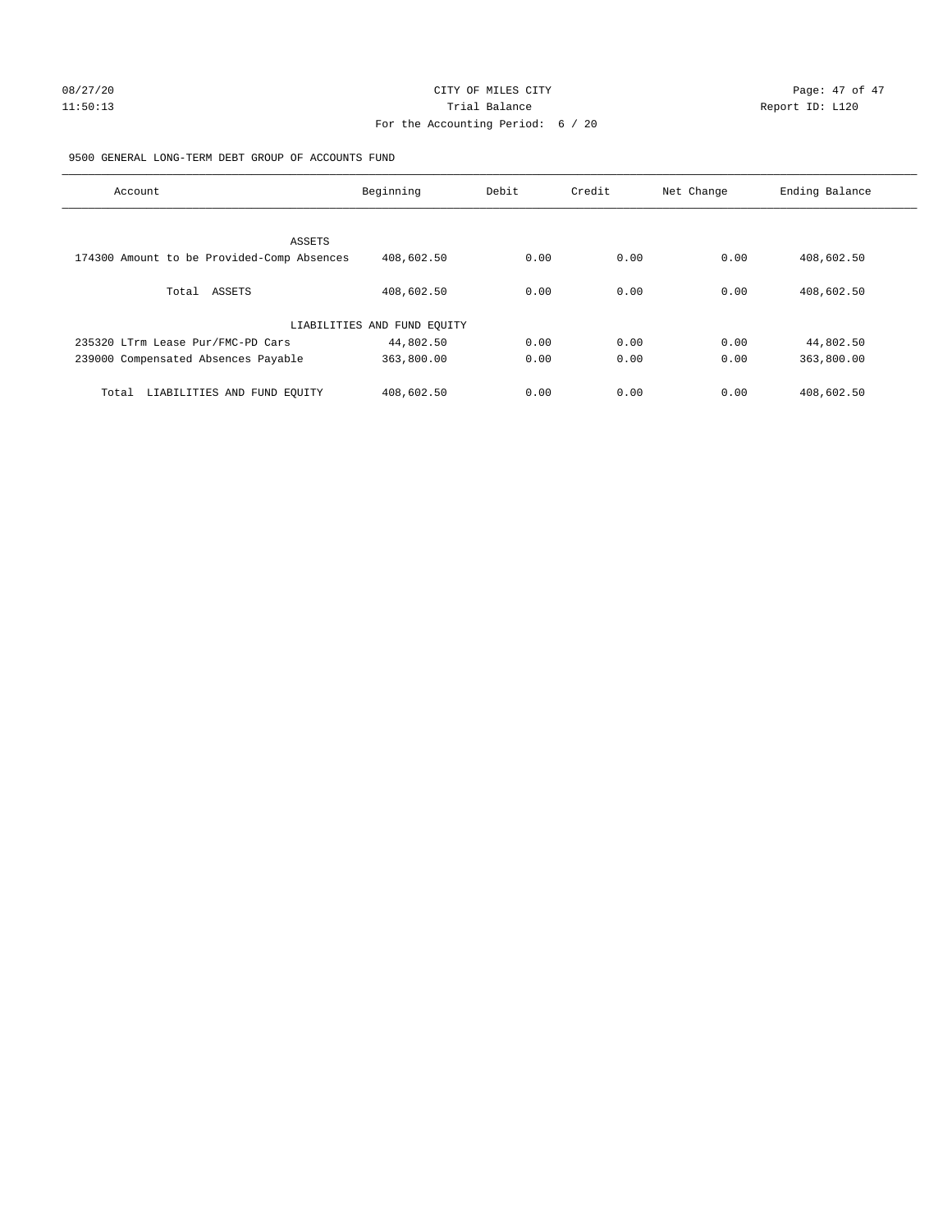CITY OF MILES CITY
Trial Balance
For the Accounting Period: 6 / 20

08/27/20
11:50:13

Report ID: L120

9500 GENERAL LONG-TERM DEBT GROUP OF ACCOUNTS FUND

| Account | Beginning | Debit | Credit | Net Change | Ending Balance |
|---|---|---|---|---|---|
| ASSETS | | | | | |
| 174300 Amount to be Provided-Comp Absences | 408,602.50 | 0.00 | 0.00 | 0.00 | 408,602.50 |
| Total ASSETS | 408,602.50 | 0.00 | 0.00 | 0.00 | 408,602.50 |
| LIABILITIES AND FUND EQUITY | | | | | |
| 235320 LTrm Lease Pur/FMC-PD Cars | 44,802.50 | 0.00 | 0.00 | 0.00 | 44,802.50 |
| 239000 Compensated Absences Payable | 363,800.00 | 0.00 | 0.00 | 0.00 | 363,800.00 |
| Total LIABILITIES AND FUND EQUITY | 408,602.50 | 0.00 | 0.00 | 0.00 | 408,602.50 |